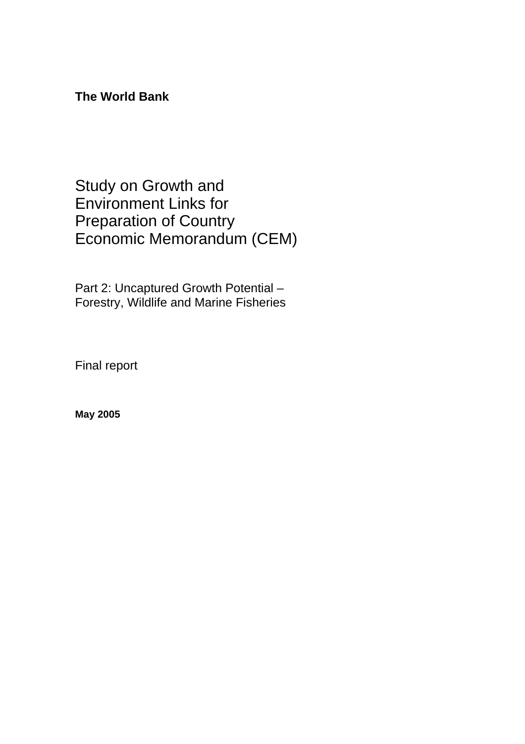**The World Bank**

# Study on Growth and Environment Links for Preparation of Country Economic Memorandum (CEM)

## Part 2: Uncaptured Growth Potential – Forestry, Wildlife and Marine Fisheries

Final report

**May 2005**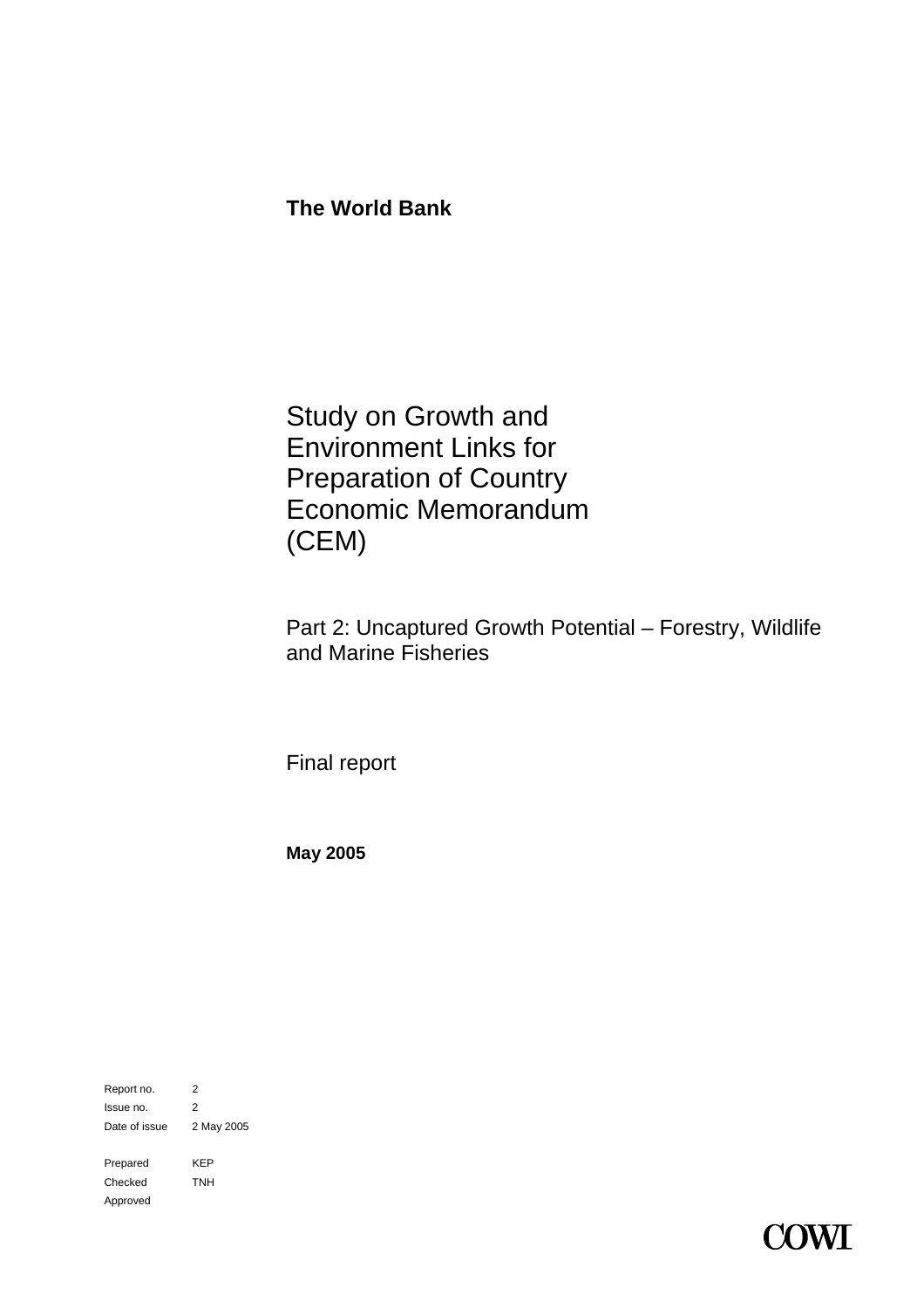**The World Bank**

# Study on Growth and Environment Links for Preparation of Country Economic Memorandum (CEM)

## Part 2: Uncaptured Growth Potential – Forestry, Wildlife and Marine Fisheries

Final report

**May 2005**

| | |
|---|---|
| Report no. | 2 |
| Issue no. | 2 |
| Date of issue | 2 May 2005 |
| | |
| Prepared | KEP |
| Checked | TNH |
| Approved | |

COWI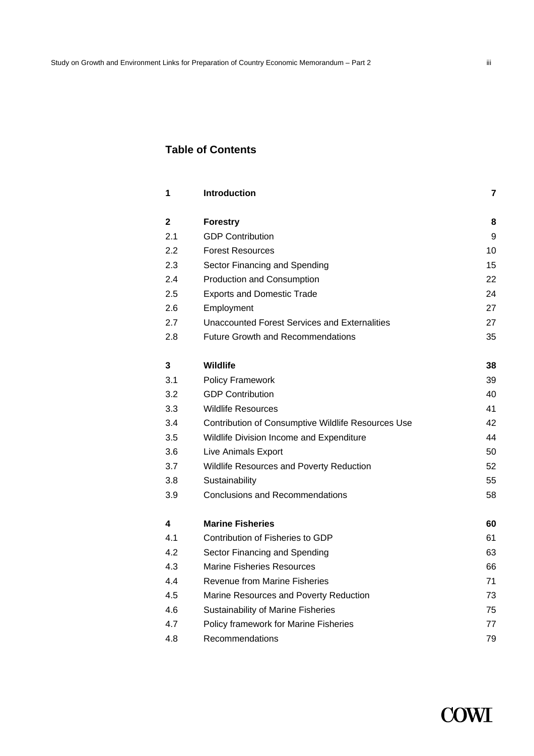## Table of Contents

| | | |
|---|---|---|
| **1** | **Introduction** | **7** |
| **2** | **Forestry** | **8** |
| 2.1 | GDP Contribution | 9 |
| 2.2 | Forest Resources | 10 |
| 2.3 | Sector Financing and Spending | 15 |
| 2.4 | Production and Consumption | 22 |
| 2.5 | Exports and Domestic Trade | 24 |
| 2.6 | Employment | 27 |
| 2.7 | Unaccounted Forest Services and Externalities | 27 |
| 2.8 | Future Growth and Recommendations | 35 |
| **3** | **Wildlife** | **38** |
| 3.1 | Policy Framework | 39 |
| 3.2 | GDP Contribution | 40 |
| 3.3 | Wildlife Resources | 41 |
| 3.4 | Contribution of Consumptive Wildlife Resources Use | 42 |
| 3.5 | Wildlife Division Income and Expenditure | 44 |
| 3.6 | Live Animals Export | 50 |
| 3.7 | Wildlife Resources and Poverty Reduction | 52 |
| 3.8 | Sustainability | 55 |
| 3.9 | Conclusions and Recommendations | 58 |
| **4** | **Marine Fisheries** | **60** |
| 4.1 | Contribution of Fisheries to GDP | 61 |
| 4.2 | Sector Financing and Spending | 63 |
| 4.3 | Marine Fisheries Resources | 66 |
| 4.4 | Revenue from Marine Fisheries | 71 |
| 4.5 | Marine Resources and Poverty Reduction | 73 |
| 4.6 | Sustainability of Marine Fisheries | 75 |
| 4.7 | Policy framework for Marine Fisheries | 77 |
| 4.8 | Recommendations | 79 |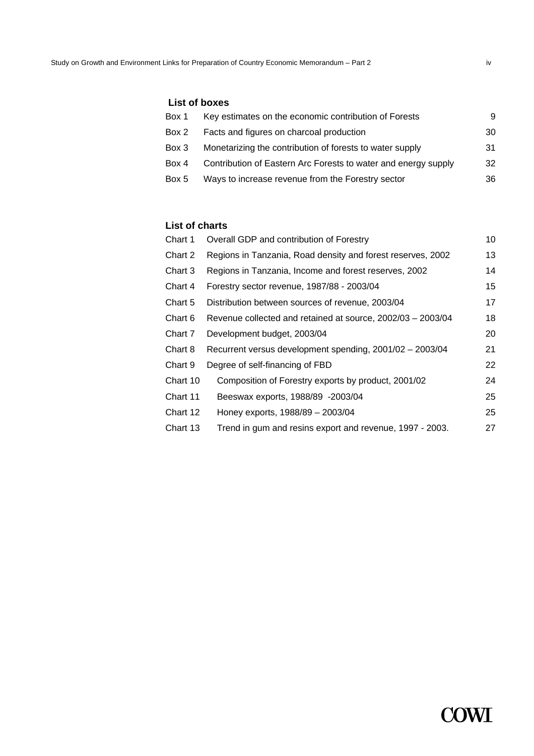## List of boxes

| | | |
|---|---|---|
| Box 1 | Key estimates on the economic contribution of Forests | 9 |
| Box 2 | Facts and figures on charcoal production | 30 |
| Box 3 | Monetarizing the contribution of forests to water supply | 31 |
| Box 4 | Contribution of Eastern Arc Forests to water and energy supply | 32 |
| Box 5 | Ways to increase revenue from the Forestry sector | 36 |

## List of charts

| | | |
|---|---|---|
| Chart 1 | Overall GDP and contribution of Forestry | 10 |
| Chart 2 | Regions in Tanzania, Road density and forest reserves, 2002 | 13 |
| Chart 3 | Regions in Tanzania, Income and forest reserves, 2002 | 14 |
| Chart 4 | Forestry sector revenue, 1987/88 - 2003/04 | 15 |
| Chart 5 | Distribution between sources of revenue, 2003/04 | 17 |
| Chart 6 | Revenue collected and retained at source, 2002/03 – 2003/04 | 18 |
| Chart 7 | Development budget, 2003/04 | 20 |
| Chart 8 | Recurrent versus development spending, 2001/02 – 2003/04 | 21 |
| Chart 9 | Degree of self-financing of FBD | 22 |
| Chart 10 | Composition of Forestry exports by product, 2001/02 | 24 |
| Chart 11 | Beeswax exports, 1988/89 -2003/04 | 25 |
| Chart 12 | Honey exports, 1988/89 – 2003/04 | 25 |
| Chart 13 | Trend in gum and resins export and revenue, 1997 - 2003. | 27 |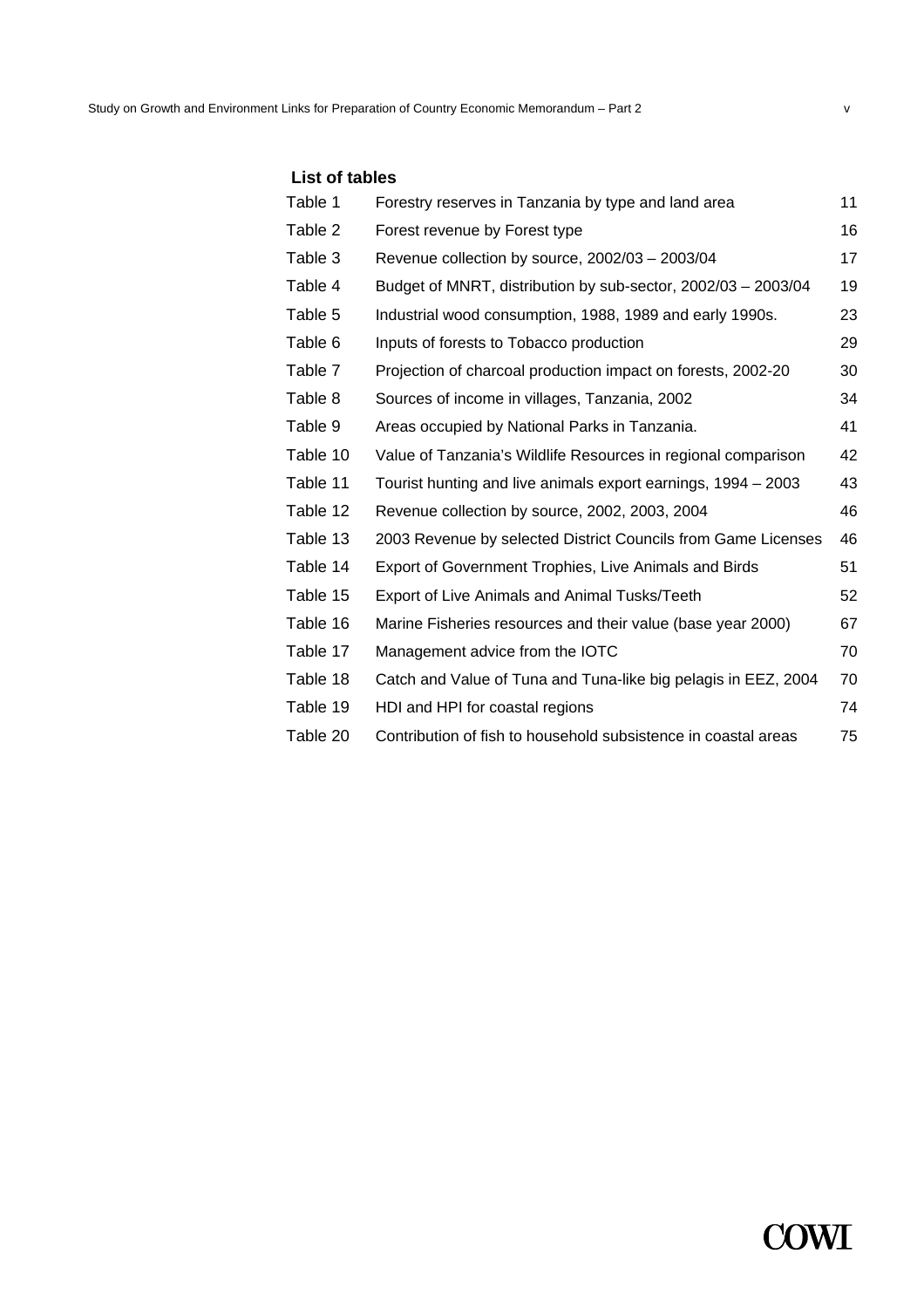## List of tables

| | | |
|---|---|---|
| Table 1 | Forestry reserves in Tanzania by type and land area | 11 |
| Table 2 | Forest revenue by Forest type | 16 |
| Table 3 | Revenue collection by source, 2002/03 – 2003/04 | 17 |
| Table 4 | Budget of MNRT, distribution by sub-sector, 2002/03 – 2003/04 | 19 |
| Table 5 | Industrial wood consumption, 1988, 1989 and early 1990s. | 23 |
| Table 6 | Inputs of forests to Tobacco production | 29 |
| Table 7 | Projection of charcoal production impact on forests, 2002-20 | 30 |
| Table 8 | Sources of income in villages, Tanzania, 2002 | 34 |
| Table 9 | Areas occupied by National Parks in Tanzania. | 41 |
| Table 10 | Value of Tanzania's Wildlife Resources in regional comparison | 42 |
| Table 11 | Tourist hunting and live animals export earnings, 1994 – 2003 | 43 |
| Table 12 | Revenue collection by source, 2002, 2003, 2004 | 46 |
| Table 13 | 2003 Revenue by selected District Councils from Game Licenses | 46 |
| Table 14 | Export of Government Trophies, Live Animals and Birds | 51 |
| Table 15 | Export of Live Animals and Animal Tusks/Teeth | 52 |
| Table 16 | Marine Fisheries resources and their value (base year 2000) | 67 |
| Table 17 | Management advice from the IOTC | 70 |
| Table 18 | Catch and Value of Tuna and Tuna-like big pelagis in EEZ, 2004 | 70 |
| Table 19 | HDI and HPI for coastal regions | 74 |
| Table 20 | Contribution of fish to household subsistence in coastal areas | 75 |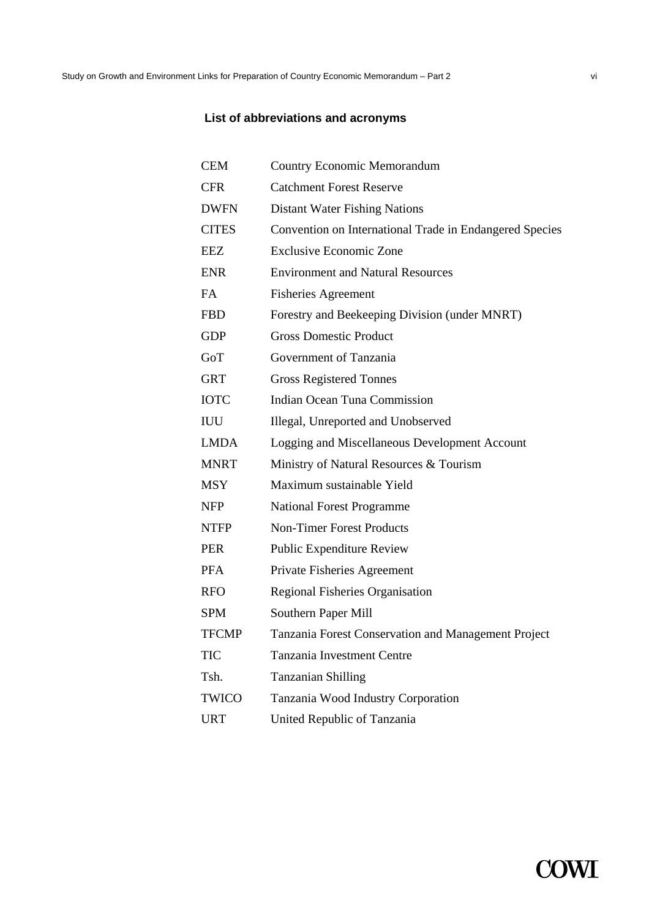## List of abbreviations and acronyms

| | |
|---|---|
| CEM | Country Economic Memorandum |
| CFR | Catchment Forest Reserve |
| DWFN | Distant Water Fishing Nations |
| CITES | Convention on International Trade in Endangered Species |
| EEZ | Exclusive Economic Zone |
| ENR | Environment and Natural Resources |
| FA | Fisheries Agreement |
| FBD | Forestry and Beekeeping Division (under MNRT) |
| GDP | Gross Domestic Product |
| GoT | Government of Tanzania |
| GRT | Gross Registered Tonnes |
| IOTC | Indian Ocean Tuna Commission |
| IUU | Illegal, Unreported and Unobserved |
| LMDA | Logging and Miscellaneous Development Account |
| MNRT | Ministry of Natural Resources & Tourism |
| MSY | Maximum sustainable Yield |
| NFP | National Forest Programme |
| NTFP | Non-Timer Forest Products |
| PER | Public Expenditure Review |
| PFA | Private Fisheries Agreement |
| RFO | Regional Fisheries Organisation |
| SPM | Southern Paper Mill |
| TFCMP | Tanzania Forest Conservation and Management Project |
| TIC | Tanzania Investment Centre |
| Tsh. | Tanzanian Shilling |
| TWICO | Tanzania Wood Industry Corporation |
| URT | United Republic of Tanzania |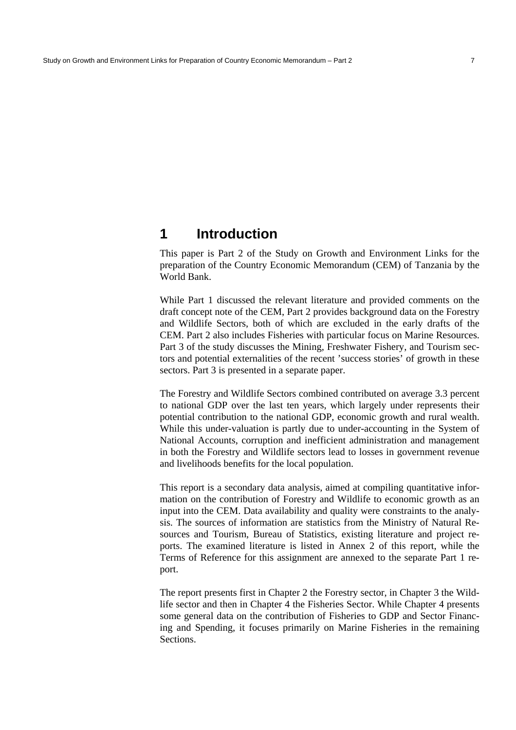# 1 Introduction

This paper is Part 2 of the Study on Growth and Environment Links for the preparation of the Country Economic Memorandum (CEM) of Tanzania by the World Bank.

While Part 1 discussed the relevant literature and provided comments on the draft concept note of the CEM, Part 2 provides background data on the Forestry and Wildlife Sectors, both of which are excluded in the early drafts of the CEM. Part 2 also includes Fisheries with particular focus on Marine Resources. Part 3 of the study discusses the Mining, Freshwater Fishery, and Tourism sectors and potential externalities of the recent 'success stories' of growth in these sectors. Part 3 is presented in a separate paper.

The Forestry and Wildlife Sectors combined contributed on average 3.3 percent to national GDP over the last ten years, which largely under represents their potential contribution to the national GDP, economic growth and rural wealth. While this under-valuation is partly due to under-accounting in the System of National Accounts, corruption and inefficient administration and management in both the Forestry and Wildlife sectors lead to losses in government revenue and livelihoods benefits for the local population.

This report is a secondary data analysis, aimed at compiling quantitative information on the contribution of Forestry and Wildlife to economic growth as an input into the CEM. Data availability and quality were constraints to the analysis. The sources of information are statistics from the Ministry of Natural Resources and Tourism, Bureau of Statistics, existing literature and project reports. The examined literature is listed in Annex 2 of this report, while the Terms of Reference for this assignment are annexed to the separate Part 1 report.

The report presents first in Chapter 2 the Forestry sector, in Chapter 3 the Wildlife sector and then in Chapter 4 the Fisheries Sector. While Chapter 4 presents some general data on the contribution of Fisheries to GDP and Sector Financing and Spending, it focuses primarily on Marine Fisheries in the remaining Sections.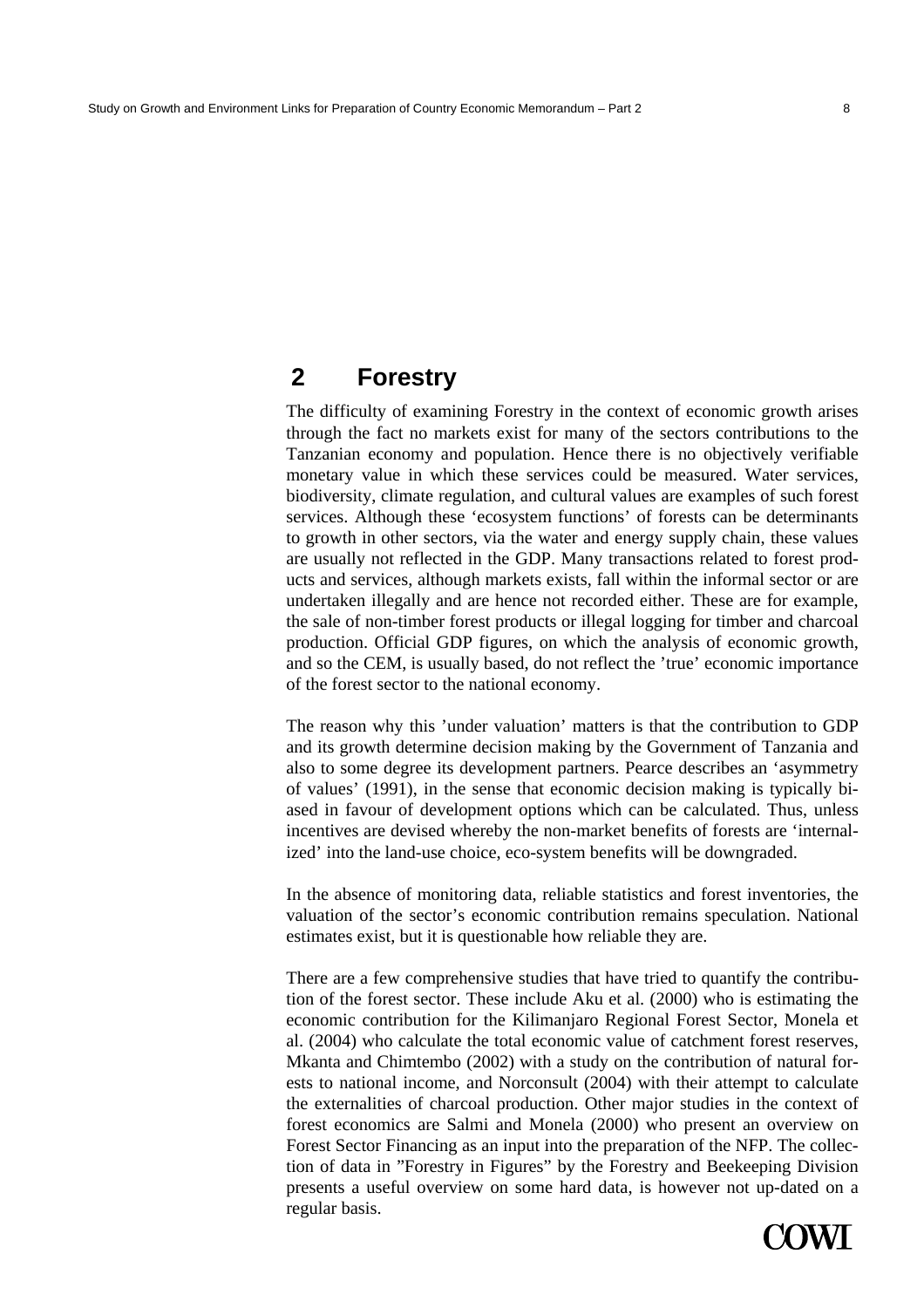# 2 Forestry

The difficulty of examining Forestry in the context of economic growth arises through the fact no markets exist for many of the sectors contributions to the Tanzanian economy and population. Hence there is no objectively verifiable monetary value in which these services could be measured. Water services, biodiversity, climate regulation, and cultural values are examples of such forest services. Although these 'ecosystem functions' of forests can be determinants to growth in other sectors, via the water and energy supply chain, these values are usually not reflected in the GDP. Many transactions related to forest products and services, although markets exists, fall within the informal sector or are undertaken illegally and are hence not recorded either. These are for example, the sale of non-timber forest products or illegal logging for timber and charcoal production. Official GDP figures, on which the analysis of economic growth, and so the CEM, is usually based, do not reflect the 'true' economic importance of the forest sector to the national economy.

The reason why this 'under valuation' matters is that the contribution to GDP and its growth determine decision making by the Government of Tanzania and also to some degree its development partners. Pearce describes an 'asymmetry of values' (1991), in the sense that economic decision making is typically biased in favour of development options which can be calculated. Thus, unless incentives are devised whereby the non-market benefits of forests are 'internalized' into the land-use choice, eco-system benefits will be downgraded.

In the absence of monitoring data, reliable statistics and forest inventories, the valuation of the sector's economic contribution remains speculation. National estimates exist, but it is questionable how reliable they are.

There are a few comprehensive studies that have tried to quantify the contribution of the forest sector. These include Aku et al. (2000) who is estimating the economic contribution for the Kilimanjaro Regional Forest Sector, Monela et al. (2004) who calculate the total economic value of catchment forest reserves, Mkanta and Chimtembo (2002) with a study on the contribution of natural forests to national income, and Norconsult (2004) with their attempt to calculate the externalities of charcoal production. Other major studies in the context of forest economics are Salmi and Monela (2000) who present an overview on Forest Sector Financing as an input into the preparation of the NFP. The collection of data in "Forestry in Figures" by the Forestry and Beekeeping Division presents a useful overview on some hard data, is however not up-dated on a regular basis.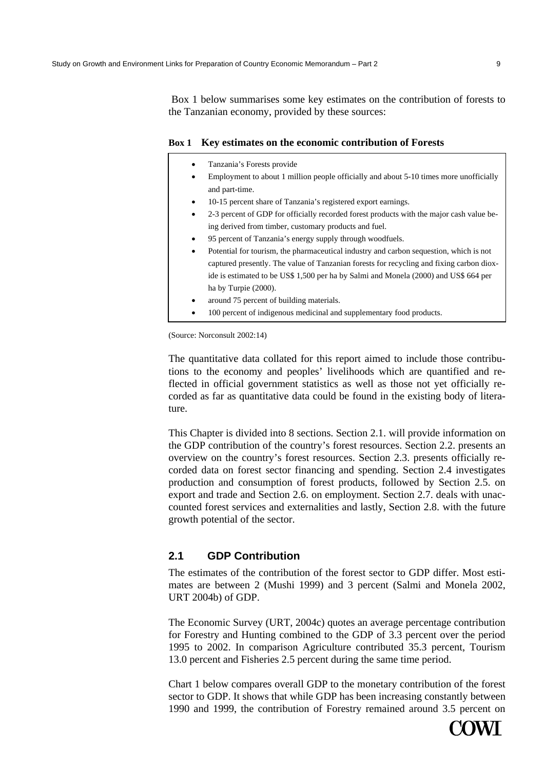Box 1 below summarises some key estimates on the contribution of forests to the Tanzanian economy, provided by these sources:

**Box 1 Key estimates on the economic contribution of Forests**

- Tanzania's Forests provide
- Employment to about 1 million people officially and about 5-10 times more unofficially and part-time.
- 10-15 percent share of Tanzania's registered export earnings.
- 2-3 percent of GDP for officially recorded forest products with the major cash value being derived from timber, customary products and fuel.
- 95 percent of Tanzania's energy supply through woodfuels.
- Potential for tourism, the pharmaceutical industry and carbon sequestion, which is not captured presently. The value of Tanzanian forests for recycling and fixing carbon dioxide is estimated to be US$ 1,500 per ha by Salmi and Monela (2000) and US$ 664 per ha by Turpie (2000).
- around 75 percent of building materials.
- 100 percent of indigenous medicinal and supplementary food products.

(Source: Norconsult 2002:14)

The quantitative data collated for this report aimed to include those contributions to the economy and peoples' livelihoods which are quantified and reflected in official government statistics as well as those not yet officially recorded as far as quantitative data could be found in the existing body of literature.

This Chapter is divided into 8 sections. Section 2.1. will provide information on the GDP contribution of the country's forest resources. Section 2.2. presents an overview on the country's forest resources. Section 2.3. presents officially recorded data on forest sector financing and spending. Section 2.4 investigates production and consumption of forest products, followed by Section 2.5. on export and trade and Section 2.6. on employment. Section 2.7. deals with unaccounted forest services and externalities and lastly, Section 2.8. with the future growth potential of the sector.

## 2.1 GDP Contribution

The estimates of the contribution of the forest sector to GDP differ. Most estimates are between 2 (Mushi 1999) and 3 percent (Salmi and Monela 2002, URT 2004b) of GDP.

The Economic Survey (URT, 2004c) quotes an average percentage contribution for Forestry and Hunting combined to the GDP of 3.3 percent over the period 1995 to 2002. In comparison Agriculture contributed 35.3 percent, Tourism 13.0 percent and Fisheries 2.5 percent during the same time period.

Chart 1 below compares overall GDP to the monetary contribution of the forest sector to GDP. It shows that while GDP has been increasing constantly between 1990 and 1999, the contribution of Forestry remained around 3.5 percent on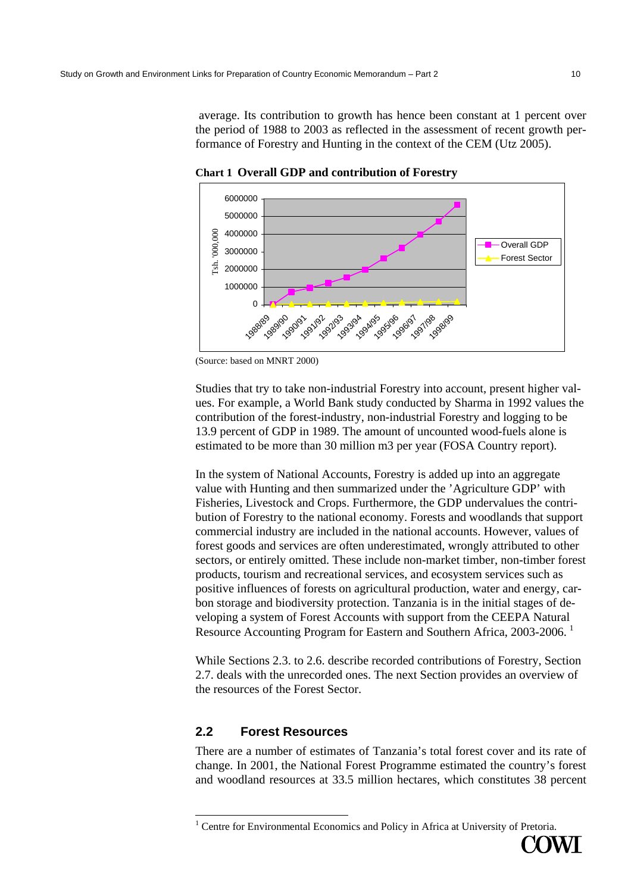average. Its contribution to growth has hence been constant at 1 percent over the period of 1988 to 2003 as reflected in the assessment of recent growth performance of Forestry and Hunting in the context of the CEM (Utz 2005).

**Chart 1 Overall GDP and contribution of Forestry**

(Source: based on MNRT 2000)

Studies that try to take non-industrial Forestry into account, present higher values. For example, a World Bank study conducted by Sharma in 1992 values the contribution of the forest-industry, non-industrial Forestry and logging to be 13.9 percent of GDP in 1989. The amount of uncounted wood-fuels alone is estimated to be more than 30 million m3 per year (FOSA Country report).

In the system of National Accounts, Forestry is added up into an aggregate value with Hunting and then summarized under the 'Agriculture GDP' with Fisheries, Livestock and Crops. Furthermore, the GDP undervalues the contribution of Forestry to the national economy. Forests and woodlands that support commercial industry are included in the national accounts. However, values of forest goods and services are often underestimated, wrongly attributed to other sectors, or entirely omitted. These include non-market timber, non-timber forest products, tourism and recreational services, and ecosystem services such as positive influences of forests on agricultural production, water and energy, carbon storage and biodiversity protection. Tanzania is in the initial stages of developing a system of Forest Accounts with support from the CEEPA Natural Resource Accounting Program for Eastern and Southern Africa, 2003-2006. [1]

While Sections 2.3. to 2.6. describe recorded contributions of Forestry, Section 2.7. deals with the unrecorded ones. The next Section provides an overview of the resources of the Forest Sector.

## 2.2 Forest Resources

There are a number of estimates of Tanzania's total forest cover and its rate of change. In 2001, the National Forest Programme estimated the country's forest and woodland resources at 33.5 million hectares, which constitutes 38 percent

[1] Centre for Environmental Economics and Policy in Africa at University of Pretoria.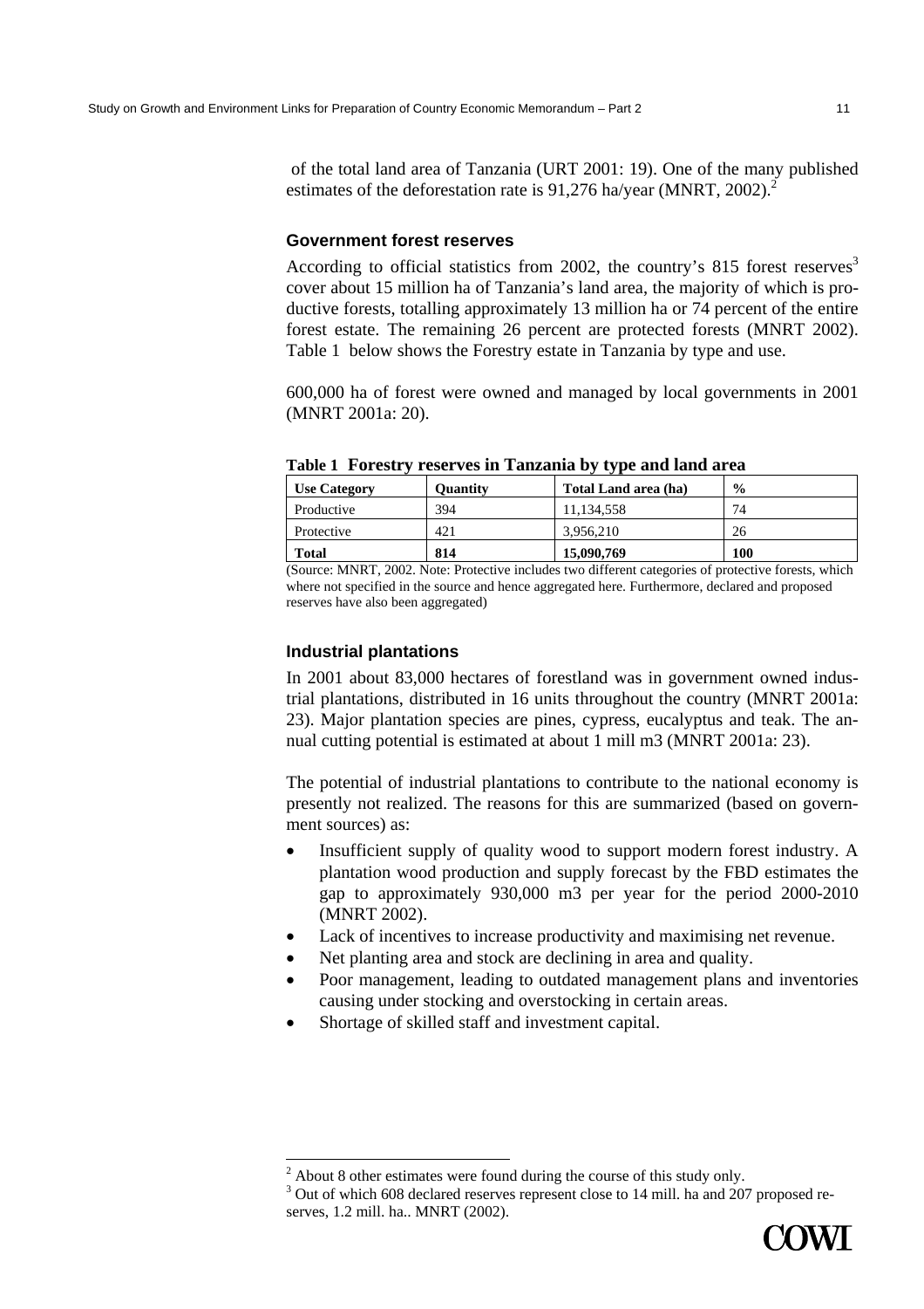of the total land area of Tanzania (URT 2001: 19). One of the many published estimates of the deforestation rate is 91,276 ha/year (MNRT, 2002).[2]

### Government forest reserves

According to official statistics from 2002, the country's 815 forest reserves[3] cover about 15 million ha of Tanzania's land area, the majority of which is productive forests, totalling approximately 13 million ha or 74 percent of the entire forest estate. The remaining 26 percent are protected forests (MNRT 2002). Table 1 below shows the Forestry estate in Tanzania by type and use.

600,000 ha of forest were owned and managed by local governments in 2001 (MNRT 2001a: 20).

**Table 1 Forestry reserves in Tanzania by type and land area**

| Use Category | Quantity | Total Land area (ha) | % |
|---|---|---|---|
| Productive | 394 | 11,134,558 | 74 |
| Protective | 421 | 3,956,210 | 26 |
| **Total** | **814** | **15,090,769** | **100** |

(Source: MNRT, 2002. Note: Protective includes two different categories of protective forests, which where not specified in the source and hence aggregated here. Furthermore, declared and proposed reserves have also been aggregated)

### Industrial plantations

In 2001 about 83,000 hectares of forestland was in government owned industrial plantations, distributed in 16 units throughout the country (MNRT 2001a: 23). Major plantation species are pines, cypress, eucalyptus and teak. The annual cutting potential is estimated at about 1 mill m3 (MNRT 2001a: 23).

The potential of industrial plantations to contribute to the national economy is presently not realized. The reasons for this are summarized (based on government sources) as:

- Insufficient supply of quality wood to support modern forest industry. A plantation wood production and supply forecast by the FBD estimates the gap to approximately 930,000 m3 per year for the period 2000-2010 (MNRT 2002).
- Lack of incentives to increase productivity and maximising net revenue.
- Net planting area and stock are declining in area and quality.
- Poor management, leading to outdated management plans and inventories causing under stocking and overstocking in certain areas.
- Shortage of skilled staff and investment capital.

---

[2] About 8 other estimates were found during the course of this study only.

[3] Out of which 608 declared reserves represent close to 14 mill. ha and 207 proposed reserves, 1.2 mill. ha.. MNRT (2002).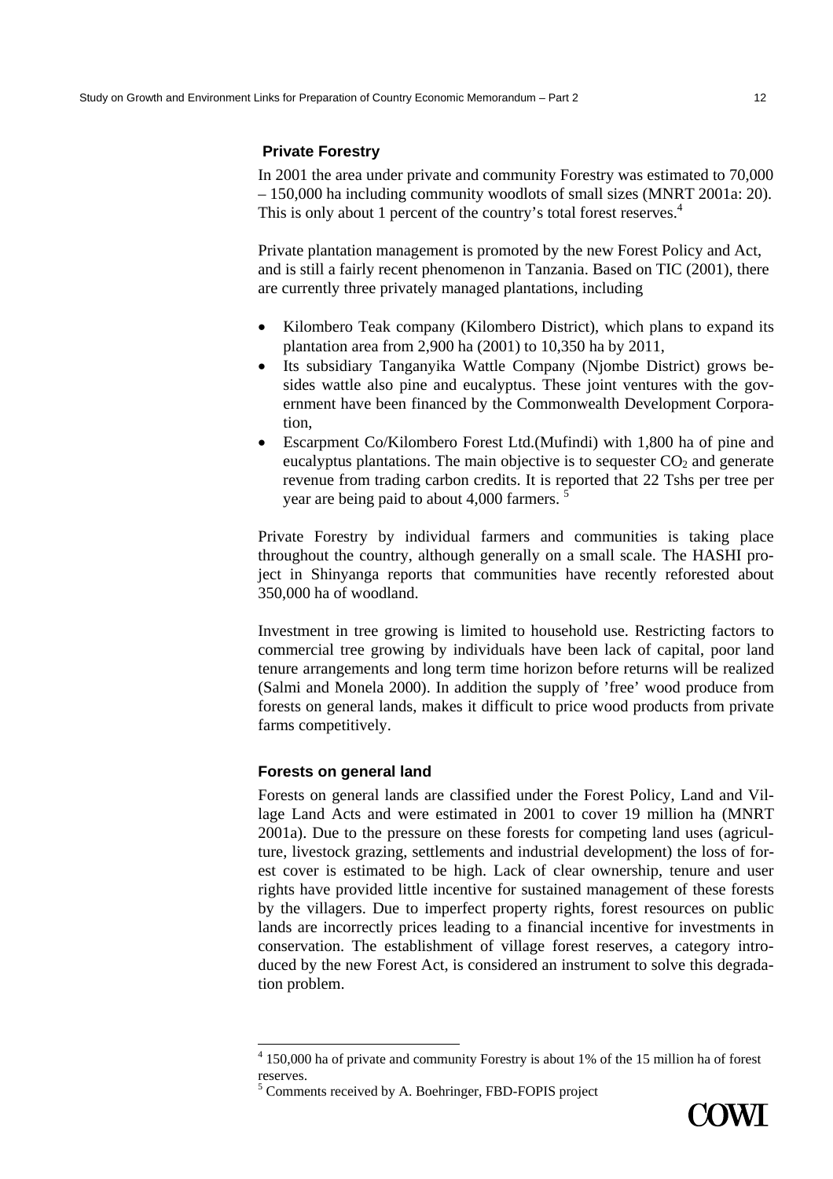### Private Forestry

In 2001 the area under private and community Forestry was estimated to 70,000 – 150,000 ha including community woodlots of small sizes (MNRT 2001a: 20). This is only about 1 percent of the country's total forest reserves.[4]

Private plantation management is promoted by the new Forest Policy and Act, and is still a fairly recent phenomenon in Tanzania. Based on TIC (2001), there are currently three privately managed plantations, including

- Kilombero Teak company (Kilombero District), which plans to expand its plantation area from 2,900 ha (2001) to 10,350 ha by 2011,
- Its subsidiary Tanganyika Wattle Company (Njombe District) grows besides wattle also pine and eucalyptus. These joint ventures with the government have been financed by the Commonwealth Development Corporation,
- Escarpment Co/Kilombero Forest Ltd.(Mufindi) with 1,800 ha of pine and eucalyptus plantations. The main objective is to sequester $CO_2$ and generate revenue from trading carbon credits. It is reported that 22 Tshs per tree per year are being paid to about 4,000 farmers. [5]

Private Forestry by individual farmers and communities is taking place throughout the country, although generally on a small scale. The HASHI project in Shinyanga reports that communities have recently reforested about 350,000 ha of woodland.

Investment in tree growing is limited to household use. Restricting factors to commercial tree growing by individuals have been lack of capital, poor land tenure arrangements and long term time horizon before returns will be realized (Salmi and Monela 2000). In addition the supply of 'free' wood produce from forests on general lands, makes it difficult to price wood products from private farms competitively.

### Forests on general land

Forests on general lands are classified under the Forest Policy, Land and Village Land Acts and were estimated in 2001 to cover 19 million ha (MNRT 2001a). Due to the pressure on these forests for competing land uses (agriculture, livestock grazing, settlements and industrial development) the loss of forest cover is estimated to be high. Lack of clear ownership, tenure and user rights have provided little incentive for sustained management of these forests by the villagers. Due to imperfect property rights, forest resources on public lands are incorrectly prices leading to a financial incentive for investments in conservation. The establishment of village forest reserves, a category introduced by the new Forest Act, is considered an instrument to solve this degradation problem.

---

[4] 150,000 ha of private and community Forestry is about 1% of the 15 million ha of forest reserves.

[5] Comments received by A. Boehringer, FBD-FOPIS project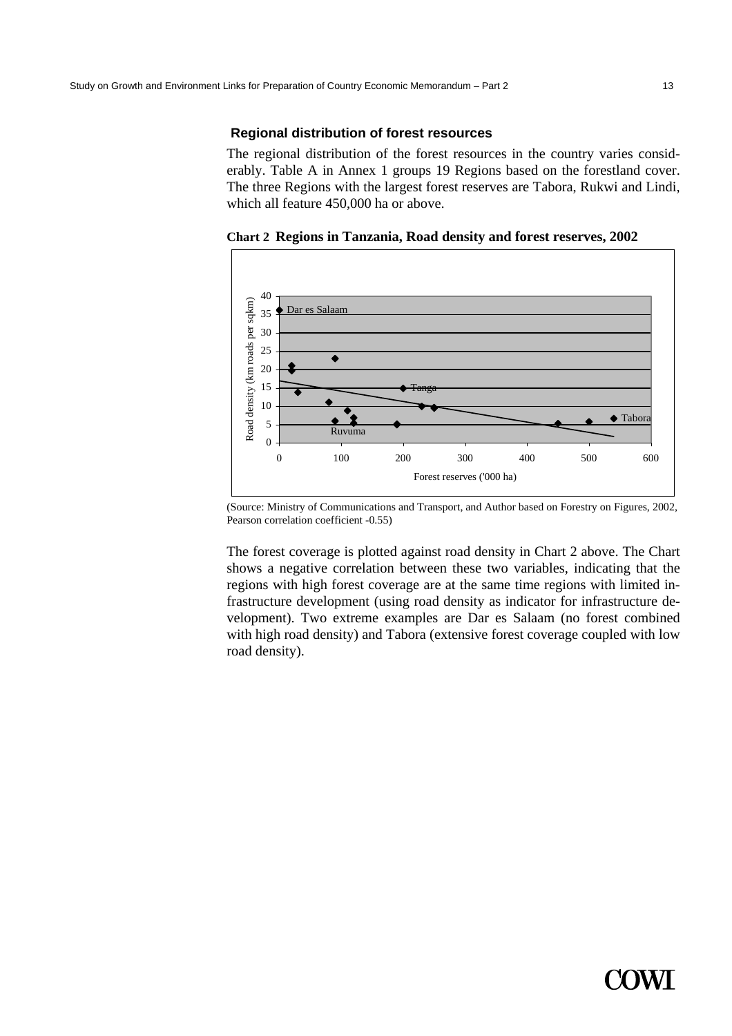### Regional distribution of forest resources

The regional distribution of the forest resources in the country varies considerably. Table A in Annex 1 groups 19 Regions based on the forestland cover. The three Regions with the largest forest reserves are Tabora, Rukwi and Lindi, which all feature 450,000 ha or above.

**Chart 2 Regions in Tanzania, Road density and forest reserves, 2002**

(Source: Ministry of Communications and Transport, and Author based on Forestry on Figures, 2002, Pearson correlation coefficient -0.55)

The forest coverage is plotted against road density in Chart 2 above. The Chart shows a negative correlation between these two variables, indicating that the regions with high forest coverage are at the same time regions with limited infrastructure development (using road density as indicator for infrastructure development). Two extreme examples are Dar es Salaam (no forest combined with high road density) and Tabora (extensive forest coverage coupled with low road density).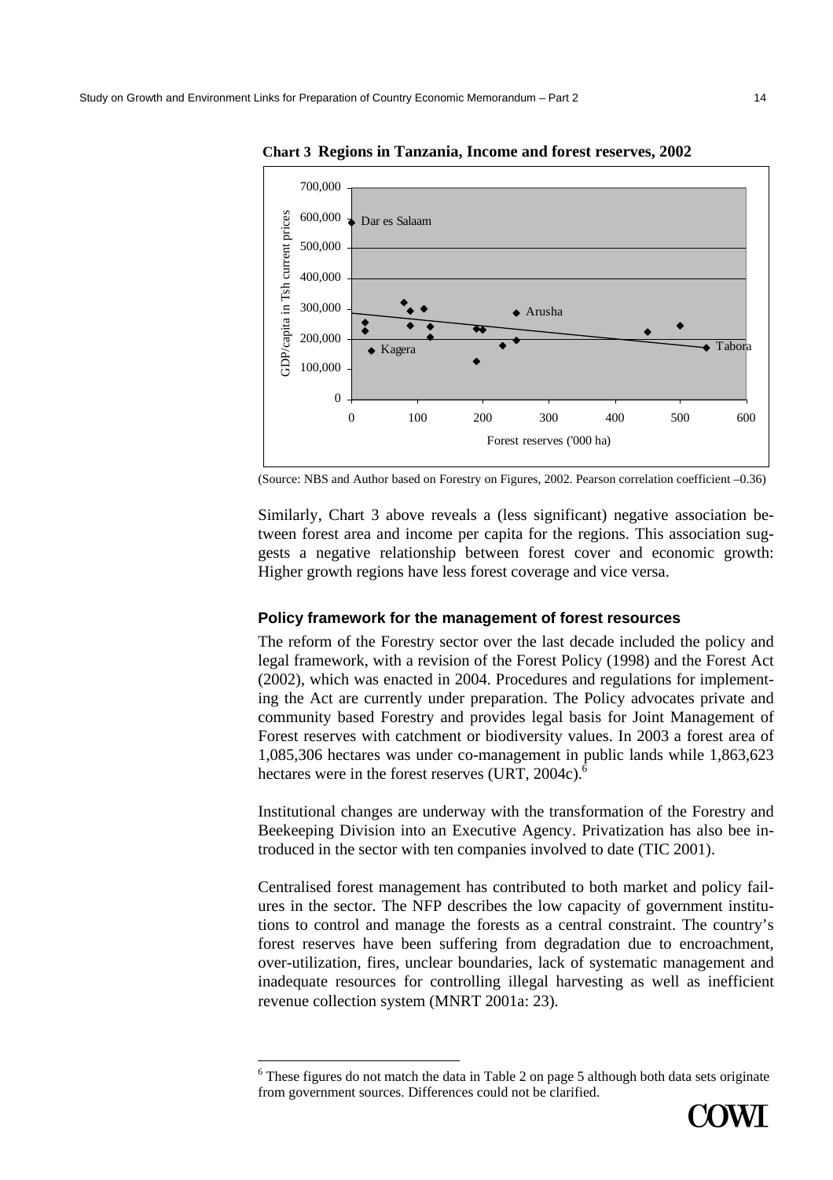**Chart 3 Regions in Tanzania, Income and forest reserves, 2002**

(Source: NBS and Author based on Forestry on Figures, 2002. Pearson correlation coefficient –0.36)

Similarly, Chart 3 above reveals a (less significant) negative association between forest area and income per capita for the regions. This association suggests a negative relationship between forest cover and economic growth: Higher growth regions have less forest coverage and vice versa.

### Policy framework for the management of forest resources

The reform of the Forestry sector over the last decade included the policy and legal framework, with a revision of the Forest Policy (1998) and the Forest Act (2002), which was enacted in 2004. Procedures and regulations for implementing the Act are currently under preparation. The Policy advocates private and community based Forestry and provides legal basis for Joint Management of Forest reserves with catchment or biodiversity values. In 2003 a forest area of 1,085,306 hectares was under co-management in public lands while 1,863,623 hectares were in the forest reserves (URT, 2004c).[6]

Institutional changes are underway with the transformation of the Forestry and Beekeeping Division into an Executive Agency. Privatization has also bee introduced in the sector with ten companies involved to date (TIC 2001).

Centralised forest management has contributed to both market and policy failures in the sector. The NFP describes the low capacity of government institutions to control and manage the forests as a central constraint. The country's forest reserves have been suffering from degradation due to encroachment, over-utilization, fires, unclear boundaries, lack of systematic management and inadequate resources for controlling illegal harvesting as well as inefficient revenue collection system (MNRT 2001a: 23).

[6] These figures do not match the data in Table 2 on page 5 although both data sets originate from government sources. Differences could not be clarified.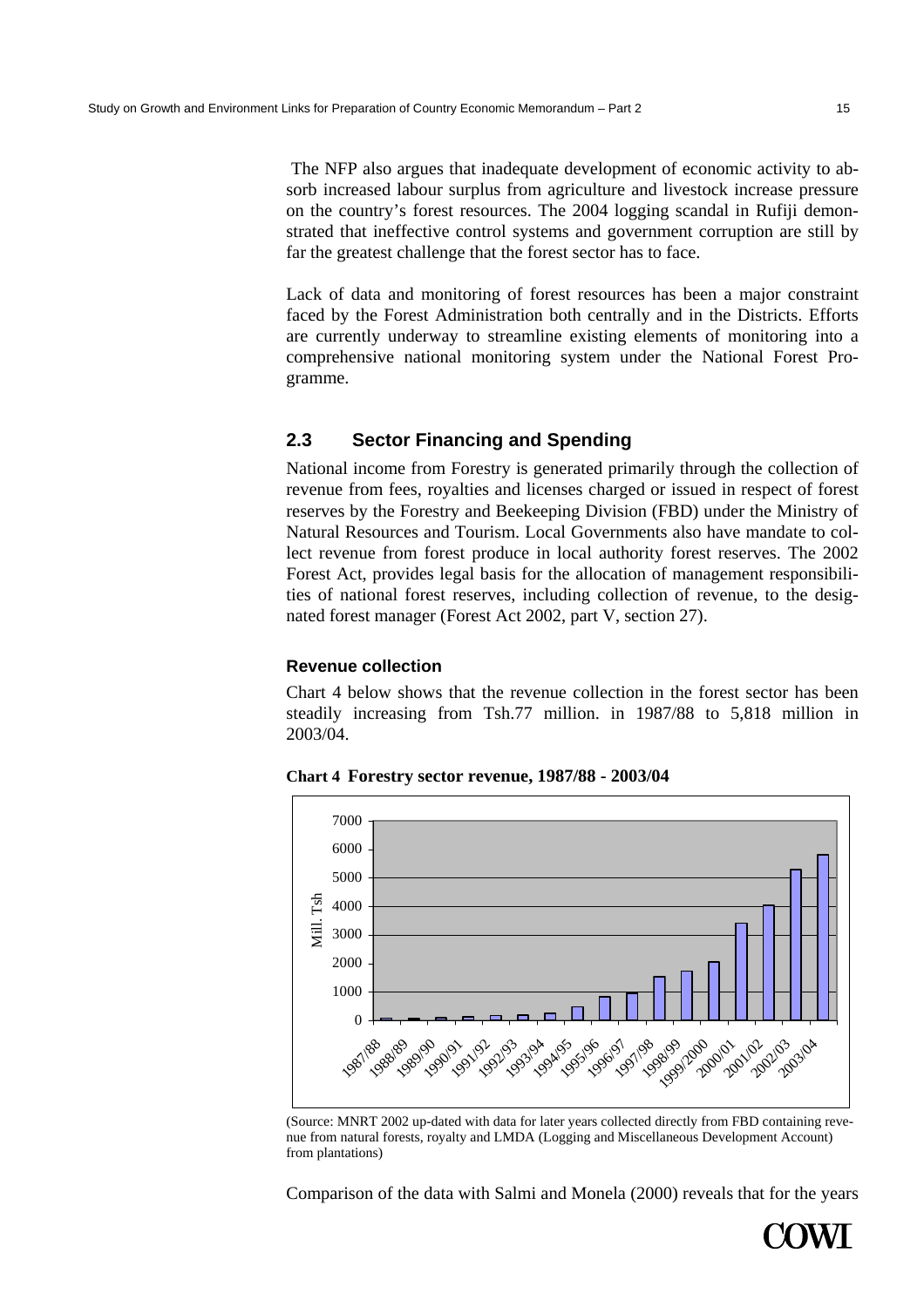The NFP also argues that inadequate development of economic activity to absorb increased labour surplus from agriculture and livestock increase pressure on the country's forest resources. The 2004 logging scandal in Rufiji demonstrated that ineffective control systems and government corruption are still by far the greatest challenge that the forest sector has to face.

Lack of data and monitoring of forest resources has been a major constraint faced by the Forest Administration both centrally and in the Districts. Efforts are currently underway to streamline existing elements of monitoring into a comprehensive national monitoring system under the National Forest Programme.

## 2.3 Sector Financing and Spending

National income from Forestry is generated primarily through the collection of revenue from fees, royalties and licenses charged or issued in respect of forest reserves by the Forestry and Beekeeping Division (FBD) under the Ministry of Natural Resources and Tourism. Local Governments also have mandate to collect revenue from forest produce in local authority forest reserves. The 2002 Forest Act, provides legal basis for the allocation of management responsibilities of national forest reserves, including collection of revenue, to the designated forest manager (Forest Act 2002, part V, section 27).

### Revenue collection

Chart 4 below shows that the revenue collection in the forest sector has been steadily increasing from Tsh.77 million. in 1987/88 to 5,818 million in 2003/04.

**Chart 4 Forestry sector revenue, 1987/88 - 2003/04**

(Source: MNRT 2002 up-dated with data for later years collected directly from FBD containing revenue from natural forests, royalty and LMDA (Logging and Miscellaneous Development Account) from plantations)

Comparison of the data with Salmi and Monela (2000) reveals that for the years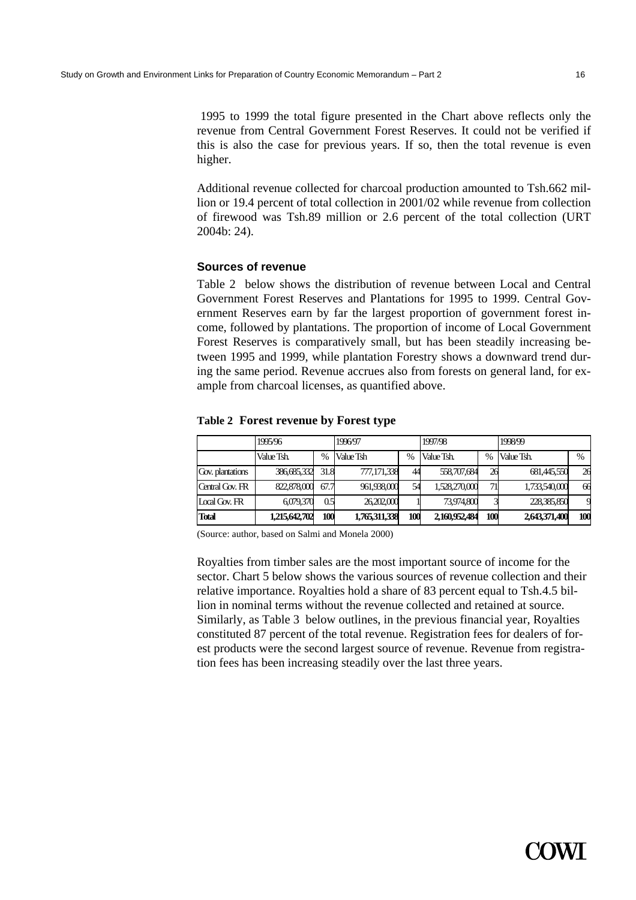1995 to 1999 the total figure presented in the Chart above reflects only the revenue from Central Government Forest Reserves. It could not be verified if this is also the case for previous years. If so, then the total revenue is even higher.

Additional revenue collected for charcoal production amounted to Tsh.662 million or 19.4 percent of total collection in 2001/02 while revenue from collection of firewood was Tsh.89 million or 2.6 percent of the total collection (URT 2004b: 24).

### Sources of revenue

Table 2 below shows the distribution of revenue between Local and Central Government Forest Reserves and Plantations for 1995 to 1999. Central Government Reserves earn by far the largest proportion of government forest income, followed by plantations. The proportion of income of Local Government Forest Reserves is comparatively small, but has been steadily increasing between 1995 and 1999, while plantation Forestry shows a downward trend during the same period. Revenue accrues also from forests on general land, for example from charcoal licenses, as quantified above.

**Table 2 Forest revenue by Forest type**

| | 1995/96 | | 1996/97 | | 1997/98 | | 1998/99 | |
|---|---|---|---|---|---|---|---|---|
| | Value Tsh. | % | Value Tsh | % | Value Tsh. | % | Value Tsh. | % |
| Gov. plantations | 386,685,332 | 31.8 | 777,171,338 | 44 | 558,707,684 | 26 | 681,445,550 | 26 |
| Central Gov. FR | 822,878,000 | 67.7 | 961,938,000 | 54 | 1,528,270,000 | 71 | 1,733,540,000 | 66 |
| Local Gov. FR | 6,079,370 | 0.5 | 26,202,000 | 1 | 73,974,800 | 3 | 228,385,850 | 9 |
| **Total** | **1,215,642,702** | **100** | **1,765,311,338** | **100** | **2,160,952,484** | **100** | **2,643,371,400** | **100** |

(Source: author, based on Salmi and Monela 2000)

Royalties from timber sales are the most important source of income for the sector. Chart 5 below shows the various sources of revenue collection and their relative importance. Royalties hold a share of 83 percent equal to Tsh.4.5 billion in nominal terms without the revenue collected and retained at source. Similarly, as Table 3 below outlines, in the previous financial year, Royalties constituted 87 percent of the total revenue. Registration fees for dealers of forest products were the second largest source of revenue. Revenue from registration fees has been increasing steadily over the last three years.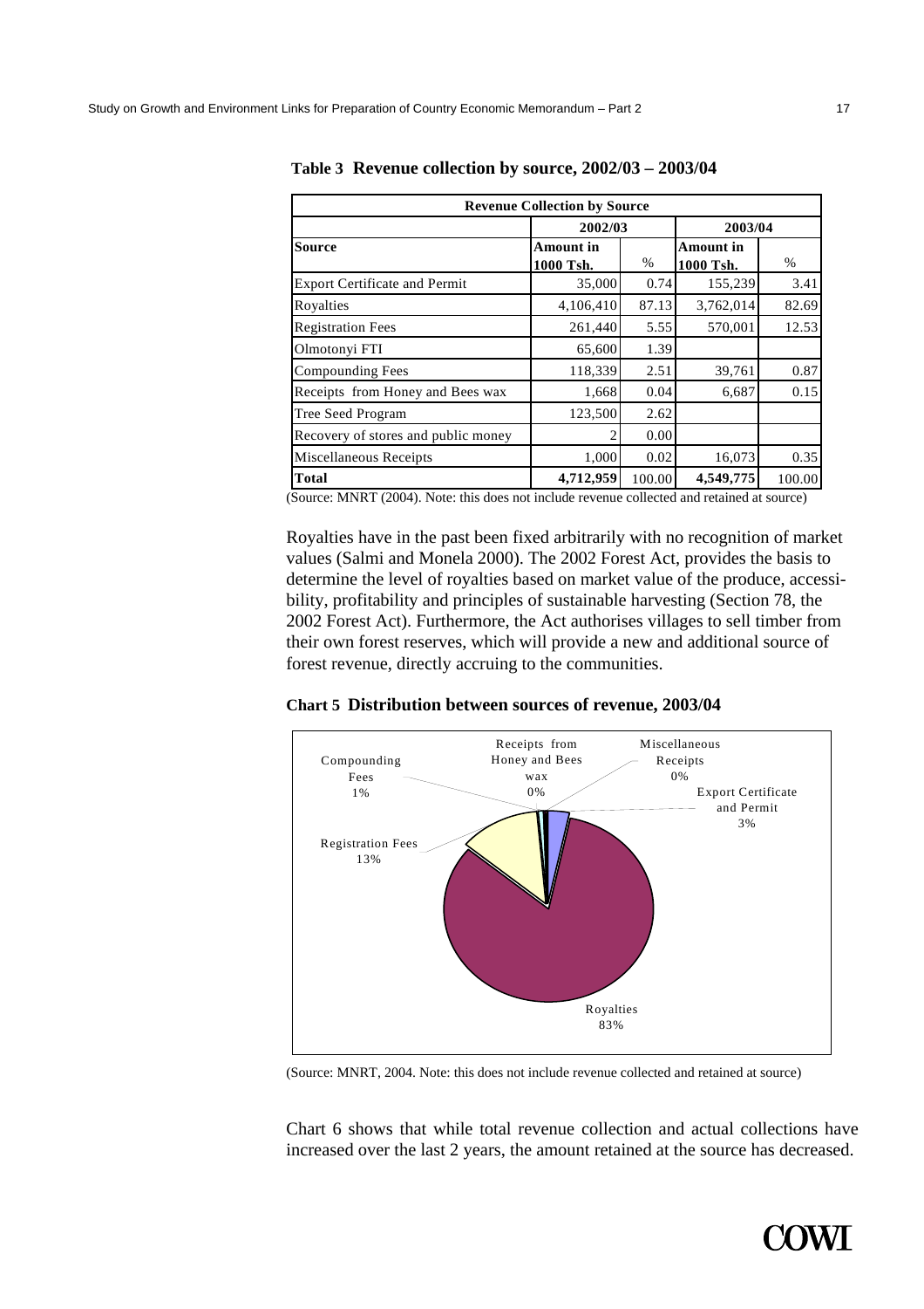**Table 3 Revenue collection by source, 2002/03 – 2003/04**

| Revenue Collection by Source | | | | |
|---|---|---|---|---|
| | 2002/03 | | 2003/04 | |
| **Source** | **Amount in 1000 Tsh.** | % | **Amount in 1000 Tsh.** | % |
| Export Certificate and Permit | 35,000 | 0.74 | 155,239 | 3.41 |
| Royalties | 4,106,410 | 87.13 | 3,762,014 | 82.69 |
| Registration Fees | 261,440 | 5.55 | 570,001 | 12.53 |
| Olmotonyi FTI | 65,600 | 1.39 | | |
| Compounding Fees | 118,339 | 2.51 | 39,761 | 0.87 |
| Receipts from Honey and Bees wax | 1,668 | 0.04 | 6,687 | 0.15 |
| Tree Seed Program | 123,500 | 2.62 | | |
| Recovery of stores and public money | 2 | 0.00 | | |
| Miscellaneous Receipts | 1,000 | 0.02 | 16,073 | 0.35 |
| **Total** | **4,712,959** | 100.00 | **4,549,775** | 100.00 |

(Source: MNRT (2004). Note: this does not include revenue collected and retained at source)

Royalties have in the past been fixed arbitrarily with no recognition of market values (Salmi and Monela 2000). The 2002 Forest Act, provides the basis to determine the level of royalties based on market value of the produce, accessibility, profitability and principles of sustainable harvesting (Section 78, the 2002 Forest Act). Furthermore, the Act authorises villages to sell timber from their own forest reserves, which will provide a new and additional source of forest revenue, directly accruing to the communities.

**Chart 5 Distribution between sources of revenue, 2003/04**

Receipts from Honey and Bees wax 0%; Miscellaneous Receipts 0%; Compounding Fees 1%; Export Certificate and Permit 3%; Registration Fees 13%; Royalties 83%

(Source: MNRT, 2004. Note: this does not include revenue collected and retained at source)

Chart 6 shows that while total revenue collection and actual collections have increased over the last 2 years, the amount retained at the source has decreased.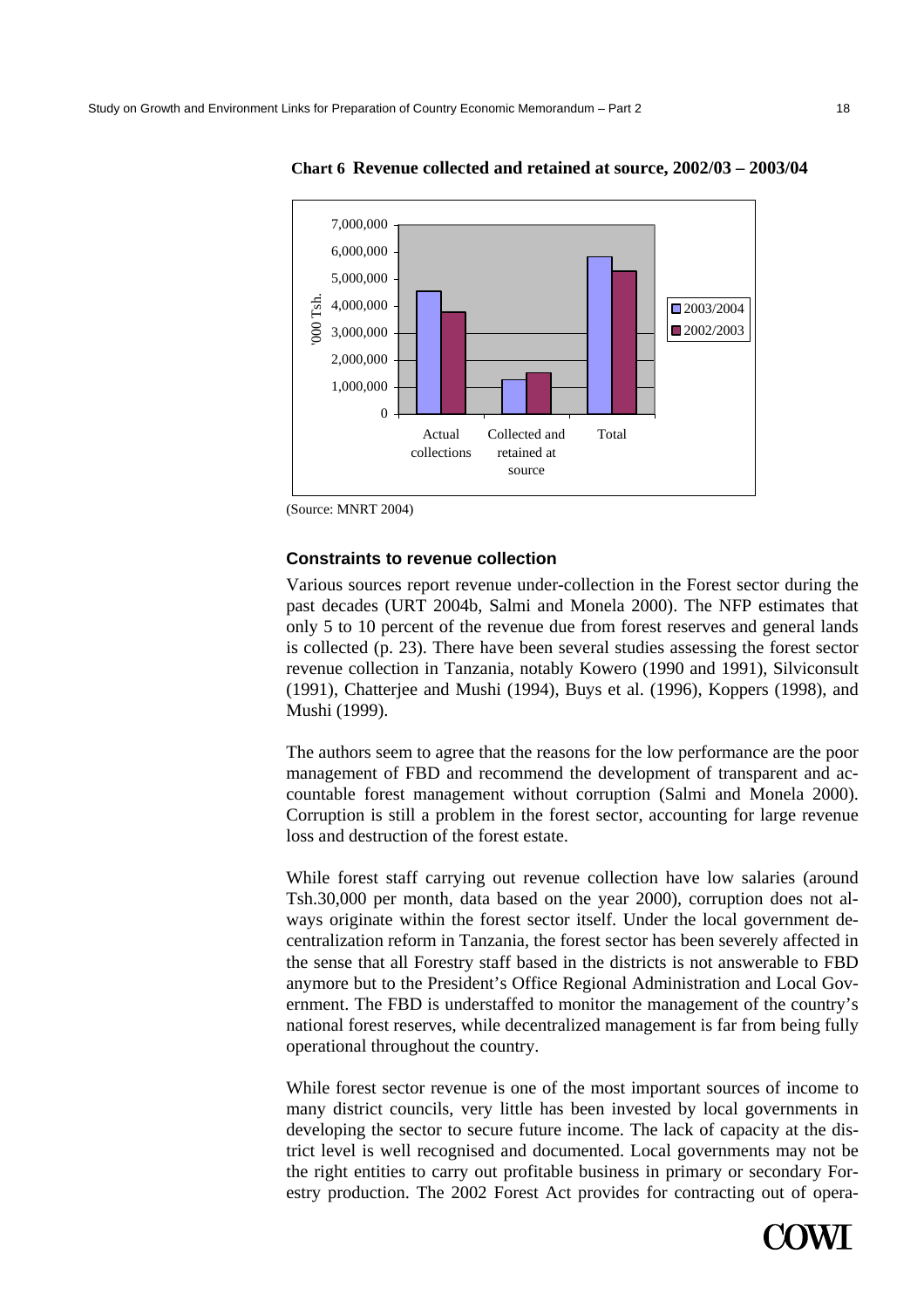**Chart 6 Revenue collected and retained at source, 2002/03 – 2003/04**

(Source: MNRT 2004)

### Constraints to revenue collection

Various sources report revenue under-collection in the Forest sector during the past decades (URT 2004b, Salmi and Monela 2000). The NFP estimates that only 5 to 10 percent of the revenue due from forest reserves and general lands is collected (p. 23). There have been several studies assessing the forest sector revenue collection in Tanzania, notably Kowero (1990 and 1991), Silviconsult (1991), Chatterjee and Mushi (1994), Buys et al. (1996), Koppers (1998), and Mushi (1999).

The authors seem to agree that the reasons for the low performance are the poor management of FBD and recommend the development of transparent and accountable forest management without corruption (Salmi and Monela 2000). Corruption is still a problem in the forest sector, accounting for large revenue loss and destruction of the forest estate.

While forest staff carrying out revenue collection have low salaries (around Tsh.30,000 per month, data based on the year 2000), corruption does not always originate within the forest sector itself. Under the local government decentralization reform in Tanzania, the forest sector has been severely affected in the sense that all Forestry staff based in the districts is not answerable to FBD anymore but to the President's Office Regional Administration and Local Government. The FBD is understaffed to monitor the management of the country's national forest reserves, while decentralized management is far from being fully operational throughout the country.

While forest sector revenue is one of the most important sources of income to many district councils, very little has been invested by local governments in developing the sector to secure future income. The lack of capacity at the district level is well recognised and documented. Local governments may not be the right entities to carry out profitable business in primary or secondary Forestry production. The 2002 Forest Act provides for contracting out of opera-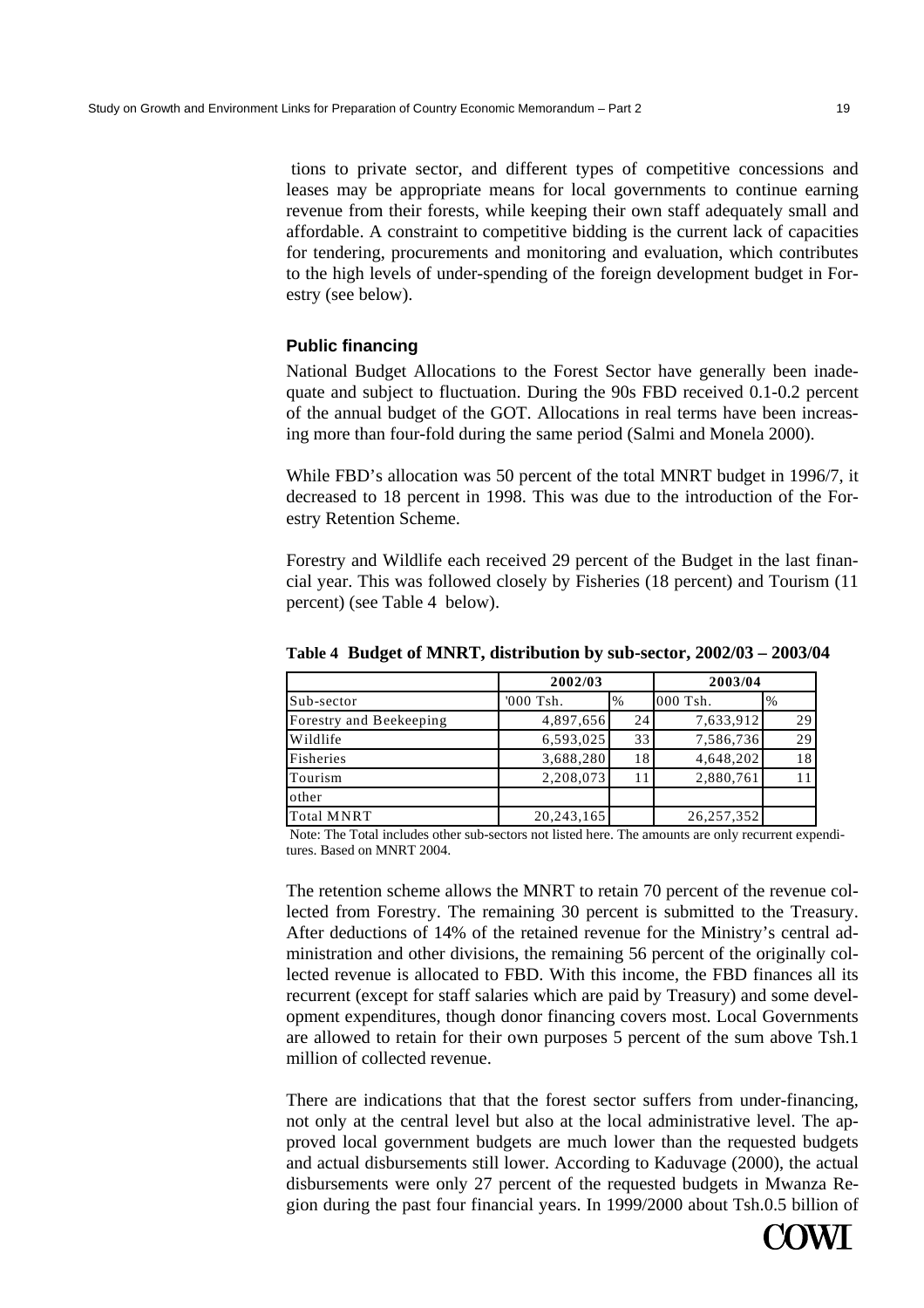tions to private sector, and different types of competitive concessions and leases may be appropriate means for local governments to continue earning revenue from their forests, while keeping their own staff adequately small and affordable. A constraint to competitive bidding is the current lack of capacities for tendering, procurements and monitoring and evaluation, which contributes to the high levels of under-spending of the foreign development budget in Forestry (see below).

### Public financing

National Budget Allocations to the Forest Sector have generally been inadequate and subject to fluctuation. During the 90s FBD received 0.1-0.2 percent of the annual budget of the GOT. Allocations in real terms have been increasing more than four-fold during the same period (Salmi and Monela 2000).

While FBD's allocation was 50 percent of the total MNRT budget in 1996/7, it decreased to 18 percent in 1998. This was due to the introduction of the Forestry Retention Scheme.

Forestry and Wildlife each received 29 percent of the Budget in the last financial year. This was followed closely by Fisheries (18 percent) and Tourism (11 percent) (see Table 4 below).

**Table 4 Budget of MNRT, distribution by sub-sector, 2002/03 – 2003/04**

| | 2002/03 | | 2003/04 | |
|---|---|---|---|---|
| Sub-sector | '000 Tsh. | % | 000 Tsh. | % |
| Forestry and Beekeeping | 4,897,656 | 24 | 7,633,912 | 29 |
| Wildlife | 6,593,025 | 33 | 7,586,736 | 29 |
| Fisheries | 3,688,280 | 18 | 4,648,202 | 18 |
| Tourism | 2,208,073 | 11 | 2,880,761 | 11 |
| other | | | | |
| Total MNRT | 20,243,165 | | 26,257,352 | |

Note: The Total includes other sub-sectors not listed here. The amounts are only recurrent expenditures. Based on MNRT 2004.

The retention scheme allows the MNRT to retain 70 percent of the revenue collected from Forestry. The remaining 30 percent is submitted to the Treasury. After deductions of 14% of the retained revenue for the Ministry's central administration and other divisions, the remaining 56 percent of the originally collected revenue is allocated to FBD. With this income, the FBD finances all its recurrent (except for staff salaries which are paid by Treasury) and some development expenditures, though donor financing covers most. Local Governments are allowed to retain for their own purposes 5 percent of the sum above Tsh.1 million of collected revenue.

There are indications that that the forest sector suffers from under-financing, not only at the central level but also at the local administrative level. The approved local government budgets are much lower than the requested budgets and actual disbursements still lower. According to Kaduvage (2000), the actual disbursements were only 27 percent of the requested budgets in Mwanza Region during the past four financial years. In 1999/2000 about Tsh.0.5 billion of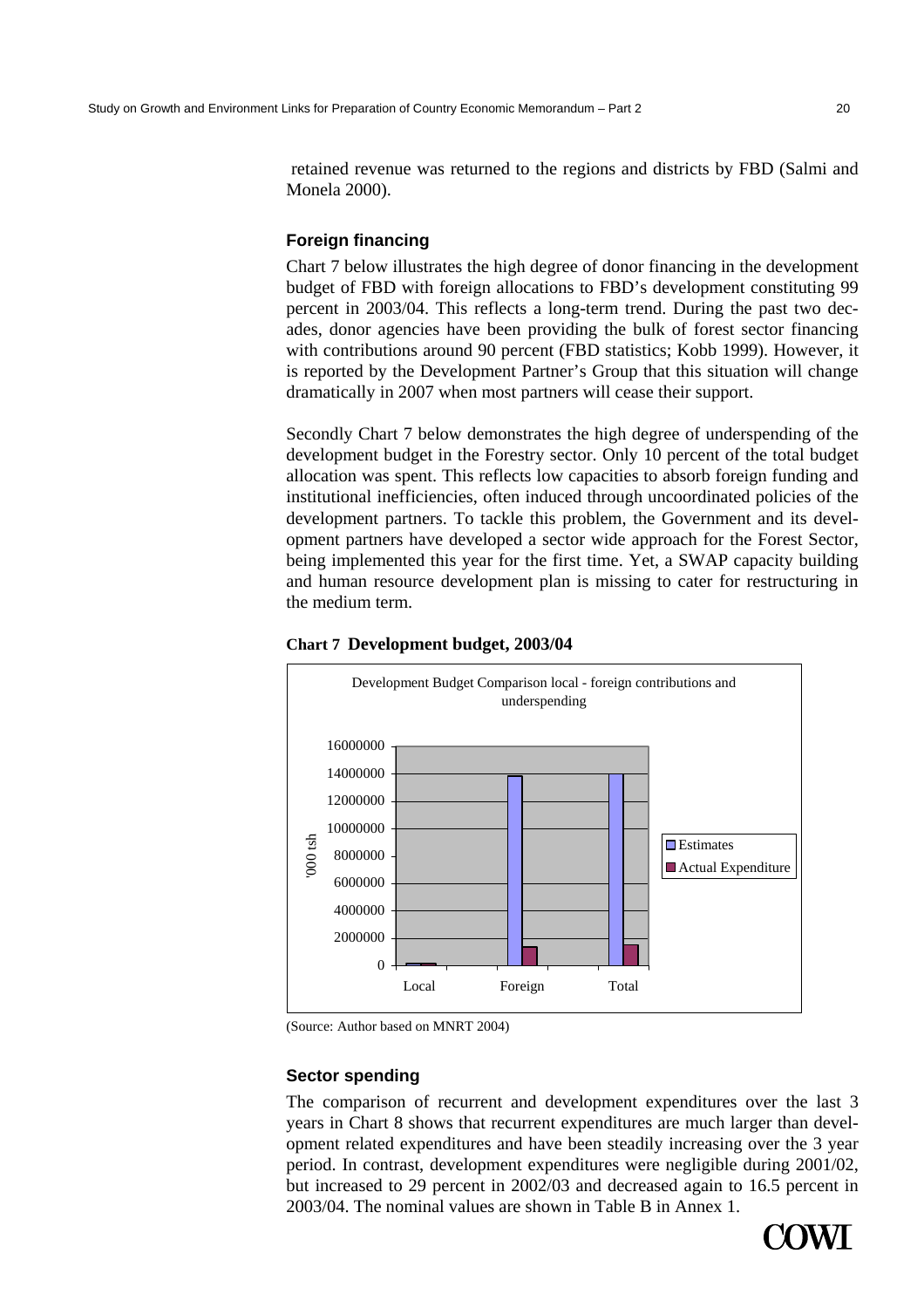retained revenue was returned to the regions and districts by FBD (Salmi and Monela 2000).

### Foreign financing

Chart 7 below illustrates the high degree of donor financing in the development budget of FBD with foreign allocations to FBD's development constituting 99 percent in 2003/04. This reflects a long-term trend. During the past two decades, donor agencies have been providing the bulk of forest sector financing with contributions around 90 percent (FBD statistics; Kobb 1999). However, it is reported by the Development Partner's Group that this situation will change dramatically in 2007 when most partners will cease their support.

Secondly Chart 7 below demonstrates the high degree of underspending of the development budget in the Forestry sector. Only 10 percent of the total budget allocation was spent. This reflects low capacities to absorb foreign funding and institutional inefficiencies, often induced through uncoordinated policies of the development partners. To tackle this problem, the Government and its development partners have developed a sector wide approach for the Forest Sector, being implemented this year for the first time. Yet, a SWAP capacity building and human resource development plan is missing to cater for restructuring in the medium term.

**Chart 7 Development budget, 2003/04**

Development Budget Comparison local - foreign contributions and underspending

(Source: Author based on MNRT 2004)

### Sector spending

The comparison of recurrent and development expenditures over the last 3 years in Chart 8 shows that recurrent expenditures are much larger than development related expenditures and have been steadily increasing over the 3 year period. In contrast, development expenditures were negligible during 2001/02, but increased to 29 percent in 2002/03 and decreased again to 16.5 percent in 2003/04. The nominal values are shown in Table B in Annex 1.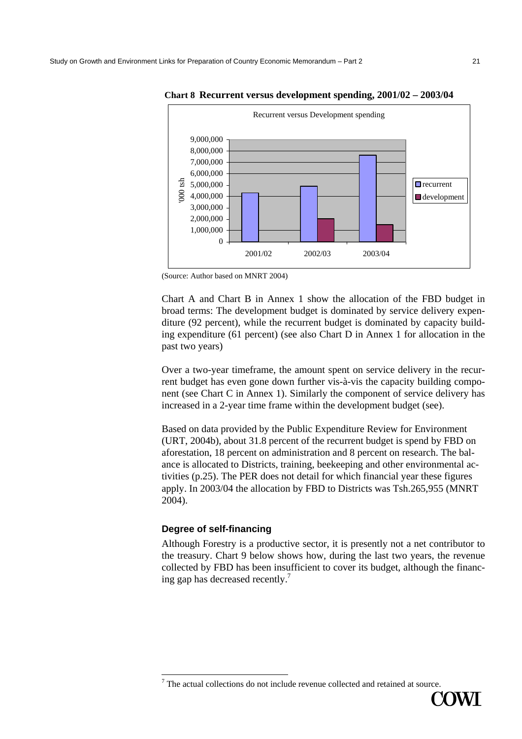**Chart 8 Recurrent versus development spending, 2001/02 – 2003/04**

(Source: Author based on MNRT 2004)

Chart A and Chart B in Annex 1 show the allocation of the FBD budget in broad terms: The development budget is dominated by service delivery expenditure (92 percent), while the recurrent budget is dominated by capacity building expenditure (61 percent) (see also Chart D in Annex 1 for allocation in the past two years)

Over a two-year timeframe, the amount spent on service delivery in the recurrent budget has even gone down further vis-à-vis the capacity building component (see Chart C in Annex 1). Similarly the component of service delivery has increased in a 2-year time frame within the development budget (see).

Based on data provided by the Public Expenditure Review for Environment (URT, 2004b), about 31.8 percent of the recurrent budget is spend by FBD on aforestation, 18 percent on administration and 8 percent on research. The balance is allocated to Districts, training, beekeeping and other environmental activities (p.25). The PER does not detail for which financial year these figures apply. In 2003/04 the allocation by FBD to Districts was Tsh.265,955 (MNRT 2004).

### Degree of self-financing

Although Forestry is a productive sector, it is presently not a net contributor to the treasury. Chart 9 below shows how, during the last two years, the revenue collected by FBD has been insufficient to cover its budget, although the financing gap has decreased recently.[7]

[7] The actual collections do not include revenue collected and retained at source.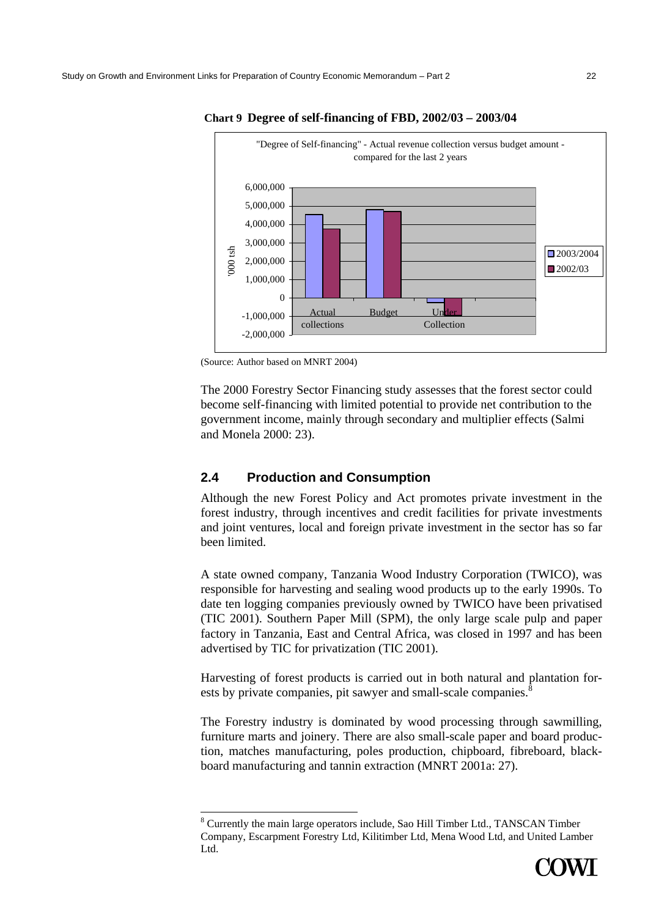**Chart 9 Degree of self-financing of FBD, 2002/03 – 2003/04**

(Source: Author based on MNRT 2004)

The 2000 Forestry Sector Financing study assesses that the forest sector could become self-financing with limited potential to provide net contribution to the government income, mainly through secondary and multiplier effects (Salmi and Monela 2000: 23).

## 2.4 Production and Consumption

Although the new Forest Policy and Act promotes private investment in the forest industry, through incentives and credit facilities for private investments and joint ventures, local and foreign private investment in the sector has so far been limited.

A state owned company, Tanzania Wood Industry Corporation (TWICO), was responsible for harvesting and sealing wood products up to the early 1990s. To date ten logging companies previously owned by TWICO have been privatised (TIC 2001). Southern Paper Mill (SPM), the only large scale pulp and paper factory in Tanzania, East and Central Africa, was closed in 1997 and has been advertised by TIC for privatization (TIC 2001).

Harvesting of forest products is carried out in both natural and plantation forests by private companies, pit sawyer and small-scale companies.[8]

The Forestry industry is dominated by wood processing through sawmilling, furniture marts and joinery. There are also small-scale paper and board production, matches manufacturing, poles production, chipboard, fibreboard, blackboard manufacturing and tannin extraction (MNRT 2001a: 27).

---

[8] Currently the main large operators include, Sao Hill Timber Ltd., TANSCAN Timber Company, Escarpment Forestry Ltd, Kilitimber Ltd, Mena Wood Ltd, and United Lamber Ltd.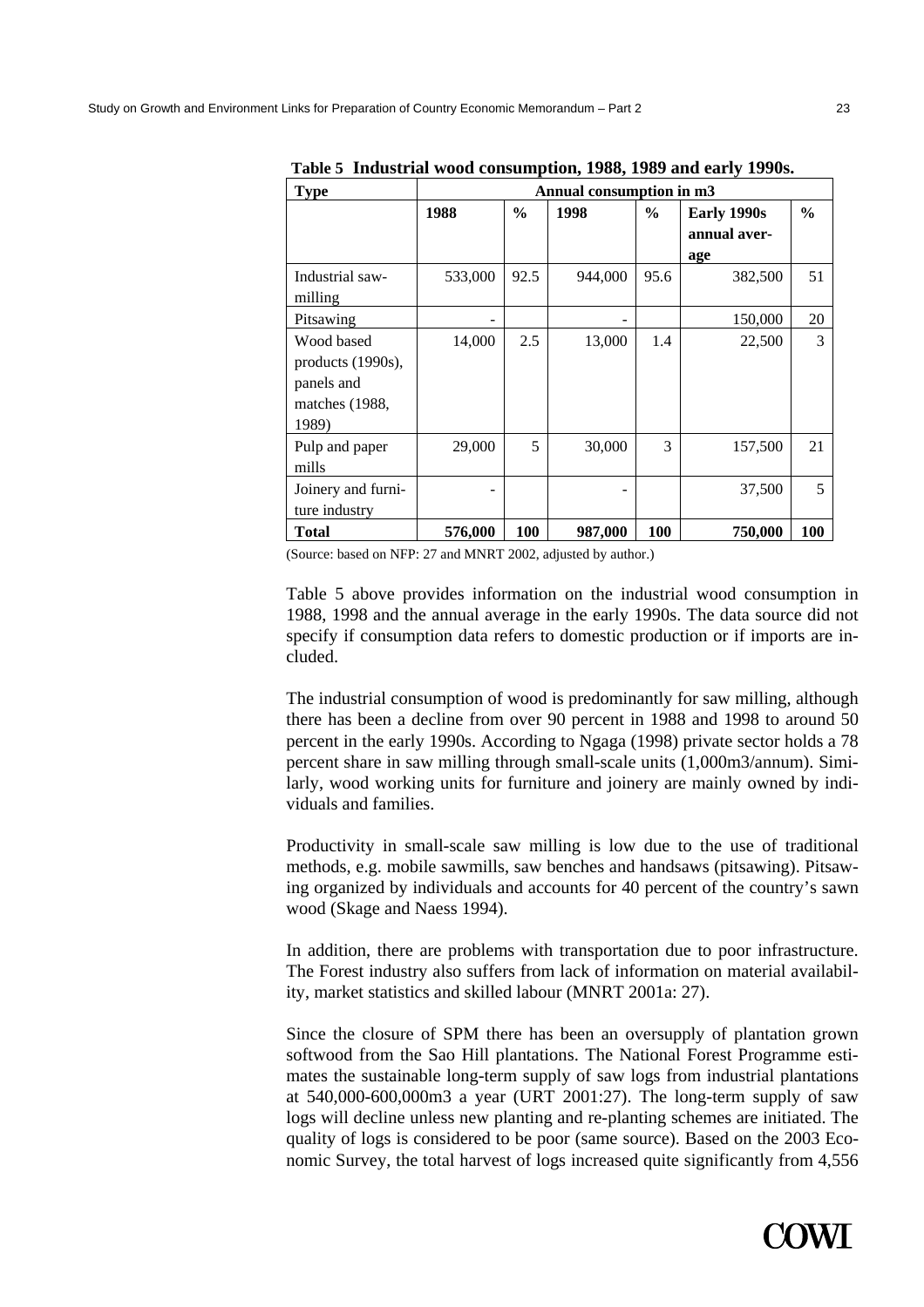**Table 5 Industrial wood consumption, 1988, 1989 and early 1990s.**

| Type | Annual consumption in m3 | | | | | |
|---|---|---|---|---|---|---|
| | 1988 | % | 1998 | % | Early 1990s annual average | % |
| Industrial saw-milling | 533,000 | 92.5 | 944,000 | 95.6 | 382,500 | 51 |
| Pitsawing | - | | - | | 150,000 | 20 |
| Wood based products (1990s), panels and matches (1988, 1989) | 14,000 | 2.5 | 13,000 | 1.4 | 22,500 | 3 |
| Pulp and paper mills | 29,000 | 5 | 30,000 | 3 | 157,500 | 21 |
| Joinery and furniture industry | - | | - | | 37,500 | 5 |
| **Total** | **576,000** | **100** | **987,000** | **100** | **750,000** | **100** |

(Source: based on NFP: 27 and MNRT 2002, adjusted by author.)

Table 5 above provides information on the industrial wood consumption in 1988, 1998 and the annual average in the early 1990s. The data source did not specify if consumption data refers to domestic production or if imports are included.

The industrial consumption of wood is predominantly for saw milling, although there has been a decline from over 90 percent in 1988 and 1998 to around 50 percent in the early 1990s. According to Ngaga (1998) private sector holds a 78 percent share in saw milling through small-scale units (1,000m3/annum). Similarly, wood working units for furniture and joinery are mainly owned by individuals and families.

Productivity in small-scale saw milling is low due to the use of traditional methods, e.g. mobile sawmills, saw benches and handsaws (pitsawing). Pitsawing organized by individuals and accounts for 40 percent of the country's sawn wood (Skage and Naess 1994).

In addition, there are problems with transportation due to poor infrastructure. The Forest industry also suffers from lack of information on material availability, market statistics and skilled labour (MNRT 2001a: 27).

Since the closure of SPM there has been an oversupply of plantation grown softwood from the Sao Hill plantations. The National Forest Programme estimates the sustainable long-term supply of saw logs from industrial plantations at 540,000-600,000m3 a year (URT 2001:27). The long-term supply of saw logs will decline unless new planting and re-planting schemes are initiated. The quality of logs is considered to be poor (same source). Based on the 2003 Economic Survey, the total harvest of logs increased quite significantly from 4,556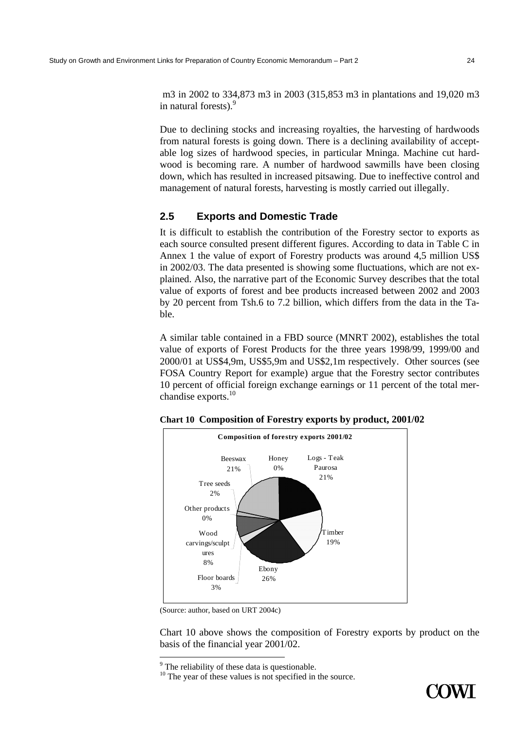m3 in 2002 to 334,873 m3 in 2003 (315,853 m3 in plantations and 19,020 m3 in natural forests).[9]

Due to declining stocks and increasing royalties, the harvesting of hardwoods from natural forests is going down. There is a declining availability of acceptable log sizes of hardwood species, in particular Mninga. Machine cut hardwood is becoming rare. A number of hardwood sawmills have been closing down, which has resulted in increased pitsawing. Due to ineffective control and management of natural forests, harvesting is mostly carried out illegally.

## 2.5 Exports and Domestic Trade

It is difficult to establish the contribution of the Forestry sector to exports as each source consulted present different figures. According to data in Table C in Annex 1 the value of export of Forestry products was around 4,5 million US$ in 2002/03. The data presented is showing some fluctuations, which are not explained. Also, the narrative part of the Economic Survey describes that the total value of exports of forest and bee products increased between 2002 and 2003 by 20 percent from Tsh.6 to 7.2 billion, which differs from the data in the Table.

A similar table contained in a FBD source (MNRT 2002), establishes the total value of exports of Forest Products for the three years 1998/99, 1999/00 and 2000/01 at US$4,9m, US$5,9m and US$2,1m respectively. Other sources (see FOSA Country Report for example) argue that the Forestry sector contributes 10 percent of official foreign exchange earnings or 11 percent of the total merchandise exports.[10]

**Chart 10 Composition of Forestry exports by product, 2001/02**

**Composition of forestry exports 2001/02**

| Product | Share |
|---|---|
| Logs - Teak Paurosa | 21% |
| Timber | 19% |
| Ebony | 26% |
| Floor boards | 3% |
| Wood carvings/sculptures | 8% |
| Other products | 0% |
| Tree seeds | 2% |
| Beeswax | 21% |
| Honey | 0% |

(Source: author, based on URT 2004c)

Chart 10 above shows the composition of Forestry exports by product on the basis of the financial year 2001/02.

[9] The reliability of these data is questionable.

[10] The year of these values is not specified in the source.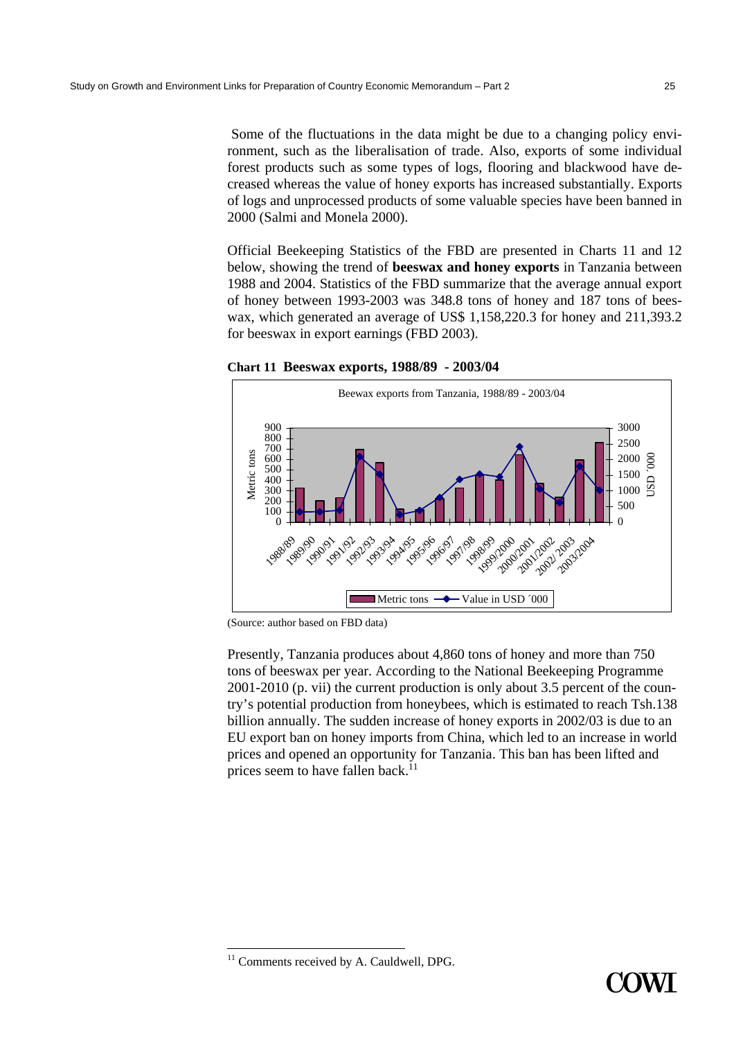Some of the fluctuations in the data might be due to a changing policy environment, such as the liberalisation of trade. Also, exports of some individual forest products such as some types of logs, flooring and blackwood have decreased whereas the value of honey exports has increased substantially. Exports of logs and unprocessed products of some valuable species have been banned in 2000 (Salmi and Monela 2000).

Official Beekeeping Statistics of the FBD are presented in Charts 11 and 12 below, showing the trend of **beeswax and honey exports** in Tanzania between 1988 and 2004. Statistics of the FBD summarize that the average annual export of honey between 1993-2003 was 348.8 tons of honey and 187 tons of beeswax, which generated an average of US$ 1,158,220.3 for honey and 211,393.2 for beeswax in export earnings (FBD 2003).

**Chart 11 Beeswax exports, 1988/89 - 2003/04**

(Source: author based on FBD data)

Presently, Tanzania produces about 4,860 tons of honey and more than 750 tons of beeswax per year. According to the National Beekeeping Programme 2001-2010 (p. vii) the current production is only about 3.5 percent of the country's potential production from honeybees, which is estimated to reach Tsh.138 billion annually. The sudden increase of honey exports in 2002/03 is due to an EU export ban on honey imports from China, which led to an increase in world prices and opened an opportunity for Tanzania. This ban has been lifted and prices seem to have fallen back.[11]

[11] Comments received by A. Cauldwell, DPG.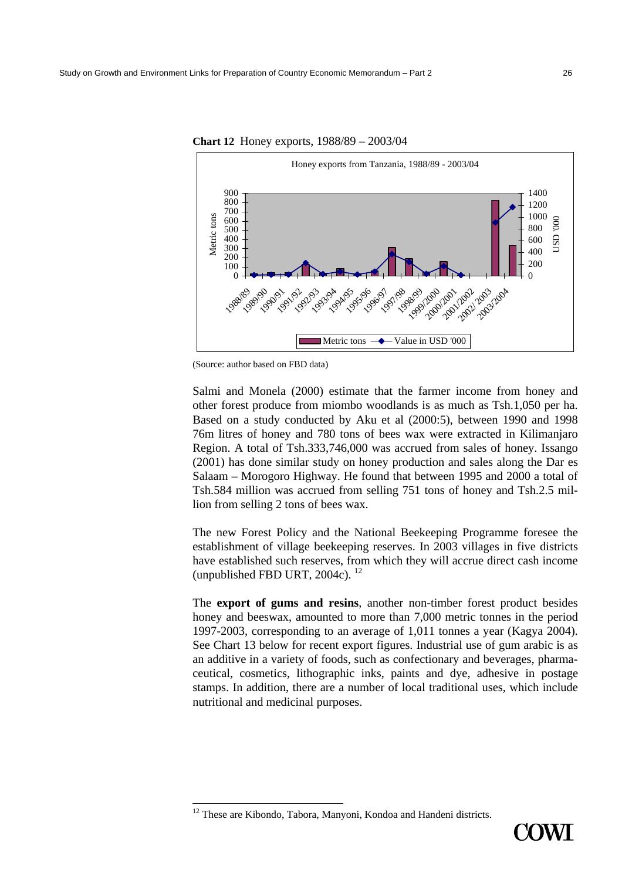**Chart 12** Honey exports, 1988/89 – 2003/04

(Source: author based on FBD data)

Salmi and Monela (2000) estimate that the farmer income from honey and other forest produce from miombo woodlands is as much as Tsh.1,050 per ha. Based on a study conducted by Aku et al (2000:5), between 1990 and 1998 76m litres of honey and 780 tons of bees wax were extracted in Kilimanjaro Region. A total of Tsh.333,746,000 was accrued from sales of honey. Issango (2001) has done similar study on honey production and sales along the Dar es Salaam – Morogoro Highway. He found that between 1995 and 2000 a total of Tsh.584 million was accrued from selling 751 tons of honey and Tsh.2.5 million from selling 2 tons of bees wax.

The new Forest Policy and the National Beekeeping Programme foresee the establishment of village beekeeping reserves. In 2003 villages in five districts have established such reserves, from which they will accrue direct cash income (unpublished FBD URT, 2004c). [12]

The **export of gums and resins**, another non-timber forest product besides honey and beeswax, amounted to more than 7,000 metric tonnes in the period 1997-2003, corresponding to an average of 1,011 tonnes a year (Kagya 2004). See Chart 13 below for recent export figures. Industrial use of gum arabic is as an additive in a variety of foods, such as confectionary and beverages, pharmaceutical, cosmetics, lithographic inks, paints and dye, adhesive in postage stamps. In addition, there are a number of local traditional uses, which include nutritional and medicinal purposes.

---

[12] These are Kibondo, Tabora, Manyoni, Kondoa and Handeni districts.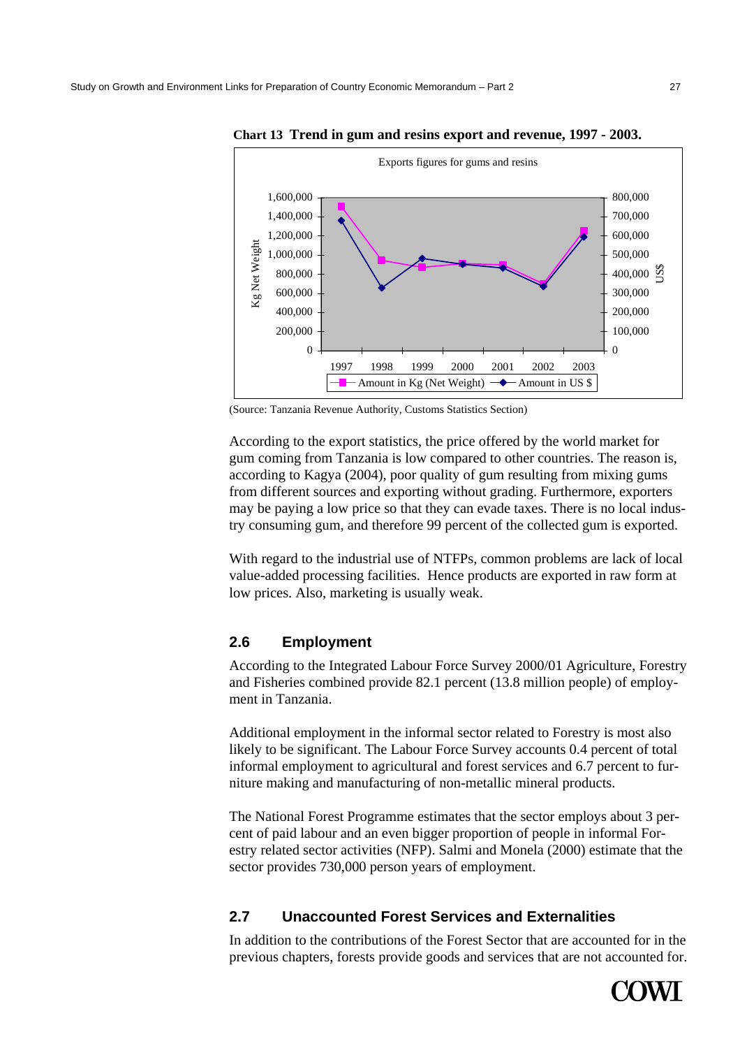**Chart 13 Trend in gum and resins export and revenue, 1997 - 2003.**

(Source: Tanzania Revenue Authority, Customs Statistics Section)

According to the export statistics, the price offered by the world market for gum coming from Tanzania is low compared to other countries. The reason is, according to Kagya (2004), poor quality of gum resulting from mixing gums from different sources and exporting without grading. Furthermore, exporters may be paying a low price so that they can evade taxes. There is no local industry consuming gum, and therefore 99 percent of the collected gum is exported.

With regard to the industrial use of NTFPs, common problems are lack of local value-added processing facilities. Hence products are exported in raw form at low prices. Also, marketing is usually weak.

## 2.6 Employment

According to the Integrated Labour Force Survey 2000/01 Agriculture, Forestry and Fisheries combined provide 82.1 percent (13.8 million people) of employment in Tanzania.

Additional employment in the informal sector related to Forestry is most also likely to be significant. The Labour Force Survey accounts 0.4 percent of total informal employment to agricultural and forest services and 6.7 percent to furniture making and manufacturing of non-metallic mineral products.

The National Forest Programme estimates that the sector employs about 3 percent of paid labour and an even bigger proportion of people in informal Forestry related sector activities (NFP). Salmi and Monela (2000) estimate that the sector provides 730,000 person years of employment.

## 2.7 Unaccounted Forest Services and Externalities

In addition to the contributions of the Forest Sector that are accounted for in the previous chapters, forests provide goods and services that are not accounted for.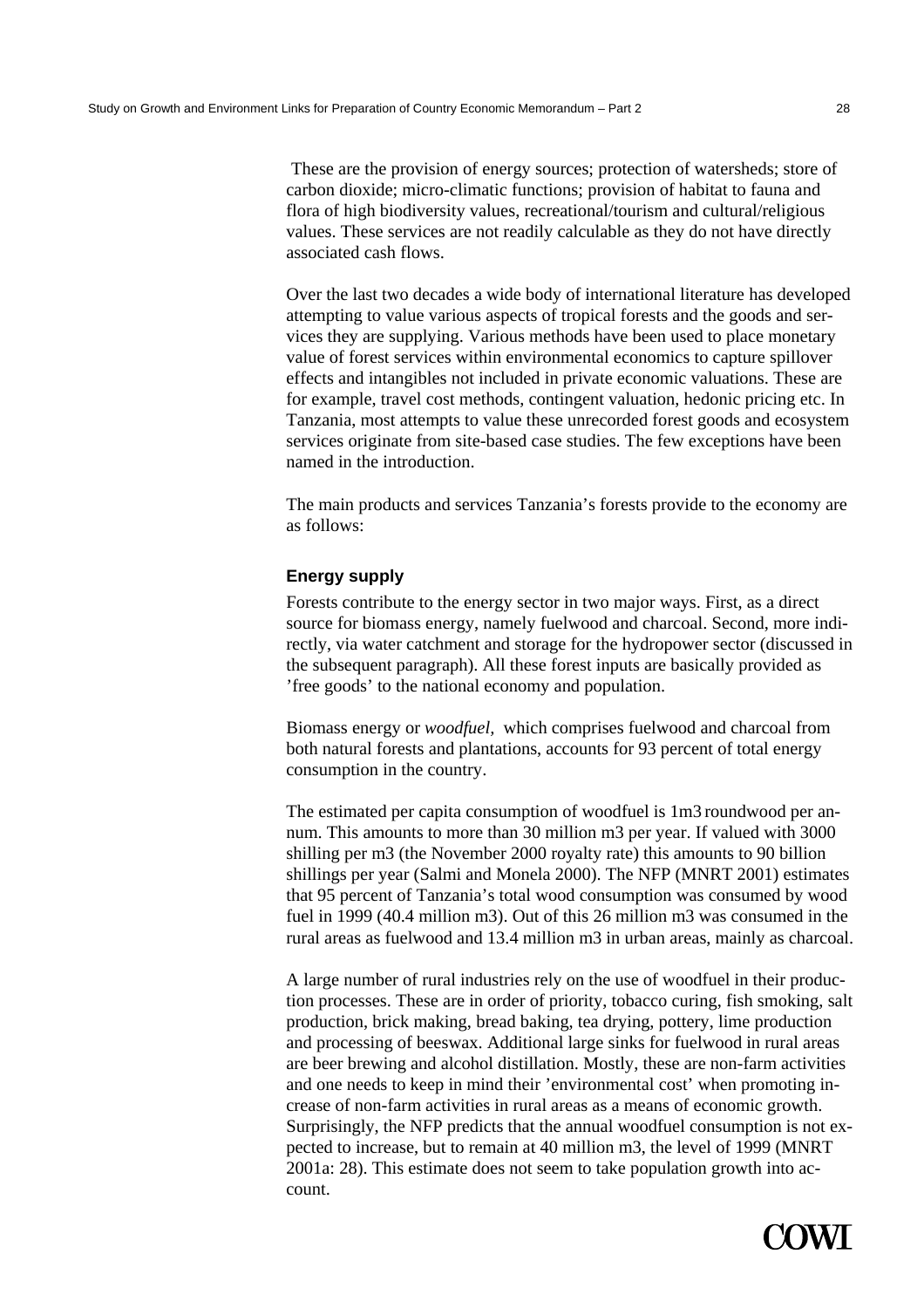These are the provision of energy sources; protection of watersheds; store of carbon dioxide; micro-climatic functions; provision of habitat to fauna and flora of high biodiversity values, recreational/tourism and cultural/religious values. These services are not readily calculable as they do not have directly associated cash flows.

Over the last two decades a wide body of international literature has developed attempting to value various aspects of tropical forests and the goods and services they are supplying. Various methods have been used to place monetary value of forest services within environmental economics to capture spillover effects and intangibles not included in private economic valuations. These are for example, travel cost methods, contingent valuation, hedonic pricing etc. In Tanzania, most attempts to value these unrecorded forest goods and ecosystem services originate from site-based case studies. The few exceptions have been named in the introduction.

The main products and services Tanzania's forests provide to the economy are as follows:

#### Energy supply

Forests contribute to the energy sector in two major ways. First, as a direct source for biomass energy, namely fuelwood and charcoal. Second, more indirectly, via water catchment and storage for the hydropower sector (discussed in the subsequent paragraph). All these forest inputs are basically provided as 'free goods' to the national economy and population.

Biomass energy or *woodfuel*, which comprises fuelwood and charcoal from both natural forests and plantations, accounts for 93 percent of total energy consumption in the country.

The estimated per capita consumption of woodfuel is 1m3 roundwood per annum. This amounts to more than 30 million m3 per year. If valued with 3000 shilling per m3 (the November 2000 royalty rate) this amounts to 90 billion shillings per year (Salmi and Monela 2000). The NFP (MNRT 2001) estimates that 95 percent of Tanzania's total wood consumption was consumed by wood fuel in 1999 (40.4 million m3). Out of this 26 million m3 was consumed in the rural areas as fuelwood and 13.4 million m3 in urban areas, mainly as charcoal.

A large number of rural industries rely on the use of woodfuel in their production processes. These are in order of priority, tobacco curing, fish smoking, salt production, brick making, bread baking, tea drying, pottery, lime production and processing of beeswax. Additional large sinks for fuelwood in rural areas are beer brewing and alcohol distillation. Mostly, these are non-farm activities and one needs to keep in mind their 'environmental cost' when promoting increase of non-farm activities in rural areas as a means of economic growth. Surprisingly, the NFP predicts that the annual woodfuel consumption is not expected to increase, but to remain at 40 million m3, the level of 1999 (MNRT 2001a: 28). This estimate does not seem to take population growth into account.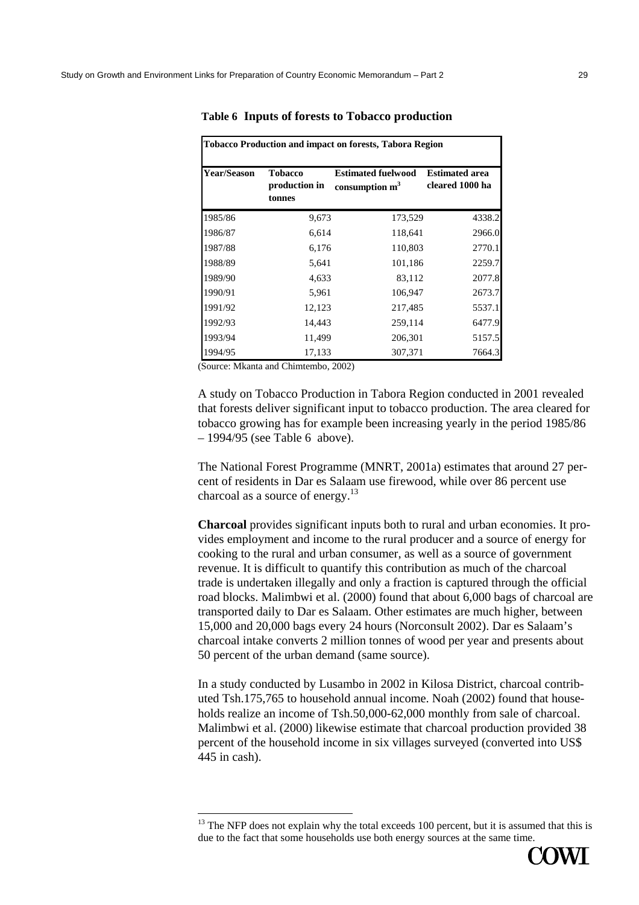**Table 6 Inputs of forests to Tobacco production**

| **Tobacco Production and impact on forests, Tabora Region** | | | |
|---|---|---|---|
| **Year/Season** | **Tobacco production in tonnes** | **Estimated fuelwood consumption m$^3$** | **Estimated area cleared 1000 ha** |
| 1985/86 | 9,673 | 173,529 | 4338.2 |
| 1986/87 | 6,614 | 118,641 | 2966.0 |
| 1987/88 | 6,176 | 110,803 | 2770.1 |
| 1988/89 | 5,641 | 101,186 | 2259.7 |
| 1989/90 | 4,633 | 83,112 | 2077.8 |
| 1990/91 | 5,961 | 106,947 | 2673.7 |
| 1991/92 | 12,123 | 217,485 | 5537.1 |
| 1992/93 | 14,443 | 259,114 | 6477.9 |
| 1993/94 | 11,499 | 206,301 | 5157.5 |
| 1994/95 | 17,133 | 307,371 | 7664.3 |

(Source: Mkanta and Chimtembo, 2002)

A study on Tobacco Production in Tabora Region conducted in 2001 revealed that forests deliver significant input to tobacco production. The area cleared for tobacco growing has for example been increasing yearly in the period 1985/86 – 1994/95 (see Table 6 above).

The National Forest Programme (MNRT, 2001a) estimates that around 27 percent of residents in Dar es Salaam use firewood, while over 86 percent use charcoal as a source of energy.[13]

**Charcoal** provides significant inputs both to rural and urban economies. It provides employment and income to the rural producer and a source of energy for cooking to the rural and urban consumer, as well as a source of government revenue. It is difficult to quantify this contribution as much of the charcoal trade is undertaken illegally and only a fraction is captured through the official road blocks. Malimbwi et al. (2000) found that about 6,000 bags of charcoal are transported daily to Dar es Salaam. Other estimates are much higher, between 15,000 and 20,000 bags every 24 hours (Norconsult 2002). Dar es Salaam's charcoal intake converts 2 million tonnes of wood per year and presents about 50 percent of the urban demand (same source).

In a study conducted by Lusambo in 2002 in Kilosa District, charcoal contributed Tsh.175,765 to household annual income. Noah (2002) found that households realize an income of Tsh.50,000-62,000 monthly from sale of charcoal. Malimbwi et al. (2000) likewise estimate that charcoal production provided 38 percent of the household income in six villages surveyed (converted into US$ 445 in cash).

[13] The NFP does not explain why the total exceeds 100 percent, but it is assumed that this is due to the fact that some households use both energy sources at the same time.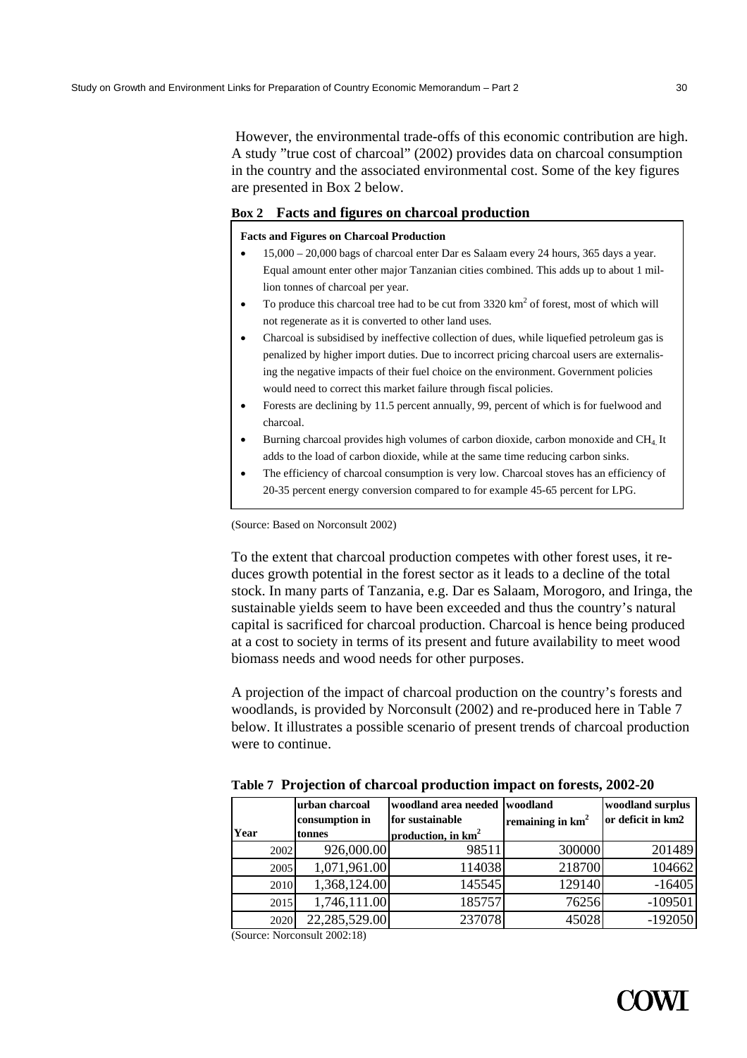However, the environmental trade-offs of this economic contribution are high. A study "true cost of charcoal" (2002) provides data on charcoal consumption in the country and the associated environmental cost. Some of the key figures are presented in Box 2 below.

**Box 2 Facts and figures on charcoal production**

**Facts and Figures on Charcoal Production**

- 15,000 – 20,000 bags of charcoal enter Dar es Salaam every 24 hours, 365 days a year. Equal amount enter other major Tanzanian cities combined. This adds up to about 1 million tonnes of charcoal per year.
- To produce this charcoal tree had to be cut from 3320 km$^2$ of forest, most of which will not regenerate as it is converted to other land uses.
- Charcoal is subsidised by ineffective collection of dues, while liquefied petroleum gas is penalized by higher import duties. Due to incorrect pricing charcoal users are externalising the negative impacts of their fuel choice on the environment. Government policies would need to correct this market failure through fiscal policies.
- Forests are declining by 11.5 percent annually, 99, percent of which is for fuelwood and charcoal.
- Burning charcoal provides high volumes of carbon dioxide, carbon monoxide and $CH_4$. It adds to the load of carbon dioxide, while at the same time reducing carbon sinks.
- The efficiency of charcoal consumption is very low. Charcoal stoves has an efficiency of 20-35 percent energy conversion compared to for example 45-65 percent for LPG.

(Source: Based on Norconsult 2002)

To the extent that charcoal production competes with other forest uses, it reduces growth potential in the forest sector as it leads to a decline of the total stock. In many parts of Tanzania, e.g. Dar es Salaam, Morogoro, and Iringa, the sustainable yields seem to have been exceeded and thus the country's natural capital is sacrificed for charcoal production. Charcoal is hence being produced at a cost to society in terms of its present and future availability to meet wood biomass needs and wood needs for other purposes.

A projection of the impact of charcoal production on the country's forests and woodlands, is provided by Norconsult (2002) and re-produced here in Table 7 below. It illustrates a possible scenario of present trends of charcoal production were to continue.

**Table 7 Projection of charcoal production impact on forests, 2002-20**

| Year | urban charcoal consumption in tonnes | woodland area needed for sustainable production, in km$^2$ | woodland remaining in km$^2$ | woodland surplus or deficit in km2 |
|---|---|---|---|---|
| 2002 | 926,000.00 | 98511 | 300000 | 201489 |
| 2005 | 1,071,961.00 | 114038 | 218700 | 104662 |
| 2010 | 1,368,124.00 | 145545 | 129140 | -16405 |
| 2015 | 1,746,111.00 | 185757 | 76256 | -109501 |
| 2020 | 22,285,529.00 | 237078 | 45028 | -192050 |

(Source: Norconsult 2002:18)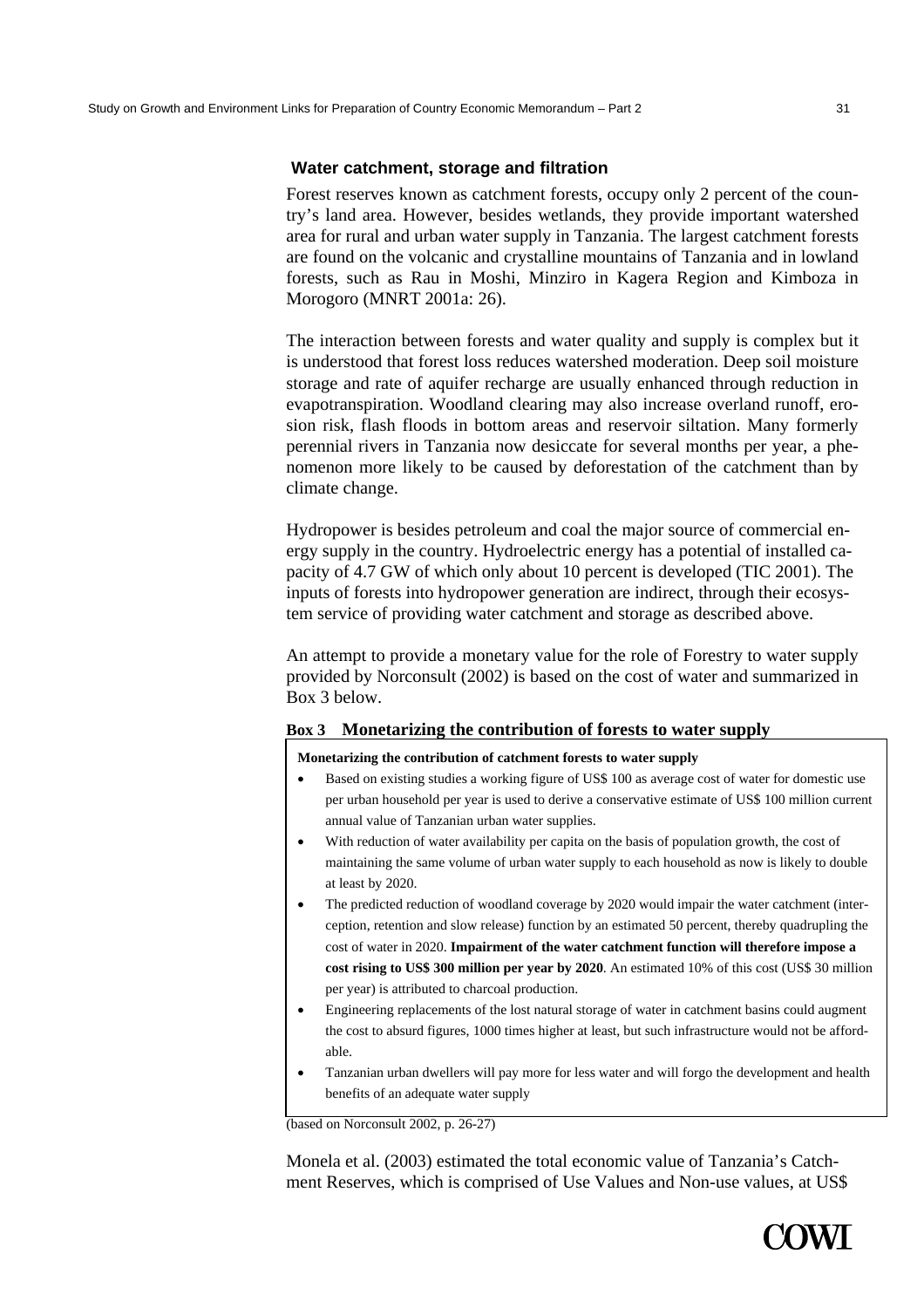### Water catchment, storage and filtration

Forest reserves known as catchment forests, occupy only 2 percent of the country's land area. However, besides wetlands, they provide important watershed area for rural and urban water supply in Tanzania. The largest catchment forests are found on the volcanic and crystalline mountains of Tanzania and in lowland forests, such as Rau in Moshi, Minziro in Kagera Region and Kimboza in Morogoro (MNRT 2001a: 26).

The interaction between forests and water quality and supply is complex but it is understood that forest loss reduces watershed moderation. Deep soil moisture storage and rate of aquifer recharge are usually enhanced through reduction in evapotranspiration. Woodland clearing may also increase overland runoff, erosion risk, flash floods in bottom areas and reservoir siltation. Many formerly perennial rivers in Tanzania now desiccate for several months per year, a phenomenon more likely to be caused by deforestation of the catchment than by climate change.

Hydropower is besides petroleum and coal the major source of commercial energy supply in the country. Hydroelectric energy has a potential of installed capacity of 4.7 GW of which only about 10 percent is developed (TIC 2001). The inputs of forests into hydropower generation are indirect, through their ecosystem service of providing water catchment and storage as described above.

An attempt to provide a monetary value for the role of Forestry to water supply provided by Norconsult (2002) is based on the cost of water and summarized in Box 3 below.

**Box 3 Monetarizing the contribution of forests to water supply**

**Monetarizing the contribution of catchment forests to water supply**

- Based on existing studies a working figure of US$ 100 as average cost of water for domestic use per urban household per year is used to derive a conservative estimate of US$ 100 million current annual value of Tanzanian urban water supplies.
- With reduction of water availability per capita on the basis of population growth, the cost of maintaining the same volume of urban water supply to each household as now is likely to double at least by 2020.
- The predicted reduction of woodland coverage by 2020 would impair the water catchment (interception, retention and slow release) function by an estimated 50 percent, thereby quadrupling the cost of water in 2020. **Impairment of the water catchment function will therefore impose a cost rising to US$ 300 million per year by 2020**. An estimated 10% of this cost (US$ 30 million per year) is attributed to charcoal production.
- Engineering replacements of the lost natural storage of water in catchment basins could augment the cost to absurd figures, 1000 times higher at least, but such infrastructure would not be affordable.
- Tanzanian urban dwellers will pay more for less water and will forgo the development and health benefits of an adequate water supply

(based on Norconsult 2002, p. 26-27)

Monela et al. (2003) estimated the total economic value of Tanzania's Catchment Reserves, which is comprised of Use Values and Non-use values, at US$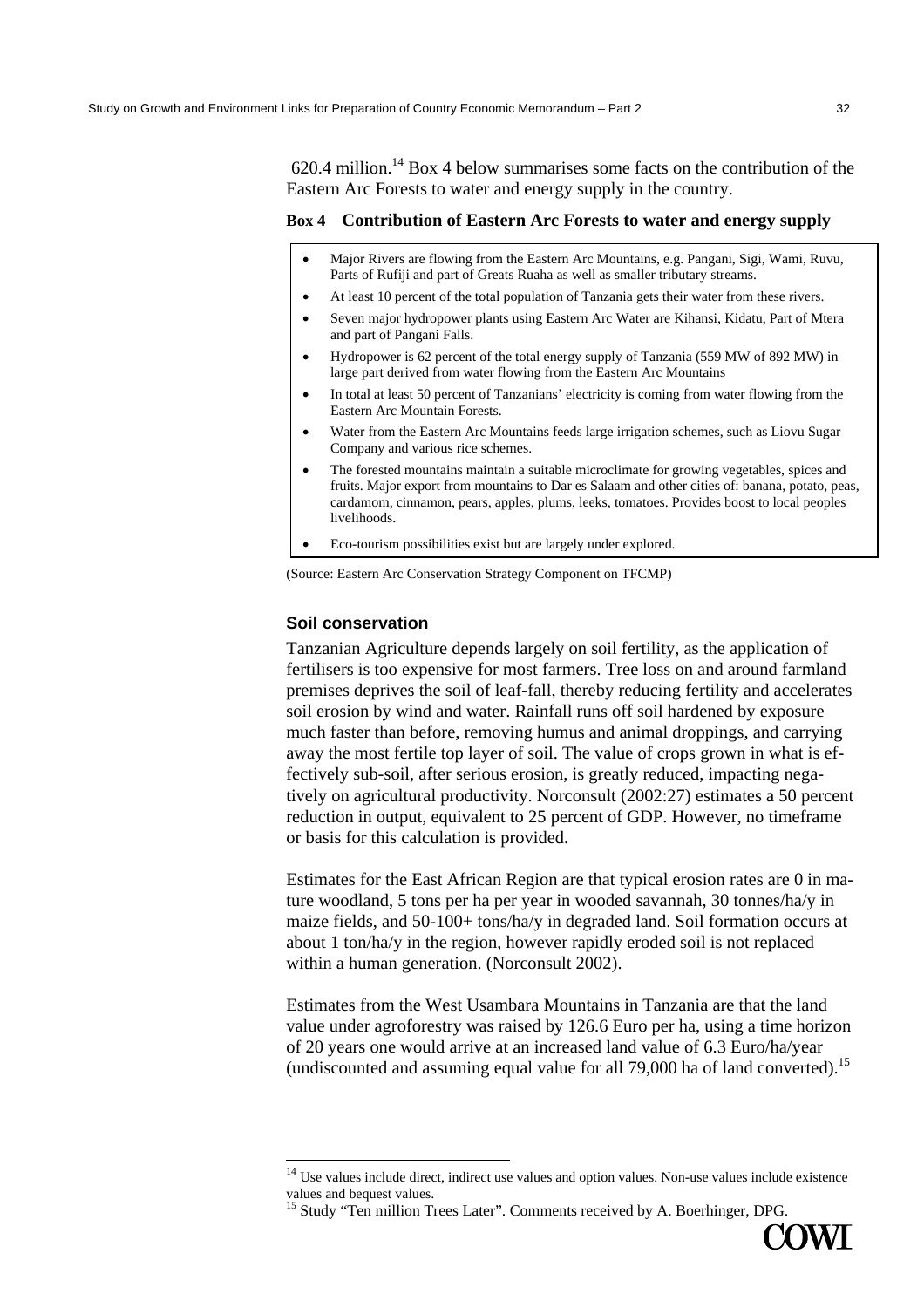620.4 million.[14] Box 4 below summarises some facts on the contribution of the Eastern Arc Forests to water and energy supply in the country.

**Box 4 Contribution of Eastern Arc Forests to water and energy supply**

- Major Rivers are flowing from the Eastern Arc Mountains, e.g. Pangani, Sigi, Wami, Ruvu, Parts of Rufiji and part of Greats Ruaha as well as smaller tributary streams.
- At least 10 percent of the total population of Tanzania gets their water from these rivers.
- Seven major hydropower plants using Eastern Arc Water are Kihansi, Kidatu, Part of Mtera and part of Pangani Falls.
- Hydropower is 62 percent of the total energy supply of Tanzania (559 MW of 892 MW) in large part derived from water flowing from the Eastern Arc Mountains
- In total at least 50 percent of Tanzanians' electricity is coming from water flowing from the Eastern Arc Mountain Forests.
- Water from the Eastern Arc Mountains feeds large irrigation schemes, such as Liovu Sugar Company and various rice schemes.
- The forested mountains maintain a suitable microclimate for growing vegetables, spices and fruits. Major export from mountains to Dar es Salaam and other cities of: banana, potato, peas, cardamom, cinnamon, pears, apples, plums, leeks, tomatoes. Provides boost to local peoples livelihoods.
- Eco-tourism possibilities exist but are largely under explored.

(Source: Eastern Arc Conservation Strategy Component on TFCMP)

### Soil conservation

Tanzanian Agriculture depends largely on soil fertility, as the application of fertilisers is too expensive for most farmers. Tree loss on and around farmland premises deprives the soil of leaf-fall, thereby reducing fertility and accelerates soil erosion by wind and water. Rainfall runs off soil hardened by exposure much faster than before, removing humus and animal droppings, and carrying away the most fertile top layer of soil. The value of crops grown in what is effectively sub-soil, after serious erosion, is greatly reduced, impacting negatively on agricultural productivity. Norconsult (2002:27) estimates a 50 percent reduction in output, equivalent to 25 percent of GDP. However, no timeframe or basis for this calculation is provided.

Estimates for the East African Region are that typical erosion rates are 0 in mature woodland, 5 tons per ha per year in wooded savannah, 30 tonnes/ha/y in maize fields, and 50-100+ tons/ha/y in degraded land. Soil formation occurs at about 1 ton/ha/y in the region, however rapidly eroded soil is not replaced within a human generation. (Norconsult 2002).

Estimates from the West Usambara Mountains in Tanzania are that the land value under agroforestry was raised by 126.6 Euro per ha, using a time horizon of 20 years one would arrive at an increased land value of 6.3 Euro/ha/year (undiscounted and assuming equal value for all 79,000 ha of land converted).[15]

---

[14] Use values include direct, indirect use values and option values. Non-use values include existence values and bequest values.

[15] Study "Ten million Trees Later". Comments received by A. Boerhinger, DPG.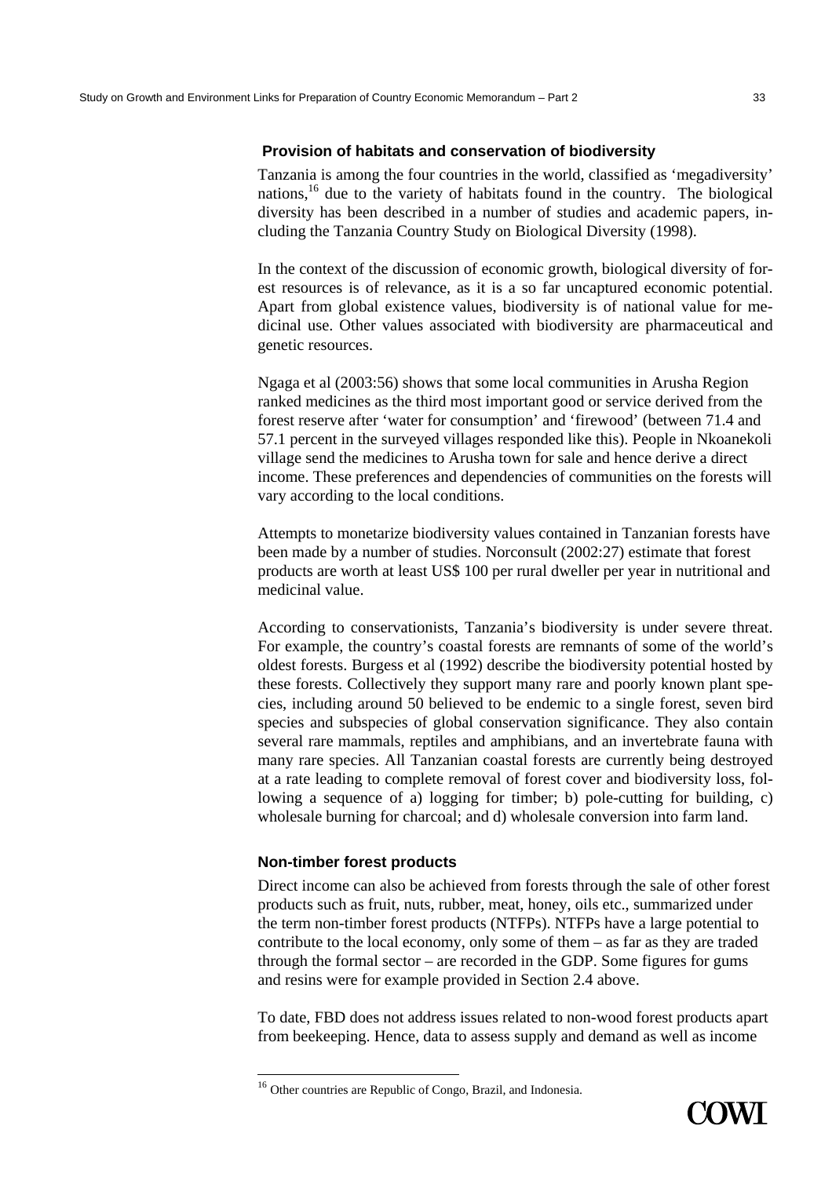### Provision of habitats and conservation of biodiversity

Tanzania is among the four countries in the world, classified as 'megadiversity' nations,[16] due to the variety of habitats found in the country. The biological diversity has been described in a number of studies and academic papers, including the Tanzania Country Study on Biological Diversity (1998).

In the context of the discussion of economic growth, biological diversity of forest resources is of relevance, as it is a so far uncaptured economic potential. Apart from global existence values, biodiversity is of national value for medicinal use. Other values associated with biodiversity are pharmaceutical and genetic resources.

Ngaga et al (2003:56) shows that some local communities in Arusha Region ranked medicines as the third most important good or service derived from the forest reserve after 'water for consumption' and 'firewood' (between 71.4 and 57.1 percent in the surveyed villages responded like this). People in Nkoanekoli village send the medicines to Arusha town for sale and hence derive a direct income. These preferences and dependencies of communities on the forests will vary according to the local conditions.

Attempts to monetarize biodiversity values contained in Tanzanian forests have been made by a number of studies. Norconsult (2002:27) estimate that forest products are worth at least US$ 100 per rural dweller per year in nutritional and medicinal value.

According to conservationists, Tanzania's biodiversity is under severe threat. For example, the country's coastal forests are remnants of some of the world's oldest forests. Burgess et al (1992) describe the biodiversity potential hosted by these forests. Collectively they support many rare and poorly known plant species, including around 50 believed to be endemic to a single forest, seven bird species and subspecies of global conservation significance. They also contain several rare mammals, reptiles and amphibians, and an invertebrate fauna with many rare species. All Tanzanian coastal forests are currently being destroyed at a rate leading to complete removal of forest cover and biodiversity loss, following a sequence of a) logging for timber; b) pole-cutting for building, c) wholesale burning for charcoal; and d) wholesale conversion into farm land.

### Non-timber forest products

Direct income can also be achieved from forests through the sale of other forest products such as fruit, nuts, rubber, meat, honey, oils etc., summarized under the term non-timber forest products (NTFPs). NTFPs have a large potential to contribute to the local economy, only some of them – as far as they are traded through the formal sector – are recorded in the GDP. Some figures for gums and resins were for example provided in Section 2.4 above.

To date, FBD does not address issues related to non-wood forest products apart from beekeeping. Hence, data to assess supply and demand as well as income

---

[16] Other countries are Republic of Congo, Brazil, and Indonesia.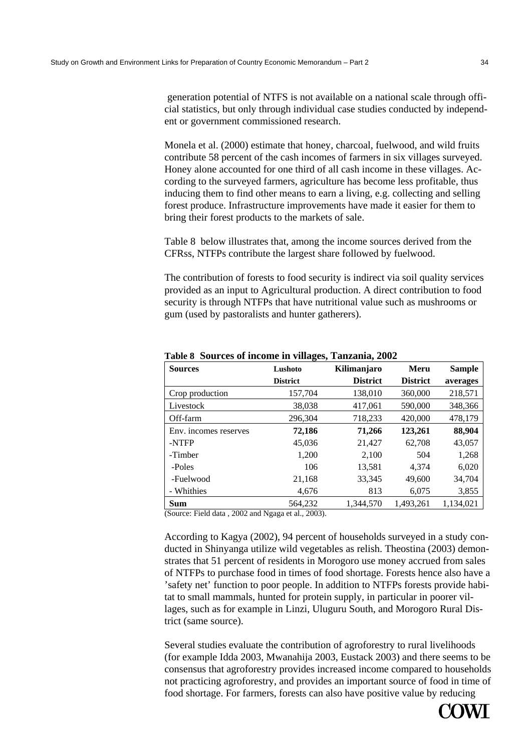generation potential of NTFS is not available on a national scale through official statistics, but only through individual case studies conducted by independent or government commissioned research.

Monela et al. (2000) estimate that honey, charcoal, fuelwood, and wild fruits contribute 58 percent of the cash incomes of farmers in six villages surveyed. Honey alone accounted for one third of all cash income in these villages. According to the surveyed farmers, agriculture has become less profitable, thus inducing them to find other means to earn a living, e.g. collecting and selling forest produce. Infrastructure improvements have made it easier for them to bring their forest products to the markets of sale.

Table 8 below illustrates that, among the income sources derived from the CFRss, NTFPs contribute the largest share followed by fuelwood.

The contribution of forests to food security is indirect via soil quality services provided as an input to Agricultural production. A direct contribution to food security is through NTFPs that have nutritional value such as mushrooms or gum (used by pastoralists and hunter gatherers).

**Table 8 Sources of income in villages, Tanzania, 2002**

| Sources | Lushoto District | Kilimanjaro District | Meru District | Sample averages |
|---|---|---|---|---|
| Crop production | 157,704 | 138,010 | 360,000 | 218,571 |
| Livestock | 38,038 | 417,061 | 590,000 | 348,366 |
| Off-farm | 296,304 | 718,233 | 420,000 | 478,179 |
| Env. incomes reserves | **72,186** | **71,266** | **123,261** | **88,904** |
| -NTFP | 45,036 | 21,427 | 62,708 | 43,057 |
| -Timber | 1,200 | 2,100 | 504 | 1,268 |
| -Poles | 106 | 13,581 | 4,374 | 6,020 |
| -Fuelwood | 21,168 | 33,345 | 49,600 | 34,704 |
| - Whithies | 4,676 | 813 | 6,075 | 3,855 |
| **Sum** | 564,232 | 1,344,570 | 1,493,261 | 1,134,021 |

(Source: Field data , 2002 and Ngaga et al., 2003).

According to Kagya (2002), 94 percent of households surveyed in a study conducted in Shinyanga utilize wild vegetables as relish. Theostina (2003) demonstrates that 51 percent of residents in Morogoro use money accrued from sales of NTFPs to purchase food in times of food shortage. Forests hence also have a 'safety net' function to poor people. In addition to NTFPs forests provide habitat to small mammals, hunted for protein supply, in particular in poorer villages, such as for example in Linzi, Uluguru South, and Morogoro Rural District (same source).

Several studies evaluate the contribution of agroforestry to rural livelihoods (for example Idda 2003, Mwanahija 2003, Eustack 2003) and there seems to be consensus that agroforestry provides increased income compared to households not practicing agroforestry, and provides an important source of food in time of food shortage. For farmers, forests can also have positive value by reducing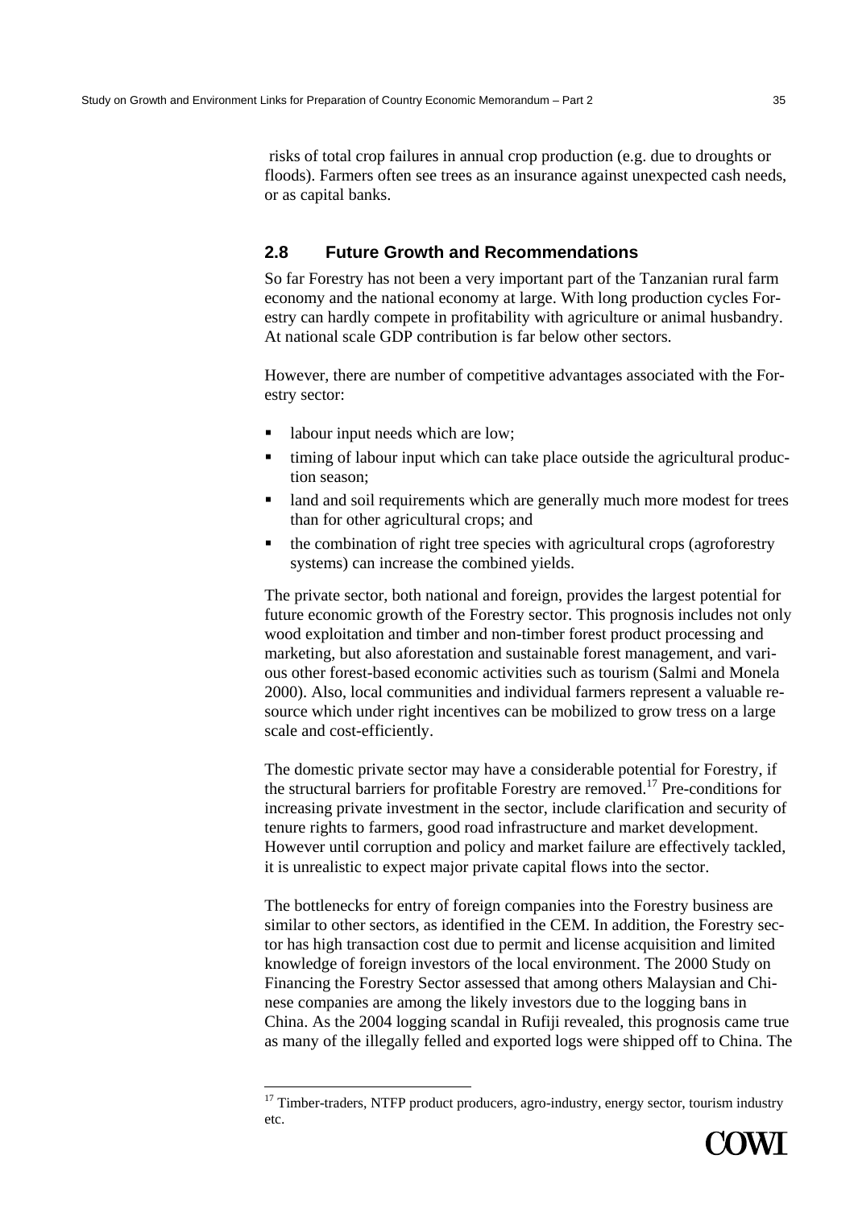risks of total crop failures in annual crop production (e.g. due to droughts or floods). Farmers often see trees as an insurance against unexpected cash needs, or as capital banks.

## 2.8 Future Growth and Recommendations

So far Forestry has not been a very important part of the Tanzanian rural farm economy and the national economy at large. With long production cycles Forestry can hardly compete in profitability with agriculture or animal husbandry. At national scale GDP contribution is far below other sectors.

However, there are number of competitive advantages associated with the Forestry sector:

- labour input needs which are low;
- timing of labour input which can take place outside the agricultural production season;
- land and soil requirements which are generally much more modest for trees than for other agricultural crops; and
- the combination of right tree species with agricultural crops (agroforestry systems) can increase the combined yields.

The private sector, both national and foreign, provides the largest potential for future economic growth of the Forestry sector. This prognosis includes not only wood exploitation and timber and non-timber forest product processing and marketing, but also aforestation and sustainable forest management, and various other forest-based economic activities such as tourism (Salmi and Monela 2000). Also, local communities and individual farmers represent a valuable resource which under right incentives can be mobilized to grow tress on a large scale and cost-efficiently.

The domestic private sector may have a considerable potential for Forestry, if the structural barriers for profitable Forestry are removed.[17] Pre-conditions for increasing private investment in the sector, include clarification and security of tenure rights to farmers, good road infrastructure and market development. However until corruption and policy and market failure are effectively tackled, it is unrealistic to expect major private capital flows into the sector.

The bottlenecks for entry of foreign companies into the Forestry business are similar to other sectors, as identified in the CEM. In addition, the Forestry sector has high transaction cost due to permit and license acquisition and limited knowledge of foreign investors of the local environment. The 2000 Study on Financing the Forestry Sector assessed that among others Malaysian and Chinese companies are among the likely investors due to the logging bans in China. As the 2004 logging scandal in Rufiji revealed, this prognosis came true as many of the illegally felled and exported logs were shipped off to China. The

[17] Timber-traders, NTFP product producers, agro-industry, energy sector, tourism industry etc.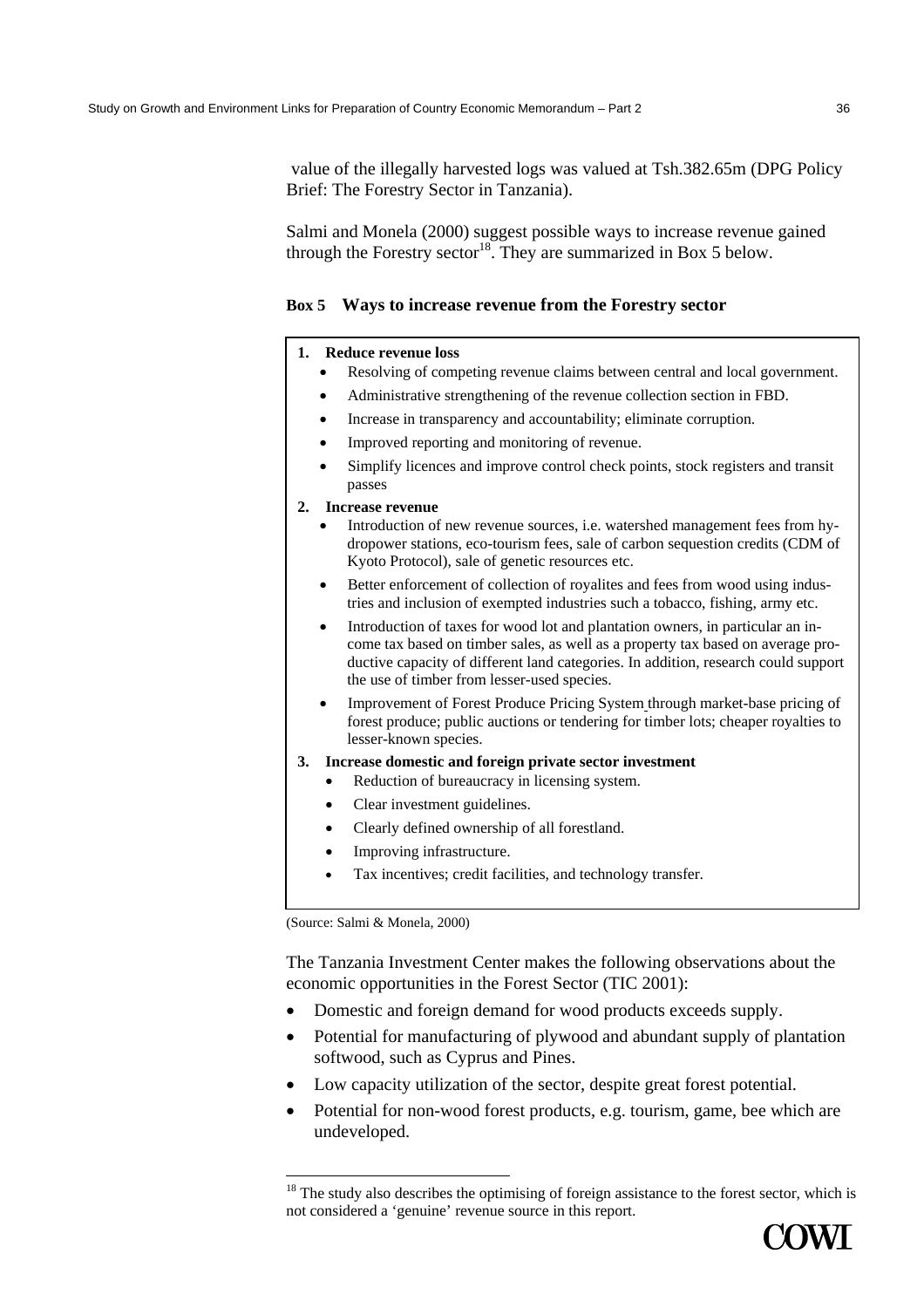value of the illegally harvested logs was valued at Tsh.382.65m (DPG Policy Brief: The Forestry Sector in Tanzania).

Salmi and Monela (2000) suggest possible ways to increase revenue gained through the Forestry sector[18]. They are summarized in Box 5 below.

**Box 5 Ways to increase revenue from the Forestry sector**

**1. Reduce revenue loss**

- Resolving of competing revenue claims between central and local government.
- Administrative strengthening of the revenue collection section in FBD.
- Increase in transparency and accountability; eliminate corruption.
- Improved reporting and monitoring of revenue.
- Simplify licences and improve control check points, stock registers and transit passes

**2. Increase revenue**

- Introduction of new revenue sources, i.e. watershed management fees from hydropower stations, eco-tourism fees, sale of carbon sequestion credits (CDM of Kyoto Protocol), sale of genetic resources etc.
- Better enforcement of collection of royalites and fees from wood using industries and inclusion of exempted industries such a tobacco, fishing, army etc.
- Introduction of taxes for wood lot and plantation owners, in particular an income tax based on timber sales, as well as a property tax based on average productive capacity of different land categories. In addition, research could support the use of timber from lesser-used species.
- Improvement of Forest Produce Pricing System through market-base pricing of forest produce; public auctions or tendering for timber lots; cheaper royalties to lesser-known species.

**3. Increase domestic and foreign private sector investment**

- Reduction of bureaucracy in licensing system.
- Clear investment guidelines.
- Clearly defined ownership of all forestland.
- Improving infrastructure.
- Tax incentives; credit facilities, and technology transfer.

(Source: Salmi & Monela, 2000)

The Tanzania Investment Center makes the following observations about the economic opportunities in the Forest Sector (TIC 2001):

- Domestic and foreign demand for wood products exceeds supply.
- Potential for manufacturing of plywood and abundant supply of plantation softwood, such as Cyprus and Pines.
- Low capacity utilization of the sector, despite great forest potential.
- Potential for non-wood forest products, e.g. tourism, game, bee which are undeveloped.

[18] The study also describes the optimising of foreign assistance to the forest sector, which is not considered a 'genuine' revenue source in this report.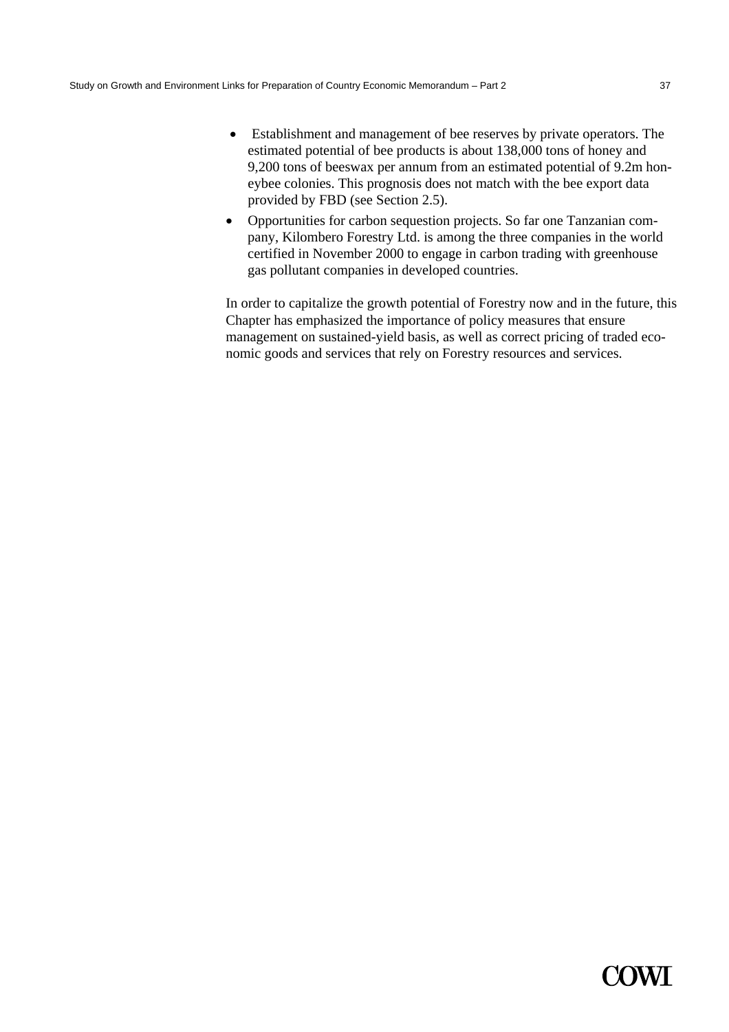- Establishment and management of bee reserves by private operators. The estimated potential of bee products is about 138,000 tons of honey and 9,200 tons of beeswax per annum from an estimated potential of 9.2m honeybee colonies. This prognosis does not match with the bee export data provided by FBD (see Section 2.5).
- Opportunities for carbon sequestion projects. So far one Tanzanian company, Kilombero Forestry Ltd. is among the three companies in the world certified in November 2000 to engage in carbon trading with greenhouse gas pollutant companies in developed countries.

In order to capitalize the growth potential of Forestry now and in the future, this Chapter has emphasized the importance of policy measures that ensure management on sustained-yield basis, as well as correct pricing of traded economic goods and services that rely on Forestry resources and services.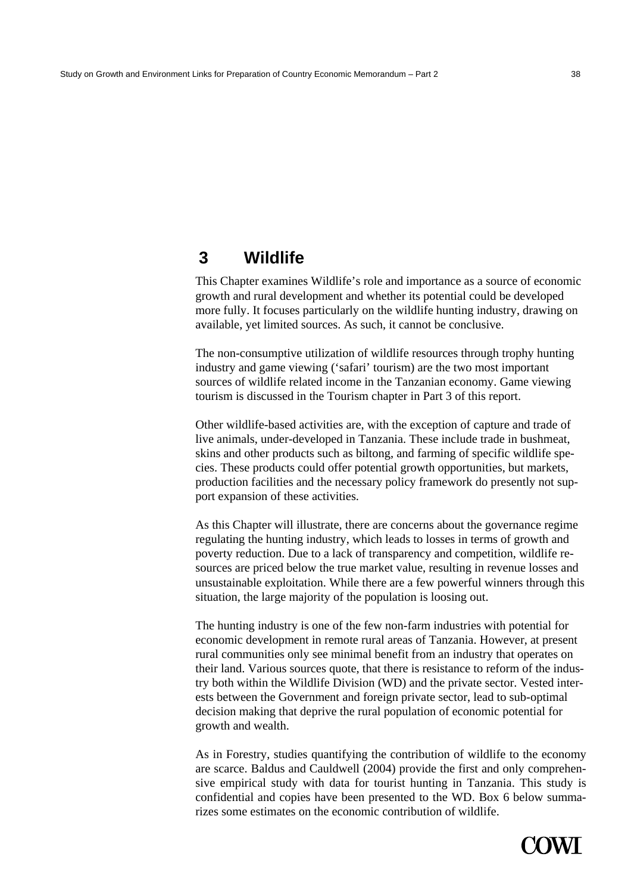# 3 Wildlife

This Chapter examines Wildlife's role and importance as a source of economic growth and rural development and whether its potential could be developed more fully. It focuses particularly on the wildlife hunting industry, drawing on available, yet limited sources. As such, it cannot be conclusive.

The non-consumptive utilization of wildlife resources through trophy hunting industry and game viewing ('safari' tourism) are the two most important sources of wildlife related income in the Tanzanian economy. Game viewing tourism is discussed in the Tourism chapter in Part 3 of this report.

Other wildlife-based activities are, with the exception of capture and trade of live animals, under-developed in Tanzania. These include trade in bushmeat, skins and other products such as biltong, and farming of specific wildlife species. These products could offer potential growth opportunities, but markets, production facilities and the necessary policy framework do presently not support expansion of these activities.

As this Chapter will illustrate, there are concerns about the governance regime regulating the hunting industry, which leads to losses in terms of growth and poverty reduction. Due to a lack of transparency and competition, wildlife resources are priced below the true market value, resulting in revenue losses and unsustainable exploitation. While there are a few powerful winners through this situation, the large majority of the population is loosing out.

The hunting industry is one of the few non-farm industries with potential for economic development in remote rural areas of Tanzania. However, at present rural communities only see minimal benefit from an industry that operates on their land. Various sources quote, that there is resistance to reform of the industry both within the Wildlife Division (WD) and the private sector. Vested interests between the Government and foreign private sector, lead to sub-optimal decision making that deprive the rural population of economic potential for growth and wealth.

As in Forestry, studies quantifying the contribution of wildlife to the economy are scarce. Baldus and Cauldwell (2004) provide the first and only comprehensive empirical study with data for tourist hunting in Tanzania. This study is confidential and copies have been presented to the WD. Box 6 below summarizes some estimates on the economic contribution of wildlife.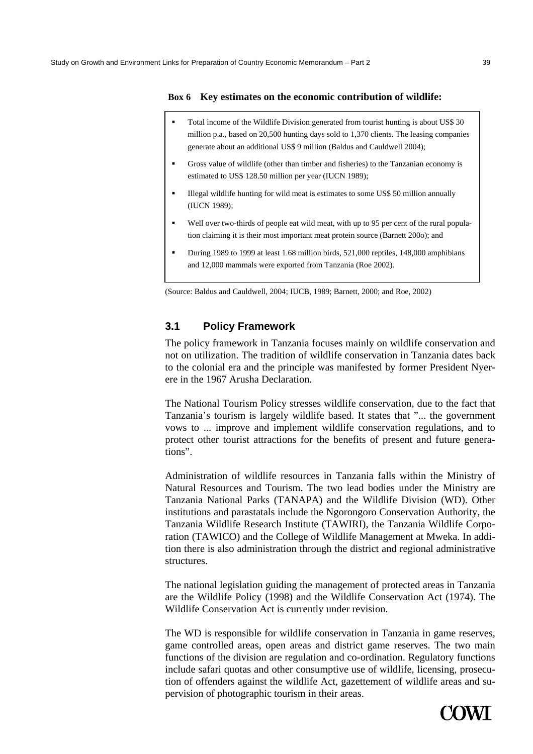**Box 6 Key estimates on the economic contribution of wildlife:**

- Total income of the Wildlife Division generated from tourist hunting is about US$ 30 million p.a., based on 20,500 hunting days sold to 1,370 clients. The leasing companies generate about an additional US$ 9 million (Baldus and Cauldwell 2004);
- Gross value of wildlife (other than timber and fisheries) to the Tanzanian economy is estimated to US$ 128.50 million per year (IUCN 1989);
- Illegal wildlife hunting for wild meat is estimates to some US$ 50 million annually (IUCN 1989);
- Well over two-thirds of people eat wild meat, with up to 95 per cent of the rural population claiming it is their most important meat protein source (Barnett 200o); and
- During 1989 to 1999 at least 1.68 million birds, 521,000 reptiles, 148,000 amphibians and 12,000 mammals were exported from Tanzania (Roe 2002).

(Source: Baldus and Cauldwell, 2004; IUCB, 1989; Barnett, 2000; and Roe, 2002)

## 3.1 Policy Framework

The policy framework in Tanzania focuses mainly on wildlife conservation and not on utilization. The tradition of wildlife conservation in Tanzania dates back to the colonial era and the principle was manifested by former President Nyerere in the 1967 Arusha Declaration.

The National Tourism Policy stresses wildlife conservation, due to the fact that Tanzania's tourism is largely wildlife based. It states that "... the government vows to ... improve and implement wildlife conservation regulations, and to protect other tourist attractions for the benefits of present and future generations".

Administration of wildlife resources in Tanzania falls within the Ministry of Natural Resources and Tourism. The two lead bodies under the Ministry are Tanzania National Parks (TANAPA) and the Wildlife Division (WD). Other institutions and parastatals include the Ngorongoro Conservation Authority, the Tanzania Wildlife Research Institute (TAWIRI), the Tanzania Wildlife Corporation (TAWICO) and the College of Wildlife Management at Mweka. In addition there is also administration through the district and regional administrative structures.

The national legislation guiding the management of protected areas in Tanzania are the Wildlife Policy (1998) and the Wildlife Conservation Act (1974). The Wildlife Conservation Act is currently under revision.

The WD is responsible for wildlife conservation in Tanzania in game reserves, game controlled areas, open areas and district game reserves. The two main functions of the division are regulation and co-ordination. Regulatory functions include safari quotas and other consumptive use of wildlife, licensing, prosecution of offenders against the wildlife Act, gazettement of wildlife areas and supervision of photographic tourism in their areas.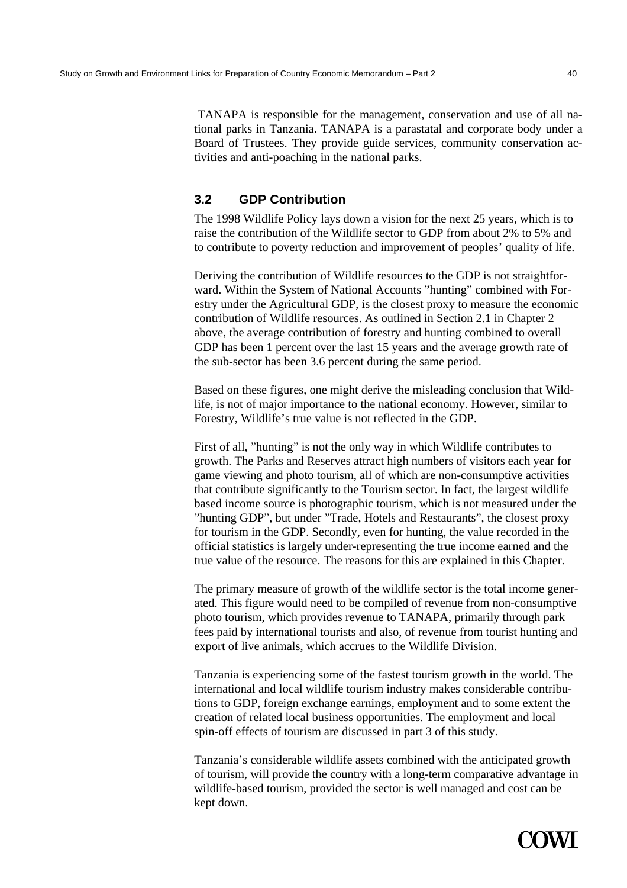TANAPA is responsible for the management, conservation and use of all national parks in Tanzania. TANAPA is a parastatal and corporate body under a Board of Trustees. They provide guide services, community conservation activities and anti-poaching in the national parks.

## 3.2 GDP Contribution

The 1998 Wildlife Policy lays down a vision for the next 25 years, which is to raise the contribution of the Wildlife sector to GDP from about 2% to 5% and to contribute to poverty reduction and improvement of peoples' quality of life.

Deriving the contribution of Wildlife resources to the GDP is not straightforward. Within the System of National Accounts "hunting" combined with Forestry under the Agricultural GDP, is the closest proxy to measure the economic contribution of Wildlife resources. As outlined in Section 2.1 in Chapter 2 above, the average contribution of forestry and hunting combined to overall GDP has been 1 percent over the last 15 years and the average growth rate of the sub-sector has been 3.6 percent during the same period.

Based on these figures, one might derive the misleading conclusion that Wildlife, is not of major importance to the national economy. However, similar to Forestry, Wildlife's true value is not reflected in the GDP.

First of all, "hunting" is not the only way in which Wildlife contributes to growth. The Parks and Reserves attract high numbers of visitors each year for game viewing and photo tourism, all of which are non-consumptive activities that contribute significantly to the Tourism sector. In fact, the largest wildlife based income source is photographic tourism, which is not measured under the "hunting GDP", but under "Trade, Hotels and Restaurants", the closest proxy for tourism in the GDP. Secondly, even for hunting, the value recorded in the official statistics is largely under-representing the true income earned and the true value of the resource. The reasons for this are explained in this Chapter.

The primary measure of growth of the wildlife sector is the total income generated. This figure would need to be compiled of revenue from non-consumptive photo tourism, which provides revenue to TANAPA, primarily through park fees paid by international tourists and also, of revenue from tourist hunting and export of live animals, which accrues to the Wildlife Division.

Tanzania is experiencing some of the fastest tourism growth in the world. The international and local wildlife tourism industry makes considerable contributions to GDP, foreign exchange earnings, employment and to some extent the creation of related local business opportunities. The employment and local spin-off effects of tourism are discussed in part 3 of this study.

Tanzania's considerable wildlife assets combined with the anticipated growth of tourism, will provide the country with a long-term comparative advantage in wildlife-based tourism, provided the sector is well managed and cost can be kept down.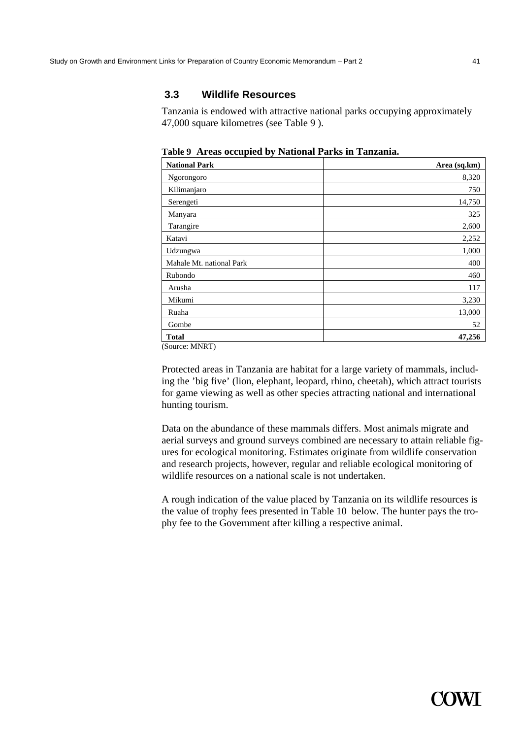## 3.3 Wildlife Resources

Tanzania is endowed with attractive national parks occupying approximately 47,000 square kilometres (see Table 9 ).

**Table 9 Areas occupied by National Parks in Tanzania.**

| National Park | Area (sq.km) |
|---|---:|
| Ngorongoro | 8,320 |
| Kilimanjaro | 750 |
| Serengeti | 14,750 |
| Manyara | 325 |
| Tarangire | 2,600 |
| Katavi | 2,252 |
| Udzungwa | 1,000 |
| Mahale Mt. national Park | 400 |
| Rubondo | 460 |
| Arusha | 117 |
| Mikumi | 3,230 |
| Ruaha | 13,000 |
| Gombe | 52 |
| **Total** | **47,256** |

(Source: MNRT)

Protected areas in Tanzania are habitat for a large variety of mammals, including the 'big five' (lion, elephant, leopard, rhino, cheetah), which attract tourists for game viewing as well as other species attracting national and international hunting tourism.

Data on the abundance of these mammals differs. Most animals migrate and aerial surveys and ground surveys combined are necessary to attain reliable figures for ecological monitoring. Estimates originate from wildlife conservation and research projects, however, regular and reliable ecological monitoring of wildlife resources on a national scale is not undertaken.

A rough indication of the value placed by Tanzania on its wildlife resources is the value of trophy fees presented in Table 10 below. The hunter pays the trophy fee to the Government after killing a respective animal.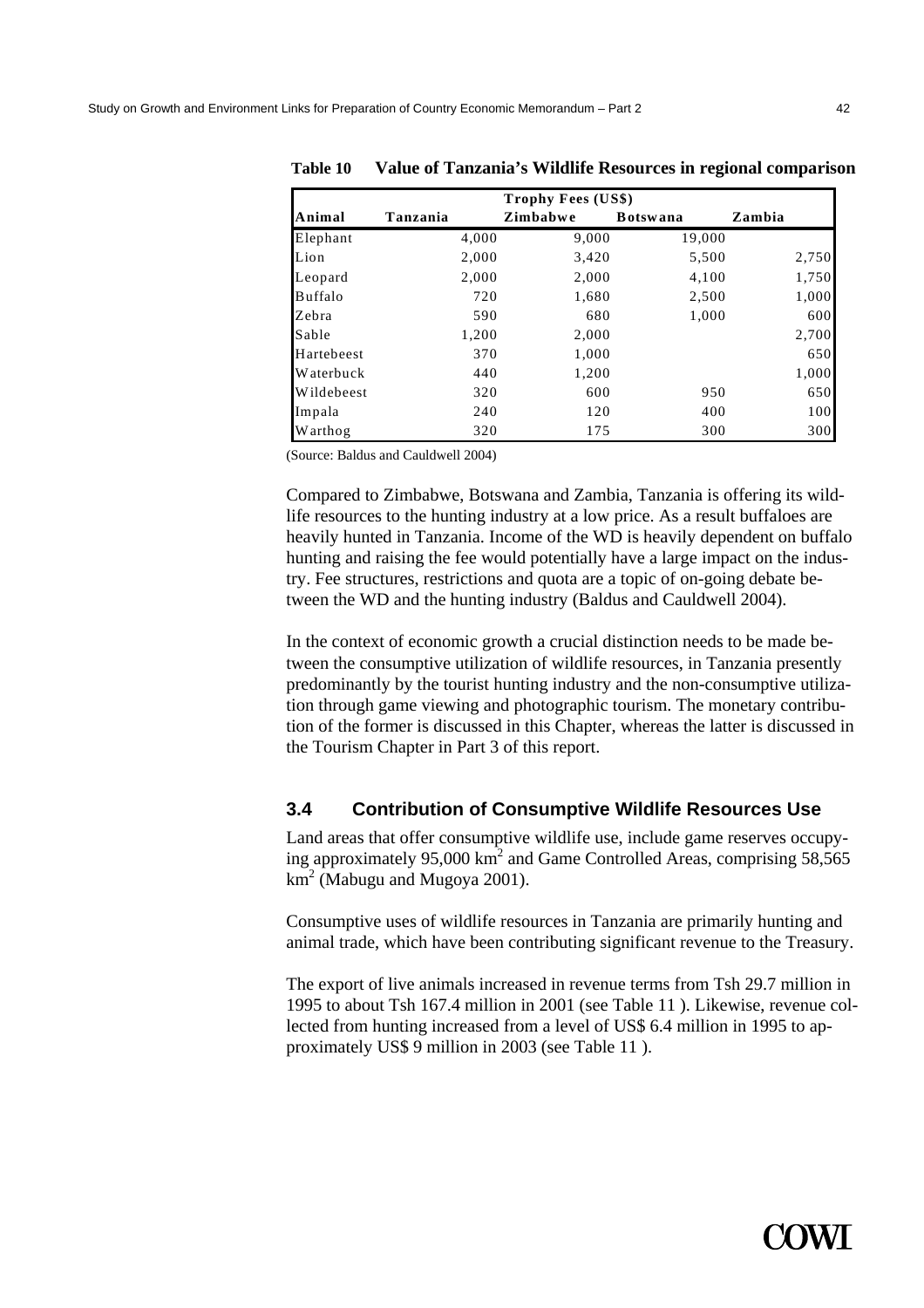**Table 10 Value of Tanzania's Wildlife Resources in regional comparison**

| | Trophy Fees (US$) | | | |
|---|---|---|---|---|
| **Animal** | **Tanzania** | **Zimbabwe** | **Botswana** | **Zambia** |
| Elephant | 4,000 | 9,000 | 19,000 | |
| Lion | 2,000 | 3,420 | 5,500 | 2,750 |
| Leopard | 2,000 | 2,000 | 4,100 | 1,750 |
| Buffalo | 720 | 1,680 | 2,500 | 1,000 |
| Zebra | 590 | 680 | 1,000 | 600 |
| Sable | 1,200 | 2,000 | | 2,700 |
| Hartebeest | 370 | 1,000 | | 650 |
| Waterbuck | 440 | 1,200 | | 1,000 |
| Wildebeest | 320 | 600 | 950 | 650 |
| Impala | 240 | 120 | 400 | 100 |
| Warthog | 320 | 175 | 300 | 300 |

(Source: Baldus and Cauldwell 2004)

Compared to Zimbabwe, Botswana and Zambia, Tanzania is offering its wildlife resources to the hunting industry at a low price. As a result buffaloes are heavily hunted in Tanzania. Income of the WD is heavily dependent on buffalo hunting and raising the fee would potentially have a large impact on the industry. Fee structures, restrictions and quota are a topic of on-going debate between the WD and the hunting industry (Baldus and Cauldwell 2004).

In the context of economic growth a crucial distinction needs to be made between the consumptive utilization of wildlife resources, in Tanzania presently predominantly by the tourist hunting industry and the non-consumptive utilization through game viewing and photographic tourism. The monetary contribution of the former is discussed in this Chapter, whereas the latter is discussed in the Tourism Chapter in Part 3 of this report.

## 3.4 Contribution of Consumptive Wildlife Resources Use

Land areas that offer consumptive wildlife use, include game reserves occupying approximately 95,000 km$^2$ and Game Controlled Areas, comprising 58,565 km$^2$ (Mabugu and Mugoya 2001).

Consumptive uses of wildlife resources in Tanzania are primarily hunting and animal trade, which have been contributing significant revenue to the Treasury.

The export of live animals increased in revenue terms from Tsh 29.7 million in 1995 to about Tsh 167.4 million in 2001 (see Table 11 ). Likewise, revenue collected from hunting increased from a level of US$ 6.4 million in 1995 to approximately US$ 9 million in 2003 (see Table 11 ).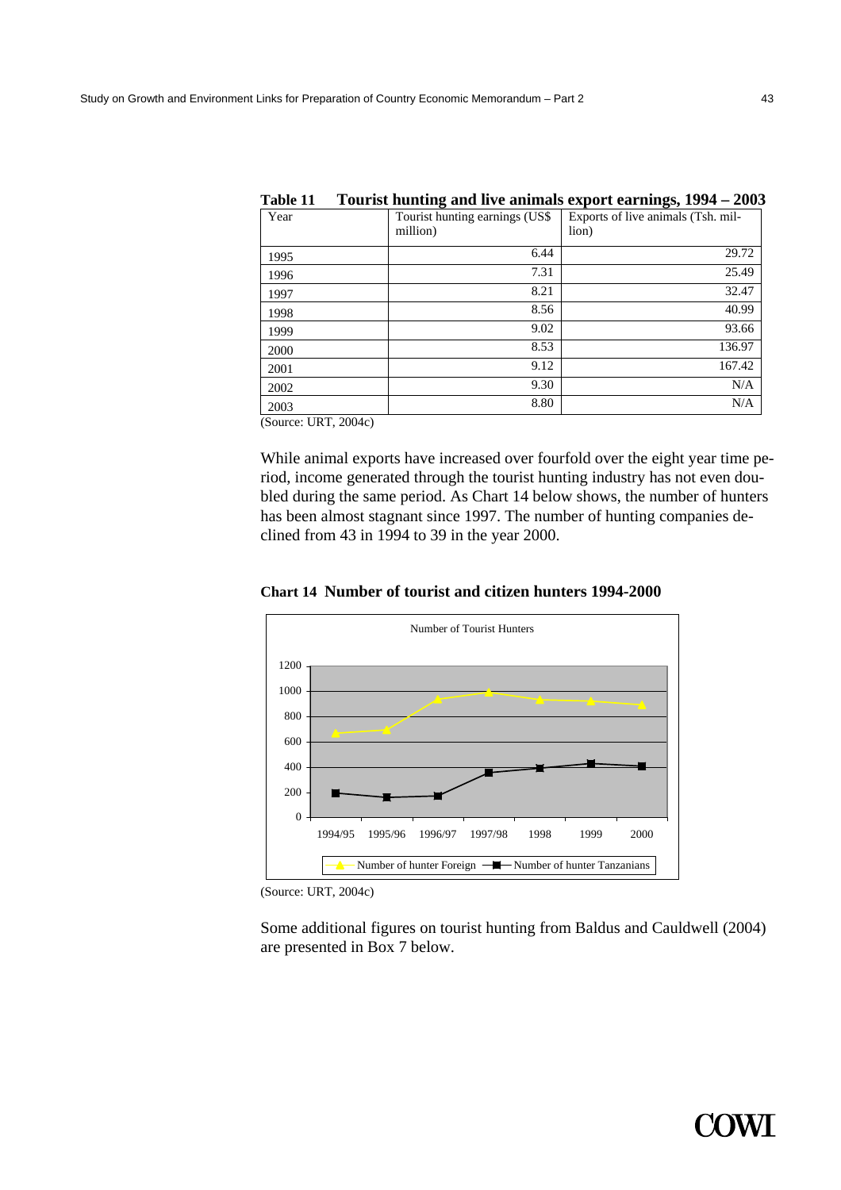**Table 11 Tourist hunting and live animals export earnings, 1994 – 2003**

| Year | Tourist hunting earnings (US$ million) | Exports of live animals (Tsh. million) |
|---|---|---|
| 1995 | 6.44 | 29.72 |
| 1996 | 7.31 | 25.49 |
| 1997 | 8.21 | 32.47 |
| 1998 | 8.56 | 40.99 |
| 1999 | 9.02 | 93.66 |
| 2000 | 8.53 | 136.97 |
| 2001 | 9.12 | 167.42 |
| 2002 | 9.30 | N/A |
| 2003 | 8.80 | N/A |

(Source: URT, 2004c)

While animal exports have increased over fourfold over the eight year time period, income generated through the tourist hunting industry has not even doubled during the same period. As Chart 14 below shows, the number of hunters has been almost stagnant since 1997. The number of hunting companies declined from 43 in 1994 to 39 in the year 2000.

**Chart 14 Number of tourist and citizen hunters 1994-2000**

Number of Tourist Hunters

| Year | Number of hunter Foreign | Number of hunter Tanzanians |
|---|---|---|
| 1994/95 | ~670 | ~195 |
| 1995/96 | ~695 | ~160 |
| 1996/97 | ~935 | ~170 |
| 1997/98 | ~990 | ~355 |
| 1998 | ~930 | ~390 |
| 1999 | ~920 | ~430 |
| 2000 | ~890 | ~405 |

(Source: URT, 2004c)

Some additional figures on tourist hunting from Baldus and Cauldwell (2004) are presented in Box 7 below.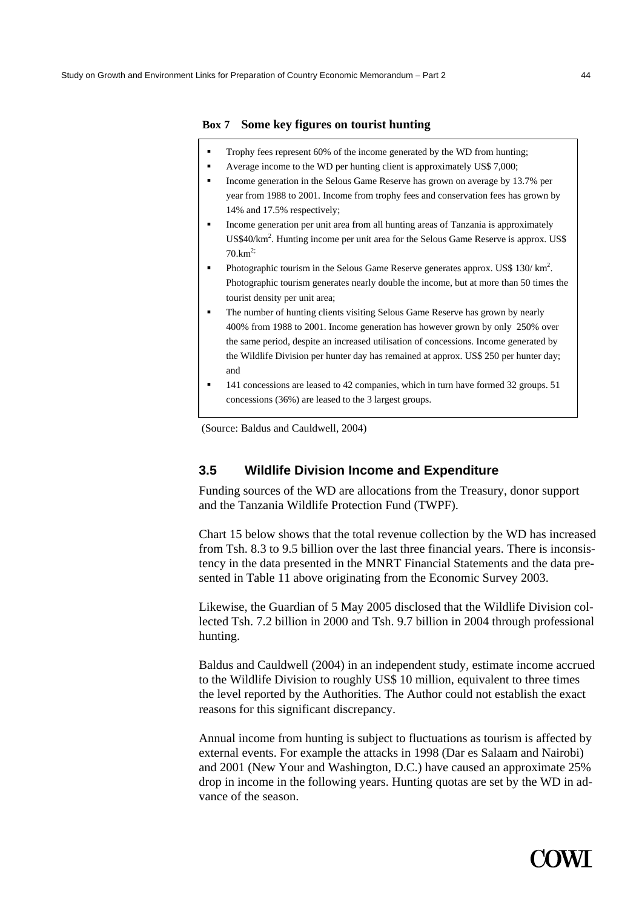**Box 7 Some key figures on tourist hunting**

- Trophy fees represent 60% of the income generated by the WD from hunting;
- Average income to the WD per hunting client is approximately US$ 7,000;
- Income generation in the Selous Game Reserve has grown on average by 13.7% per year from 1988 to 2001. Income from trophy fees and conservation fees has grown by 14% and 17.5% respectively;
- Income generation per unit area from all hunting areas of Tanzania is approximately US$40/km$^2$. Hunting income per unit area for the Selous Game Reserve is approx. US$ 70.km$^{2;}$
- Photographic tourism in the Selous Game Reserve generates approx. US$ 130/ km$^2$. Photographic tourism generates nearly double the income, but at more than 50 times the tourist density per unit area;
- The number of hunting clients visiting Selous Game Reserve has grown by nearly 400% from 1988 to 2001. Income generation has however grown by only 250% over the same period, despite an increased utilisation of concessions. Income generated by the Wildlife Division per hunter day has remained at approx. US$ 250 per hunter day; and
- 141 concessions are leased to 42 companies, which in turn have formed 32 groups. 51 concessions (36%) are leased to the 3 largest groups.

(Source: Baldus and Cauldwell, 2004)

## 3.5 Wildlife Division Income and Expenditure

Funding sources of the WD are allocations from the Treasury, donor support and the Tanzania Wildlife Protection Fund (TWPF).

Chart 15 below shows that the total revenue collection by the WD has increased from Tsh. 8.3 to 9.5 billion over the last three financial years. There is inconsistency in the data presented in the MNRT Financial Statements and the data presented in Table 11 above originating from the Economic Survey 2003.

Likewise, the Guardian of 5 May 2005 disclosed that the Wildlife Division collected Tsh. 7.2 billion in 2000 and Tsh. 9.7 billion in 2004 through professional hunting.

Baldus and Cauldwell (2004) in an independent study, estimate income accrued to the Wildlife Division to roughly US$ 10 million, equivalent to three times the level reported by the Authorities. The Author could not establish the exact reasons for this significant discrepancy.

Annual income from hunting is subject to fluctuations as tourism is affected by external events. For example the attacks in 1998 (Dar es Salaam and Nairobi) and 2001 (New Your and Washington, D.C.) have caused an approximate 25% drop in income in the following years. Hunting quotas are set by the WD in advance of the season.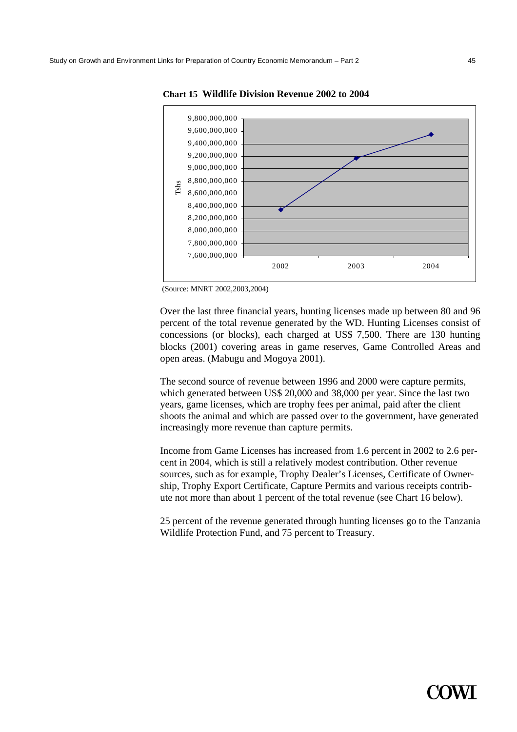**Chart 15 Wildlife Division Revenue 2002 to 2004**

(Source: MNRT 2002,2003,2004)

Over the last three financial years, hunting licenses made up between 80 and 96 percent of the total revenue generated by the WD. Hunting Licenses consist of concessions (or blocks), each charged at US$ 7,500. There are 130 hunting blocks (2001) covering areas in game reserves, Game Controlled Areas and open areas. (Mabugu and Mogoya 2001).

The second source of revenue between 1996 and 2000 were capture permits, which generated between US$ 20,000 and 38,000 per year. Since the last two years, game licenses, which are trophy fees per animal, paid after the client shoots the animal and which are passed over to the government, have generated increasingly more revenue than capture permits.

Income from Game Licenses has increased from 1.6 percent in 2002 to 2.6 percent in 2004, which is still a relatively modest contribution. Other revenue sources, such as for example, Trophy Dealer's Licenses, Certificate of Ownership, Trophy Export Certificate, Capture Permits and various receipts contribute not more than about 1 percent of the total revenue (see Chart 16 below).

25 percent of the revenue generated through hunting licenses go to the Tanzania Wildlife Protection Fund, and 75 percent to Treasury.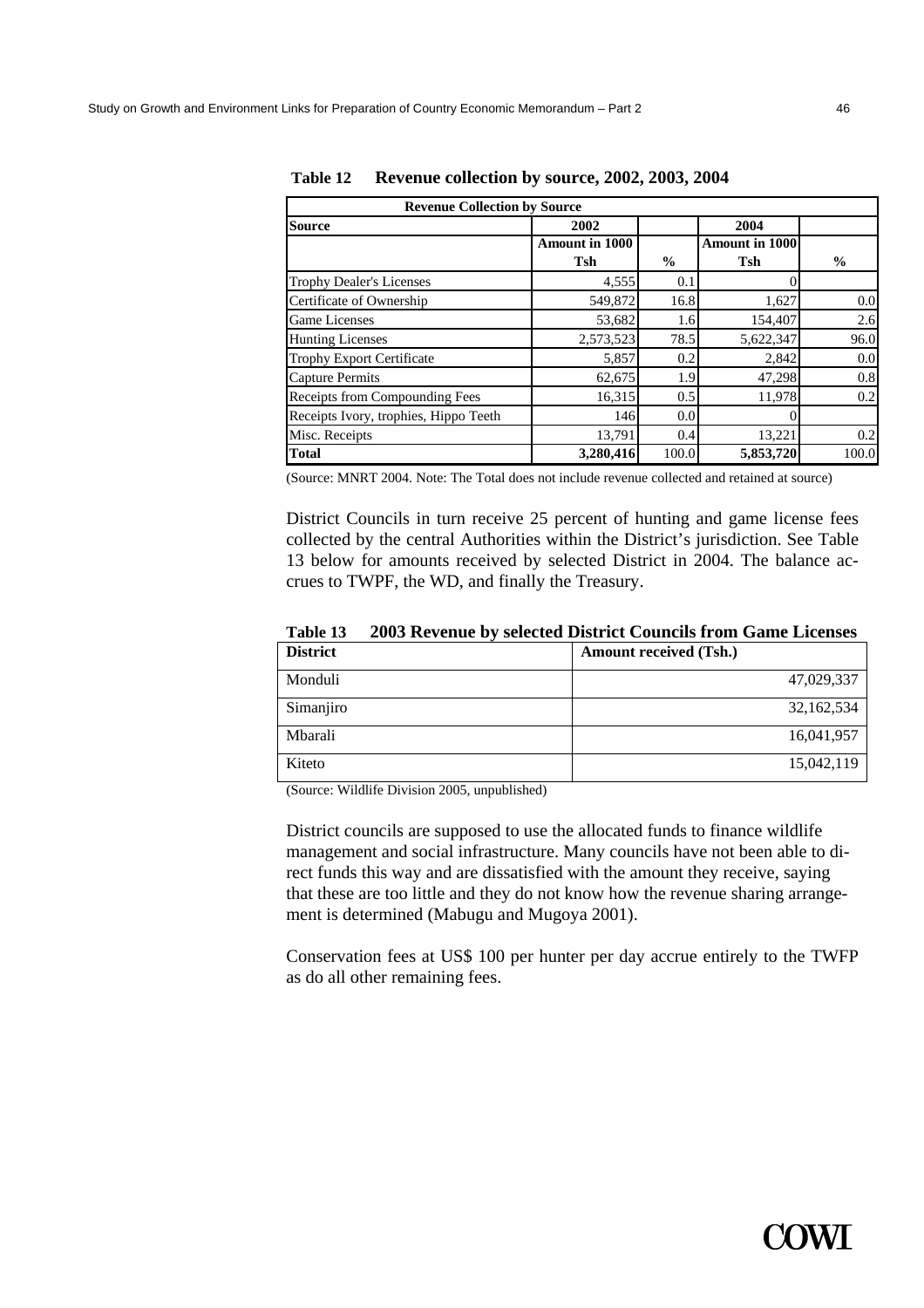**Table 12 Revenue collection by source, 2002, 2003, 2004**

| Revenue Collection by Source | | | | |
|---|---|---|---|---|
| **Source** | **2002** | | **2004** | |
| | **Amount in 1000 Tsh** | **%** | **Amount in 1000 Tsh** | **%** |
| Trophy Dealer's Licenses | 4,555 | 0.1 | 0 | |
| Certificate of Ownership | 549,872 | 16.8 | 1,627 | 0.0 |
| Game Licenses | 53,682 | 1.6 | 154,407 | 2.6 |
| Hunting Licenses | 2,573,523 | 78.5 | 5,622,347 | 96.0 |
| Trophy Export Certificate | 5,857 | 0.2 | 2,842 | 0.0 |
| Capture Permits | 62,675 | 1.9 | 47,298 | 0.8 |
| Receipts from Compounding Fees | 16,315 | 0.5 | 11,978 | 0.2 |
| Receipts Ivory, trophies, Hippo Teeth | 146 | 0.0 | 0 | |
| Misc. Receipts | 13,791 | 0.4 | 13,221 | 0.2 |
| **Total** | **3,280,416** | 100.0 | **5,853,720** | 100.0 |

(Source: MNRT 2004. Note: The Total does not include revenue collected and retained at source)

District Councils in turn receive 25 percent of hunting and game license fees collected by the central Authorities within the District's jurisdiction. See Table 13 below for amounts received by selected District in 2004. The balance accrues to TWPF, the WD, and finally the Treasury.

**Table 13 2003 Revenue by selected District Councils from Game Licenses**

| District | Amount received (Tsh.) |
|---|---|
| Monduli | 47,029,337 |
| Simanjiro | 32,162,534 |
| Mbarali | 16,041,957 |
| Kiteto | 15,042,119 |

(Source: Wildlife Division 2005, unpublished)

District councils are supposed to use the allocated funds to finance wildlife management and social infrastructure. Many councils have not been able to direct funds this way and are dissatisfied with the amount they receive, saying that these are too little and they do not know how the revenue sharing arrangement is determined (Mabugu and Mugoya 2001).

Conservation fees at US$ 100 per hunter per day accrue entirely to the TWFP as do all other remaining fees.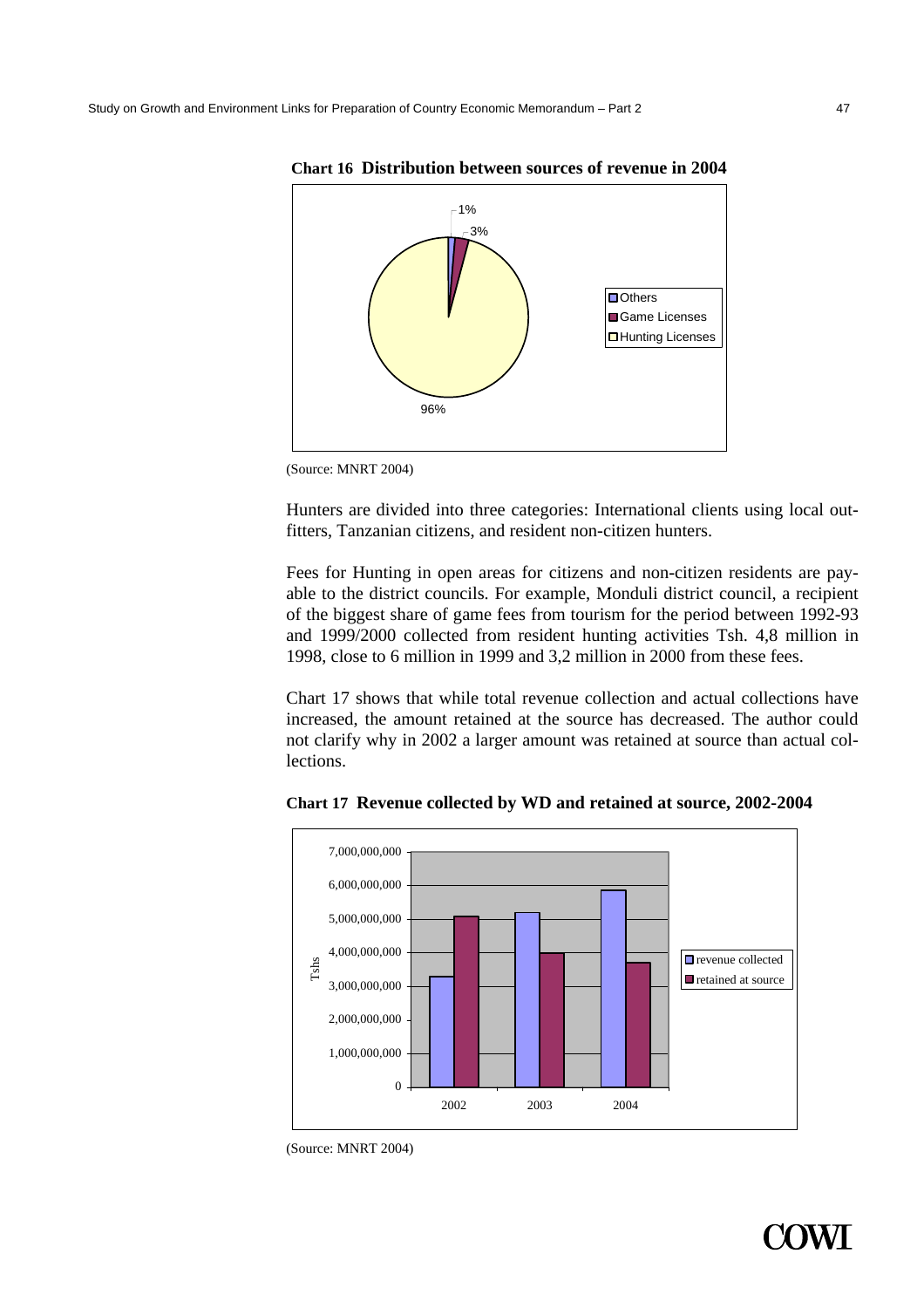**Chart 16 Distribution between sources of revenue in 2004**

(Source: MNRT 2004)

Hunters are divided into three categories: International clients using local outfitters, Tanzanian citizens, and resident non-citizen hunters.

Fees for Hunting in open areas for citizens and non-citizen residents are payable to the district councils. For example, Monduli district council, a recipient of the biggest share of game fees from tourism for the period between 1992-93 and 1999/2000 collected from resident hunting activities Tsh. 4,8 million in 1998, close to 6 million in 1999 and 3,2 million in 2000 from these fees.

Chart 17 shows that while total revenue collection and actual collections have increased, the amount retained at the source has decreased. The author could not clarify why in 2002 a larger amount was retained at source than actual collections.

**Chart 17 Revenue collected by WD and retained at source, 2002-2004**

(Source: MNRT 2004)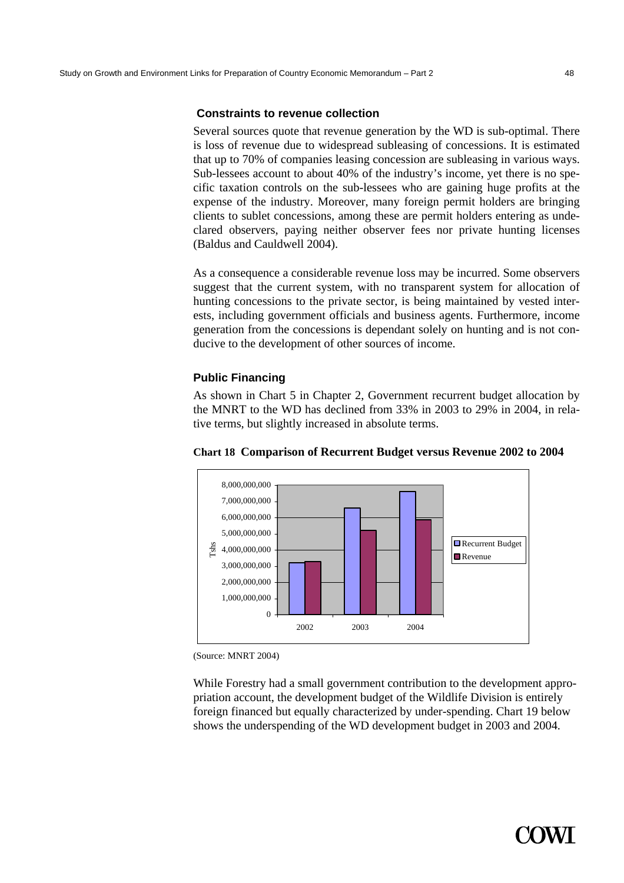### Constraints to revenue collection

Several sources quote that revenue generation by the WD is sub-optimal. There is loss of revenue due to widespread subleasing of concessions. It is estimated that up to 70% of companies leasing concession are subleasing in various ways. Sub-lessees account to about 40% of the industry's income, yet there is no specific taxation controls on the sub-lessees who are gaining huge profits at the expense of the industry. Moreover, many foreign permit holders are bringing clients to sublet concessions, among these are permit holders entering as undeclared observers, paying neither observer fees nor private hunting licenses (Baldus and Cauldwell 2004).

As a consequence a considerable revenue loss may be incurred. Some observers suggest that the current system, with no transparent system for allocation of hunting concessions to the private sector, is being maintained by vested interests, including government officials and business agents. Furthermore, income generation from the concessions is dependant solely on hunting and is not conducive to the development of other sources of income.

### Public Financing

As shown in Chart 5 in Chapter 2, Government recurrent budget allocation by the MNRT to the WD has declined from 33% in 2003 to 29% in 2004, in relative terms, but slightly increased in absolute terms.

**Chart 18 Comparison of Recurrent Budget versus Revenue 2002 to 2004**

(Source: MNRT 2004)

While Forestry had a small government contribution to the development appropriation account, the development budget of the Wildlife Division is entirely foreign financed but equally characterized by under-spending. Chart 19 below shows the underspending of the WD development budget in 2003 and 2004.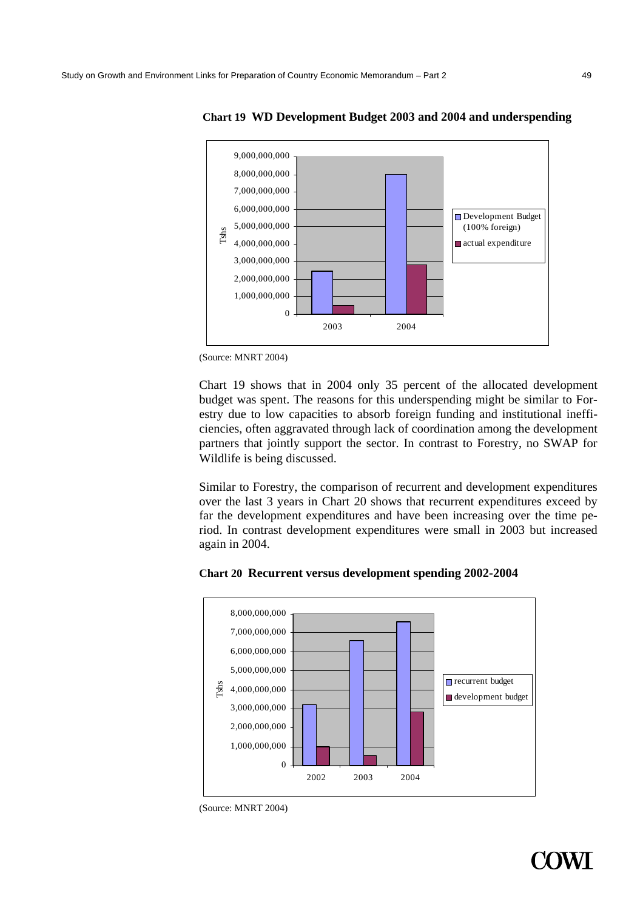**Chart 19 WD Development Budget 2003 and 2004 and underspending**

(Source: MNRT 2004)

Chart 19 shows that in 2004 only 35 percent of the allocated development budget was spent. The reasons for this underspending might be similar to Forestry due to low capacities to absorb foreign funding and institutional inefficiencies, often aggravated through lack of coordination among the development partners that jointly support the sector. In contrast to Forestry, no SWAP for Wildlife is being discussed.

Similar to Forestry, the comparison of recurrent and development expenditures over the last 3 years in Chart 20 shows that recurrent expenditures exceed by far the development expenditures and have been increasing over the time period. In contrast development expenditures were small in 2003 but increased again in 2004.

**Chart 20 Recurrent versus development spending 2002-2004**

(Source: MNRT 2004)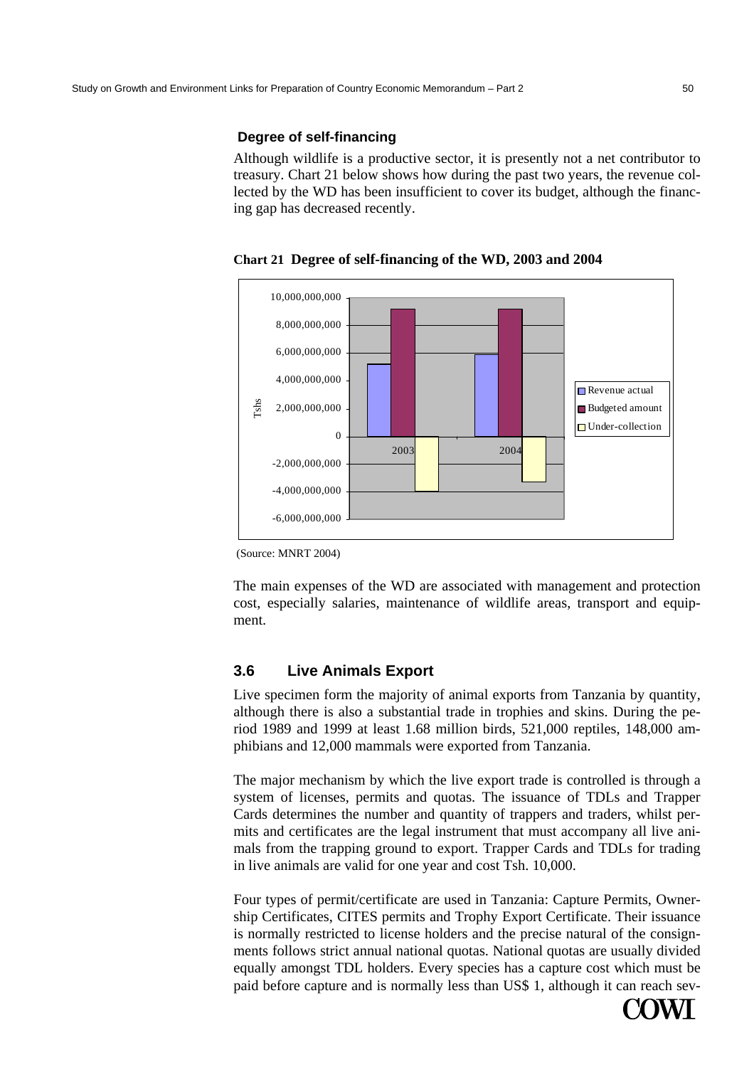### Degree of self-financing

Although wildlife is a productive sector, it is presently not a net contributor to treasury. Chart 21 below shows how during the past two years, the revenue collected by the WD has been insufficient to cover its budget, although the financing gap has decreased recently.

**Chart 21 Degree of self-financing of the WD, 2003 and 2004**

(Source: MNRT 2004)

The main expenses of the WD are associated with management and protection cost, especially salaries, maintenance of wildlife areas, transport and equipment.

## 3.6 Live Animals Export

Live specimen form the majority of animal exports from Tanzania by quantity, although there is also a substantial trade in trophies and skins. During the period 1989 and 1999 at least 1.68 million birds, 521,000 reptiles, 148,000 amphibians and 12,000 mammals were exported from Tanzania.

The major mechanism by which the live export trade is controlled is through a system of licenses, permits and quotas. The issuance of TDLs and Trapper Cards determines the number and quantity of trappers and traders, whilst permits and certificates are the legal instrument that must accompany all live animals from the trapping ground to export. Trapper Cards and TDLs for trading in live animals are valid for one year and cost Tsh. 10,000.

Four types of permit/certificate are used in Tanzania: Capture Permits, Ownership Certificates, CITES permits and Trophy Export Certificate. Their issuance is normally restricted to license holders and the precise natural of the consignments follows strict annual national quotas. National quotas are usually divided equally amongst TDL holders. Every species has a capture cost which must be paid before capture and is normally less than US$ 1, although it can reach sev-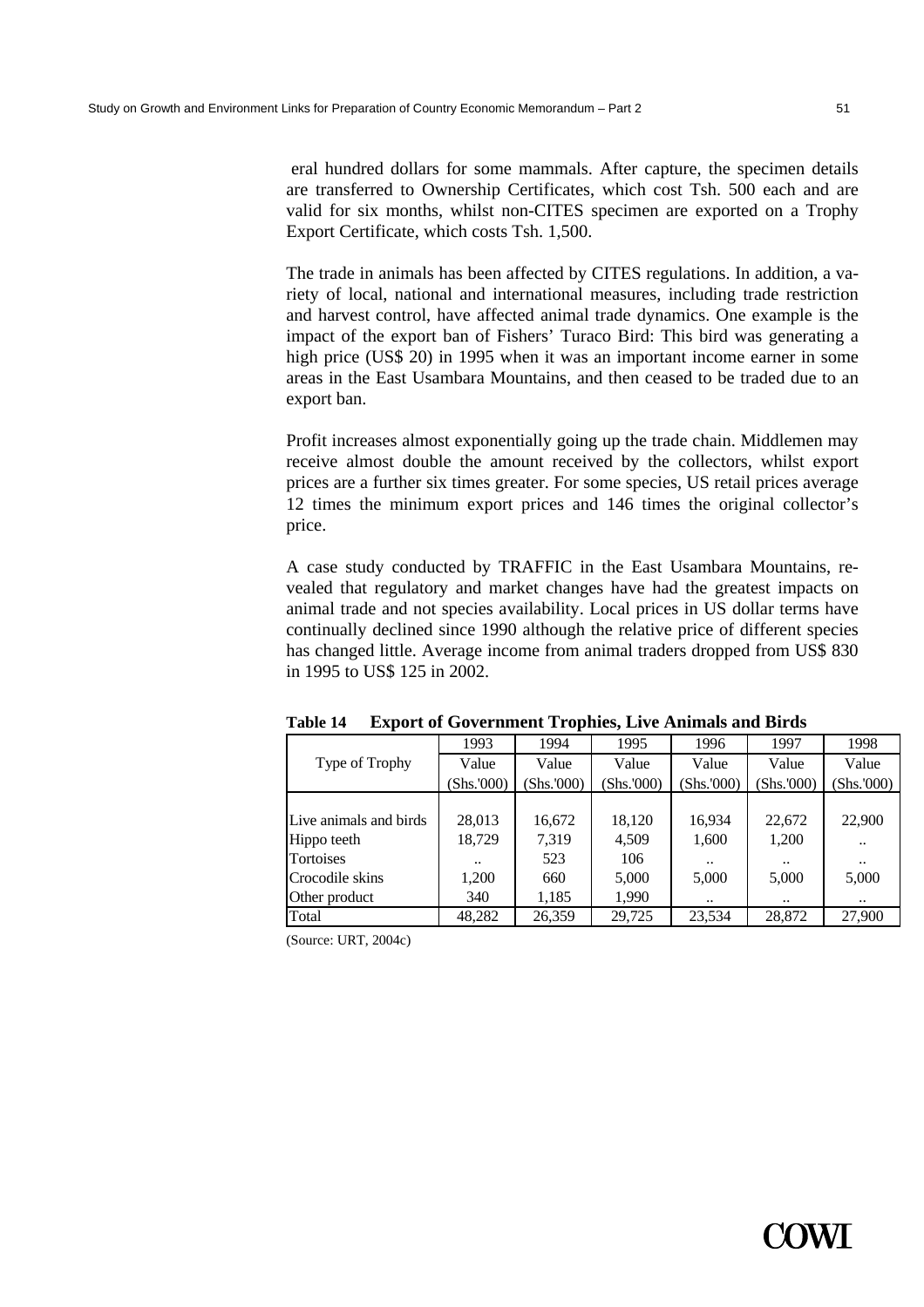eral hundred dollars for some mammals. After capture, the specimen details are transferred to Ownership Certificates, which cost Tsh. 500 each and are valid for six months, whilst non-CITES specimen are exported on a Trophy Export Certificate, which costs Tsh. 1,500.

The trade in animals has been affected by CITES regulations. In addition, a variety of local, national and international measures, including trade restriction and harvest control, have affected animal trade dynamics. One example is the impact of the export ban of Fishers' Turaco Bird: This bird was generating a high price (US$ 20) in 1995 when it was an important income earner in some areas in the East Usambara Mountains, and then ceased to be traded due to an export ban.

Profit increases almost exponentially going up the trade chain. Middlemen may receive almost double the amount received by the collectors, whilst export prices are a further six times greater. For some species, US retail prices average 12 times the minimum export prices and 146 times the original collector's price.

A case study conducted by TRAFFIC in the East Usambara Mountains, revealed that regulatory and market changes have had the greatest impacts on animal trade and not species availability. Local prices in US dollar terms have continually declined since 1990 although the relative price of different species has changed little. Average income from animal traders dropped from US$ 830 in 1995 to US$ 125 in 2002.

**Table 14 Export of Government Trophies, Live Animals and Birds**

| Type of Trophy | 1993 Value (Shs.'000) | 1994 Value (Shs.'000) | 1995 Value (Shs.'000) | 1996 Value (Shs.'000) | 1997 Value (Shs.'000) | 1998 Value (Shs.'000) |
|---|---|---|---|---|---|---|
| Live animals and birds | 28,013 | 16,672 | 18,120 | 16,934 | 22,672 | 22,900 |
| Hippo teeth | 18,729 | 7,319 | 4,509 | 1,600 | 1,200 | .. |
| Tortoises | .. | 523 | 106 | .. | .. | .. |
| Crocodile skins | 1,200 | 660 | 5,000 | 5,000 | 5,000 | 5,000 |
| Other product | 340 | 1,185 | 1,990 | .. | .. | .. |
| Total | 48,282 | 26,359 | 29,725 | 23,534 | 28,872 | 27,900 |

(Source: URT, 2004c)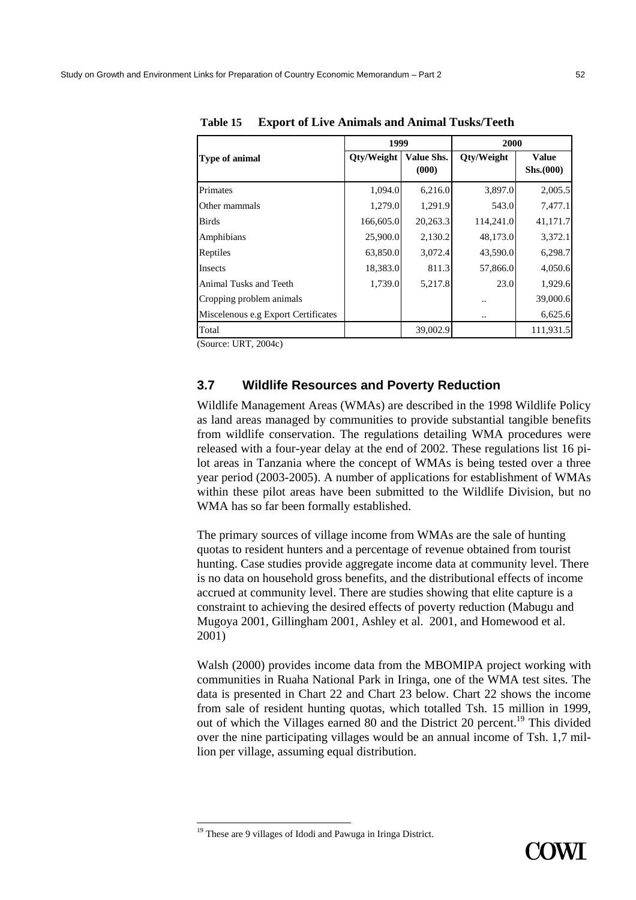**Table 15 Export of Live Animals and Animal Tusks/Teeth**

| Type of animal | 1999 | | 2000 | |
|---|---|---|---|---|
| | Qty/Weight | Value Shs. (000) | Qty/Weight | Value Shs.(000) |
| Primates | 1,094.0 | 6,216.0 | 3,897.0 | 2,005.5 |
| Other mammals | 1,279.0 | 1,291.9 | 543.0 | 7,477.1 |
| Birds | 166,605.0 | 20,263.3 | 114,241.0 | 41,171.7 |
| Amphibians | 25,900.0 | 2,130.2 | 48,173.0 | 3,372.1 |
| Reptiles | 63,850.0 | 3,072.4 | 43,590.0 | 6,298.7 |
| Insects | 18,383.0 | 811.3 | 57,866.0 | 4,050.6 |
| Animal Tusks and Teeth | 1,739.0 | 5,217.8 | 23.0 | 1,929.6 |
| Cropping problem animals | | | .. | 39,000.6 |
| Miscelenous e.g Export Certificates | | | .. | 6,625.6 |
| Total | | 39,002.9 | | 111,931.5 |

(Source: URT, 2004c)

### 3.7 Wildlife Resources and Poverty Reduction

Wildlife Management Areas (WMAs) are described in the 1998 Wildlife Policy as land areas managed by communities to provide substantial tangible benefits from wildlife conservation. The regulations detailing WMA procedures were released with a four-year delay at the end of 2002. These regulations list 16 pilot areas in Tanzania where the concept of WMAs is being tested over a three year period (2003-2005). A number of applications for establishment of WMAs within these pilot areas have been submitted to the Wildlife Division, but no WMA has so far been formally established.

The primary sources of village income from WMAs are the sale of hunting quotas to resident hunters and a percentage of revenue obtained from tourist hunting. Case studies provide aggregate income data at community level. There is no data on household gross benefits, and the distributional effects of income accrued at community level. There are studies showing that elite capture is a constraint to achieving the desired effects of poverty reduction (Mabugu and Mugoya 2001, Gillingham 2001, Ashley et al. 2001, and Homewood et al. 2001)

Walsh (2000) provides income data from the MBOMIPA project working with communities in Ruaha National Park in Iringa, one of the WMA test sites. The data is presented in Chart 22 and Chart 23 below. Chart 22 shows the income from sale of resident hunting quotas, which totalled Tsh. 15 million in 1999, out of which the Villages earned 80 and the District 20 percent.[19] This divided over the nine participating villages would be an annual income of Tsh. 1,7 million per village, assuming equal distribution.

[19] These are 9 villages of Idodi and Pawuga in Iringa District.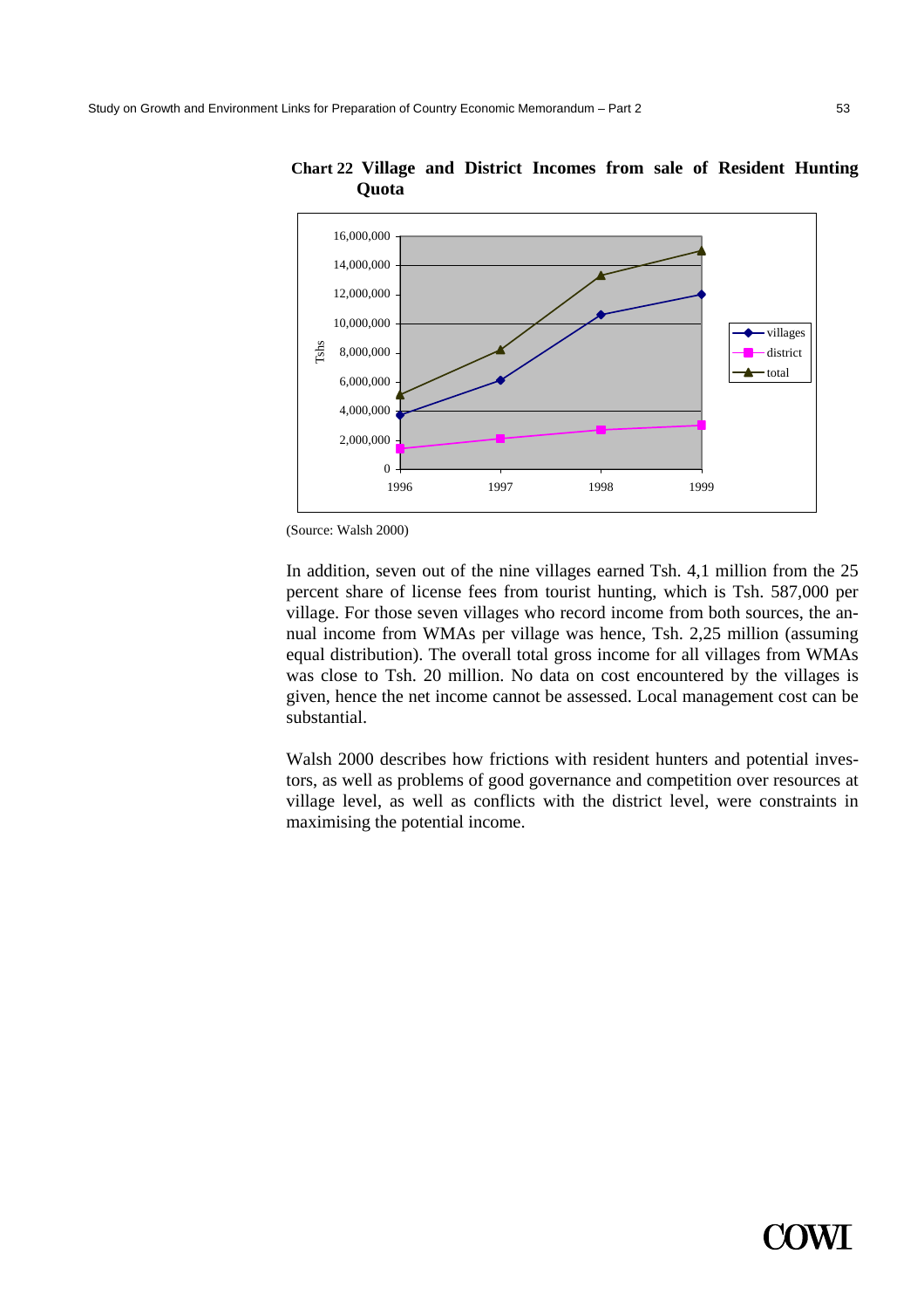**Chart 22 Village and District Incomes from sale of Resident Hunting Quota**

(Source: Walsh 2000)

In addition, seven out of the nine villages earned Tsh. 4,1 million from the 25 percent share of license fees from tourist hunting, which is Tsh. 587,000 per village. For those seven villages who record income from both sources, the annual income from WMAs per village was hence, Tsh. 2,25 million (assuming equal distribution). The overall total gross income for all villages from WMAs was close to Tsh. 20 million. No data on cost encountered by the villages is given, hence the net income cannot be assessed. Local management cost can be substantial.

Walsh 2000 describes how frictions with resident hunters and potential investors, as well as problems of good governance and competition over resources at village level, as well as conflicts with the district level, were constraints in maximising the potential income.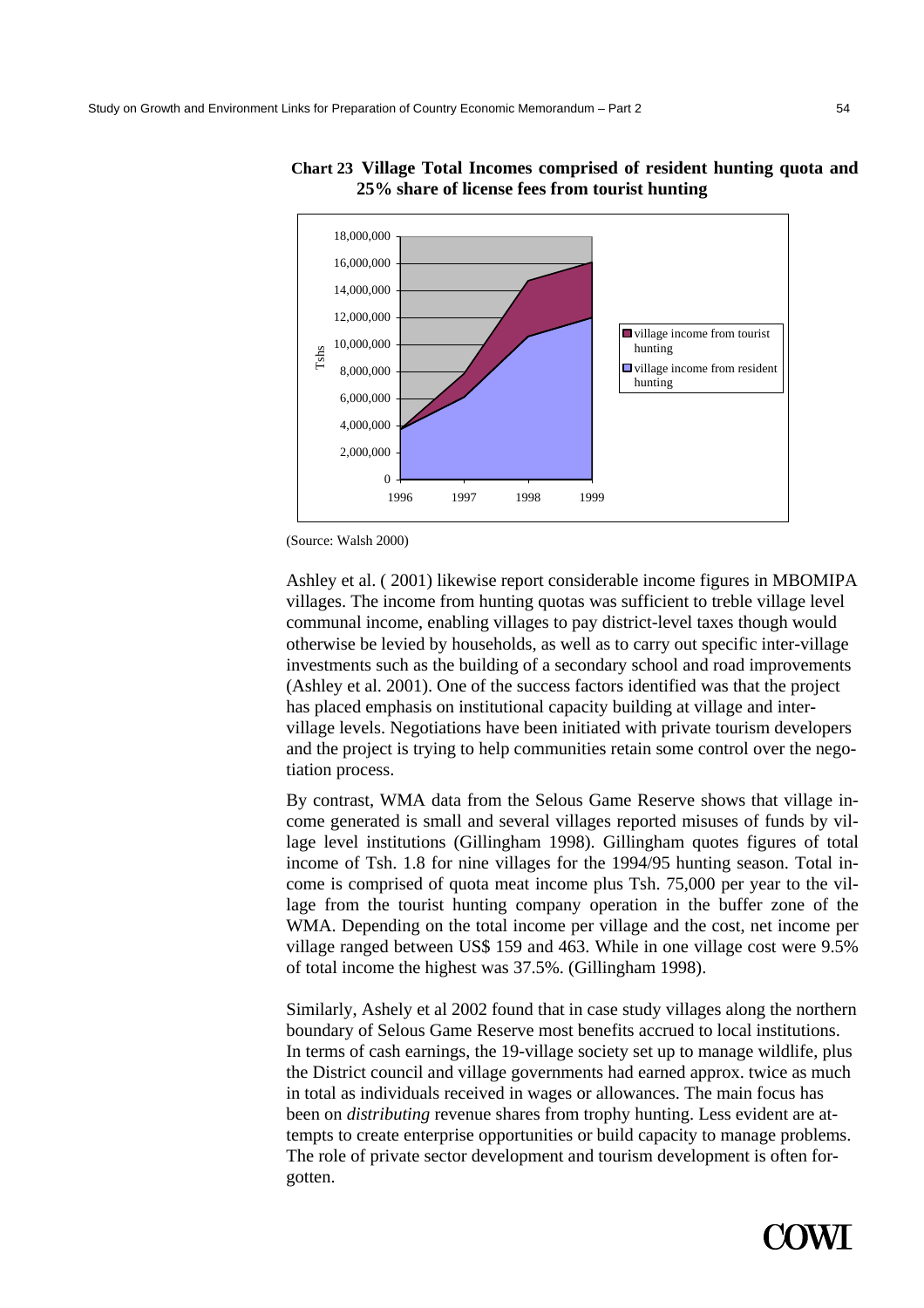**Chart 23 Village Total Incomes comprised of resident hunting quota and 25% share of license fees from tourist hunting**

(Source: Walsh 2000)

Ashley et al. ( 2001) likewise report considerable income figures in MBOMIPA villages. The income from hunting quotas was sufficient to treble village level communal income, enabling villages to pay district-level taxes though would otherwise be levied by households, as well as to carry out specific inter-village investments such as the building of a secondary school and road improvements (Ashley et al. 2001). One of the success factors identified was that the project has placed emphasis on institutional capacity building at village and inter-village levels. Negotiations have been initiated with private tourism developers and the project is trying to help communities retain some control over the negotiation process.

By contrast, WMA data from the Selous Game Reserve shows that village income generated is small and several villages reported misuses of funds by village level institutions (Gillingham 1998). Gillingham quotes figures of total income of Tsh. 1.8 for nine villages for the 1994/95 hunting season. Total income is comprised of quota meat income plus Tsh. 75,000 per year to the village from the tourist hunting company operation in the buffer zone of the WMA. Depending on the total income per village and the cost, net income per village ranged between US$ 159 and 463. While in one village cost were 9.5% of total income the highest was 37.5%. (Gillingham 1998).

Similarly, Ashely et al 2002 found that in case study villages along the northern boundary of Selous Game Reserve most benefits accrued to local institutions. In terms of cash earnings, the 19-village society set up to manage wildlife, plus the District council and village governments had earned approx. twice as much in total as individuals received in wages or allowances. The main focus has been on *distributing* revenue shares from trophy hunting. Less evident are attempts to create enterprise opportunities or build capacity to manage problems. The role of private sector development and tourism development is often forgotten.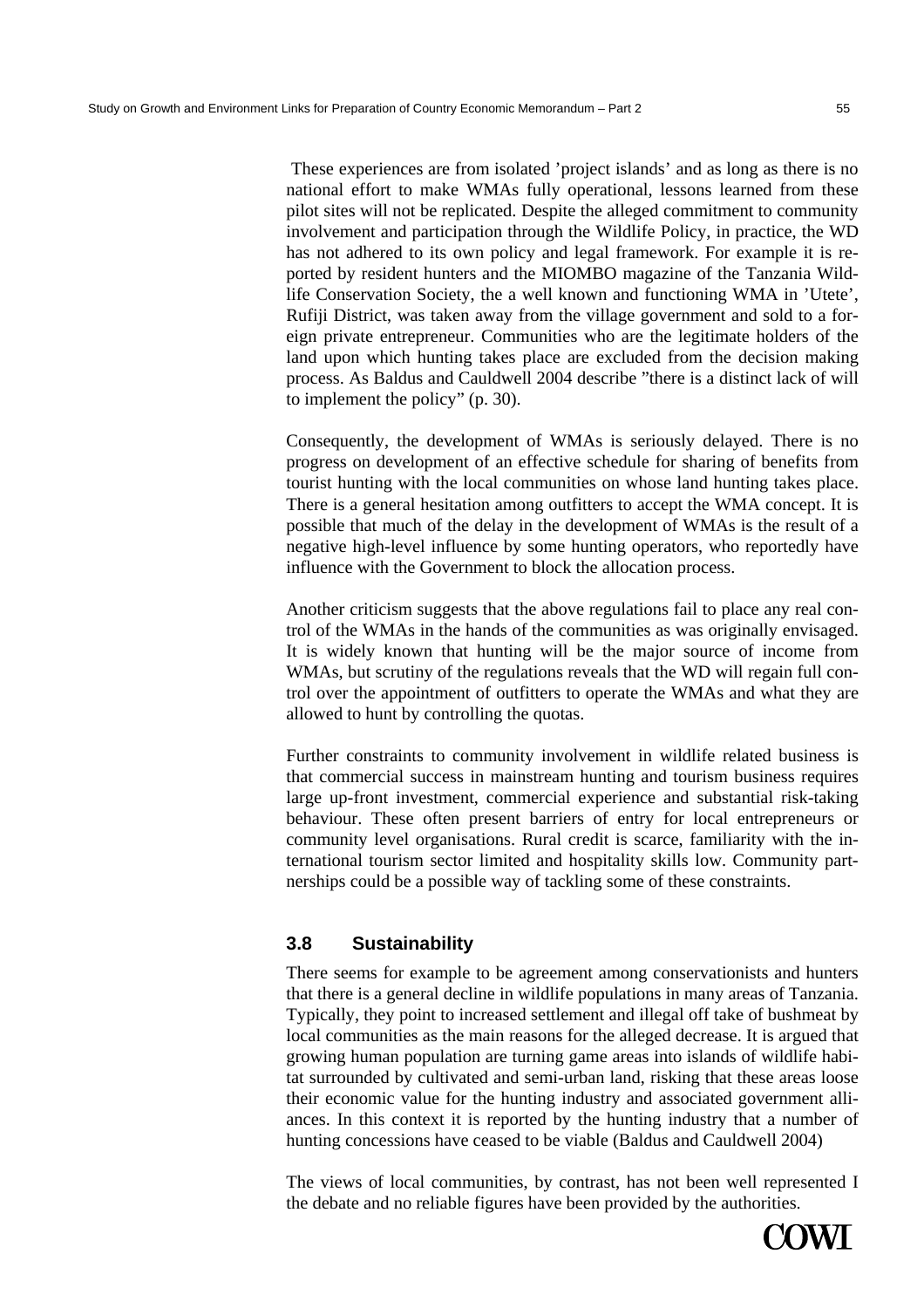These experiences are from isolated 'project islands' and as long as there is no national effort to make WMAs fully operational, lessons learned from these pilot sites will not be replicated. Despite the alleged commitment to community involvement and participation through the Wildlife Policy, in practice, the WD has not adhered to its own policy and legal framework. For example it is reported by resident hunters and the MIOMBO magazine of the Tanzania Wildlife Conservation Society, the a well known and functioning WMA in 'Utete', Rufiji District, was taken away from the village government and sold to a foreign private entrepreneur. Communities who are the legitimate holders of the land upon which hunting takes place are excluded from the decision making process. As Baldus and Cauldwell 2004 describe "there is a distinct lack of will to implement the policy" (p. 30).

Consequently, the development of WMAs is seriously delayed. There is no progress on development of an effective schedule for sharing of benefits from tourist hunting with the local communities on whose land hunting takes place. There is a general hesitation among outfitters to accept the WMA concept. It is possible that much of the delay in the development of WMAs is the result of a negative high-level influence by some hunting operators, who reportedly have influence with the Government to block the allocation process.

Another criticism suggests that the above regulations fail to place any real control of the WMAs in the hands of the communities as was originally envisaged. It is widely known that hunting will be the major source of income from WMAs, but scrutiny of the regulations reveals that the WD will regain full control over the appointment of outfitters to operate the WMAs and what they are allowed to hunt by controlling the quotas.

Further constraints to community involvement in wildlife related business is that commercial success in mainstream hunting and tourism business requires large up-front investment, commercial experience and substantial risk-taking behaviour. These often present barriers of entry for local entrepreneurs or community level organisations. Rural credit is scarce, familiarity with the international tourism sector limited and hospitality skills low. Community partnerships could be a possible way of tackling some of these constraints.

## 3.8 Sustainability

There seems for example to be agreement among conservationists and hunters that there is a general decline in wildlife populations in many areas of Tanzania. Typically, they point to increased settlement and illegal off take of bushmeat by local communities as the main reasons for the alleged decrease. It is argued that growing human population are turning game areas into islands of wildlife habitat surrounded by cultivated and semi-urban land, risking that these areas loose their economic value for the hunting industry and associated government alliances. In this context it is reported by the hunting industry that a number of hunting concessions have ceased to be viable (Baldus and Cauldwell 2004)

The views of local communities, by contrast, has not been well represented I the debate and no reliable figures have been provided by the authorities.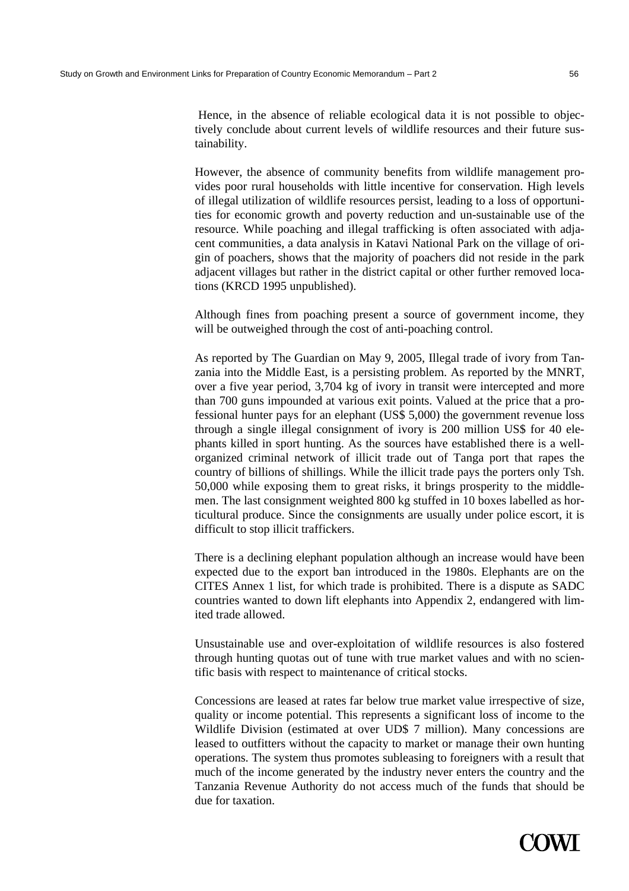Hence, in the absence of reliable ecological data it is not possible to objectively conclude about current levels of wildlife resources and their future sustainability.

However, the absence of community benefits from wildlife management provides poor rural households with little incentive for conservation. High levels of illegal utilization of wildlife resources persist, leading to a loss of opportunities for economic growth and poverty reduction and un-sustainable use of the resource. While poaching and illegal trafficking is often associated with adjacent communities, a data analysis in Katavi National Park on the village of origin of poachers, shows that the majority of poachers did not reside in the park adjacent villages but rather in the district capital or other further removed locations (KRCD 1995 unpublished).

Although fines from poaching present a source of government income, they will be outweighed through the cost of anti-poaching control.

As reported by The Guardian on May 9, 2005, Illegal trade of ivory from Tanzania into the Middle East, is a persisting problem. As reported by the MNRT, over a five year period, 3,704 kg of ivory in transit were intercepted and more than 700 guns impounded at various exit points. Valued at the price that a professional hunter pays for an elephant (US$ 5,000) the government revenue loss through a single illegal consignment of ivory is 200 million US$ for 40 elephants killed in sport hunting. As the sources have established there is a well-organized criminal network of illicit trade out of Tanga port that rapes the country of billions of shillings. While the illicit trade pays the porters only Tsh. 50,000 while exposing them to great risks, it brings prosperity to the middlemen. The last consignment weighted 800 kg stuffed in 10 boxes labelled as horticultural produce. Since the consignments are usually under police escort, it is difficult to stop illicit traffickers.

There is a declining elephant population although an increase would have been expected due to the export ban introduced in the 1980s. Elephants are on the CITES Annex 1 list, for which trade is prohibited. There is a dispute as SADC countries wanted to down lift elephants into Appendix 2, endangered with limited trade allowed.

Unsustainable use and over-exploitation of wildlife resources is also fostered through hunting quotas out of tune with true market values and with no scientific basis with respect to maintenance of critical stocks.

Concessions are leased at rates far below true market value irrespective of size, quality or income potential. This represents a significant loss of income to the Wildlife Division (estimated at over UD$ 7 million). Many concessions are leased to outfitters without the capacity to market or manage their own hunting operations. The system thus promotes subleasing to foreigners with a result that much of the income generated by the industry never enters the country and the Tanzania Revenue Authority do not access much of the funds that should be due for taxation.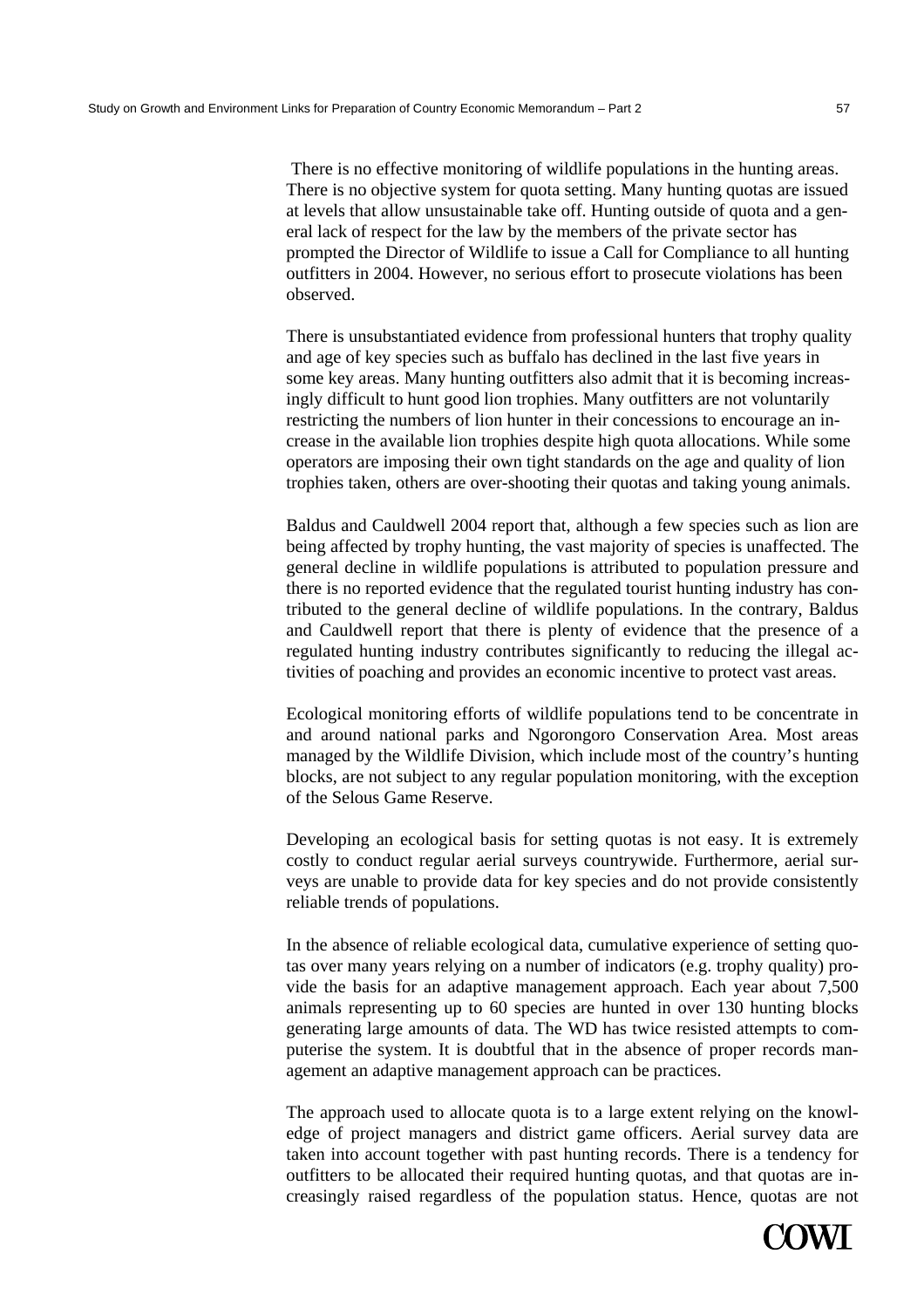There is no effective monitoring of wildlife populations in the hunting areas. There is no objective system for quota setting. Many hunting quotas are issued at levels that allow unsustainable take off. Hunting outside of quota and a general lack of respect for the law by the members of the private sector has prompted the Director of Wildlife to issue a Call for Compliance to all hunting outfitters in 2004. However, no serious effort to prosecute violations has been observed.

There is unsubstantiated evidence from professional hunters that trophy quality and age of key species such as buffalo has declined in the last five years in some key areas. Many hunting outfitters also admit that it is becoming increasingly difficult to hunt good lion trophies. Many outfitters are not voluntarily restricting the numbers of lion hunter in their concessions to encourage an increase in the available lion trophies despite high quota allocations. While some operators are imposing their own tight standards on the age and quality of lion trophies taken, others are over-shooting their quotas and taking young animals.

Baldus and Cauldwell 2004 report that, although a few species such as lion are being affected by trophy hunting, the vast majority of species is unaffected. The general decline in wildlife populations is attributed to population pressure and there is no reported evidence that the regulated tourist hunting industry has contributed to the general decline of wildlife populations. In the contrary, Baldus and Cauldwell report that there is plenty of evidence that the presence of a regulated hunting industry contributes significantly to reducing the illegal activities of poaching and provides an economic incentive to protect vast areas.

Ecological monitoring efforts of wildlife populations tend to be concentrate in and around national parks and Ngorongoro Conservation Area. Most areas managed by the Wildlife Division, which include most of the country's hunting blocks, are not subject to any regular population monitoring, with the exception of the Selous Game Reserve.

Developing an ecological basis for setting quotas is not easy. It is extremely costly to conduct regular aerial surveys countrywide. Furthermore, aerial surveys are unable to provide data for key species and do not provide consistently reliable trends of populations.

In the absence of reliable ecological data, cumulative experience of setting quotas over many years relying on a number of indicators (e.g. trophy quality) provide the basis for an adaptive management approach. Each year about 7,500 animals representing up to 60 species are hunted in over 130 hunting blocks generating large amounts of data. The WD has twice resisted attempts to computerise the system. It is doubtful that in the absence of proper records management an adaptive management approach can be practices.

The approach used to allocate quota is to a large extent relying on the knowledge of project managers and district game officers. Aerial survey data are taken into account together with past hunting records. There is a tendency for outfitters to be allocated their required hunting quotas, and that quotas are increasingly raised regardless of the population status. Hence, quotas are not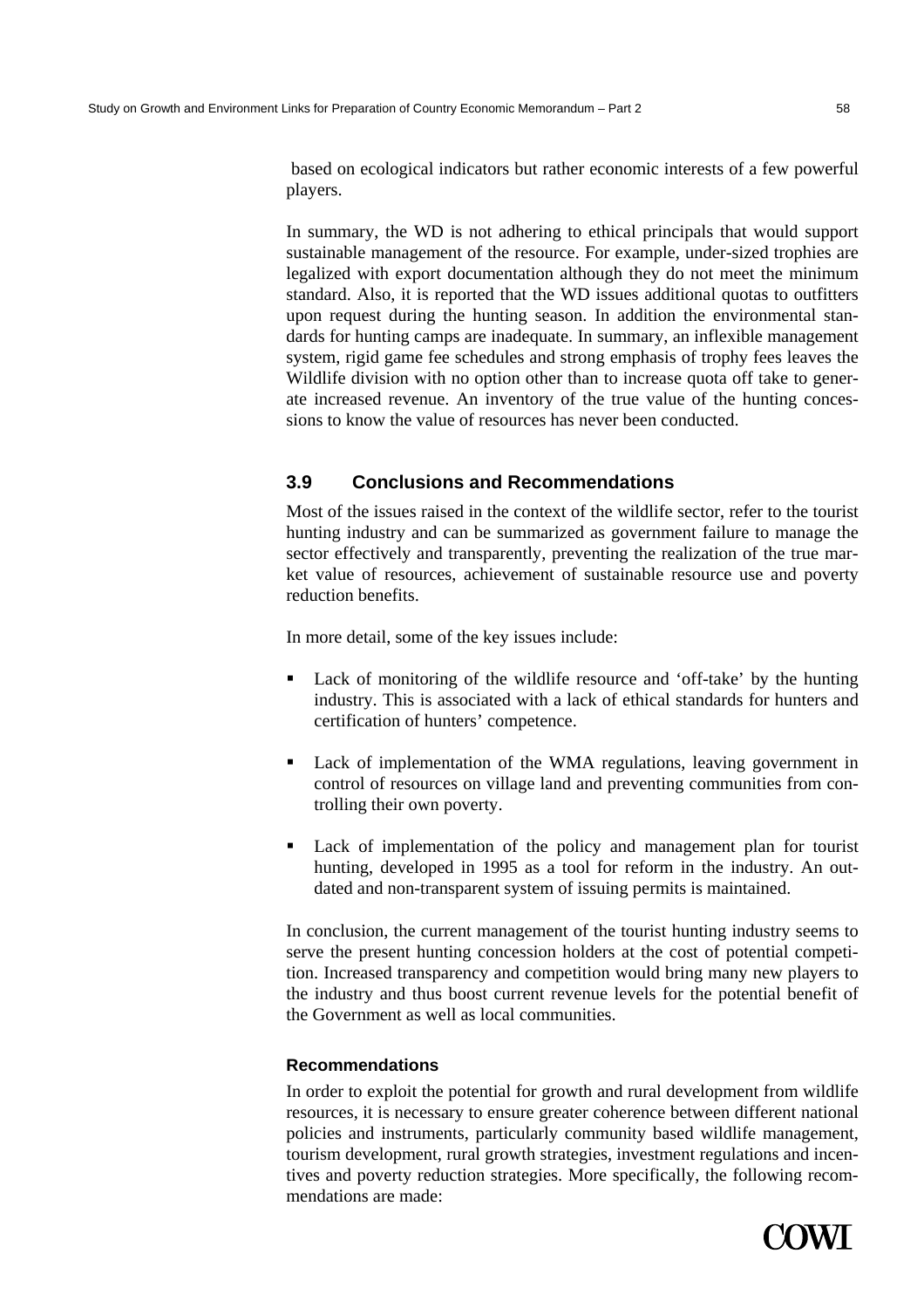based on ecological indicators but rather economic interests of a few powerful players.

In summary, the WD is not adhering to ethical principals that would support sustainable management of the resource. For example, under-sized trophies are legalized with export documentation although they do not meet the minimum standard. Also, it is reported that the WD issues additional quotas to outfitters upon request during the hunting season. In addition the environmental standards for hunting camps are inadequate. In summary, an inflexible management system, rigid game fee schedules and strong emphasis of trophy fees leaves the Wildlife division with no option other than to increase quota off take to generate increased revenue. An inventory of the true value of the hunting concessions to know the value of resources has never been conducted.

## 3.9 Conclusions and Recommendations

Most of the issues raised in the context of the wildlife sector, refer to the tourist hunting industry and can be summarized as government failure to manage the sector effectively and transparently, preventing the realization of the true market value of resources, achievement of sustainable resource use and poverty reduction benefits.

In more detail, some of the key issues include:

- Lack of monitoring of the wildlife resource and 'off-take' by the hunting industry. This is associated with a lack of ethical standards for hunters and certification of hunters' competence.
- Lack of implementation of the WMA regulations, leaving government in control of resources on village land and preventing communities from controlling their own poverty.
- Lack of implementation of the policy and management plan for tourist hunting, developed in 1995 as a tool for reform in the industry. An outdated and non-transparent system of issuing permits is maintained.

In conclusion, the current management of the tourist hunting industry seems to serve the present hunting concession holders at the cost of potential competition. Increased transparency and competition would bring many new players to the industry and thus boost current revenue levels for the potential benefit of the Government as well as local communities.

### Recommendations

In order to exploit the potential for growth and rural development from wildlife resources, it is necessary to ensure greater coherence between different national policies and instruments, particularly community based wildlife management, tourism development, rural growth strategies, investment regulations and incentives and poverty reduction strategies. More specifically, the following recommendations are made: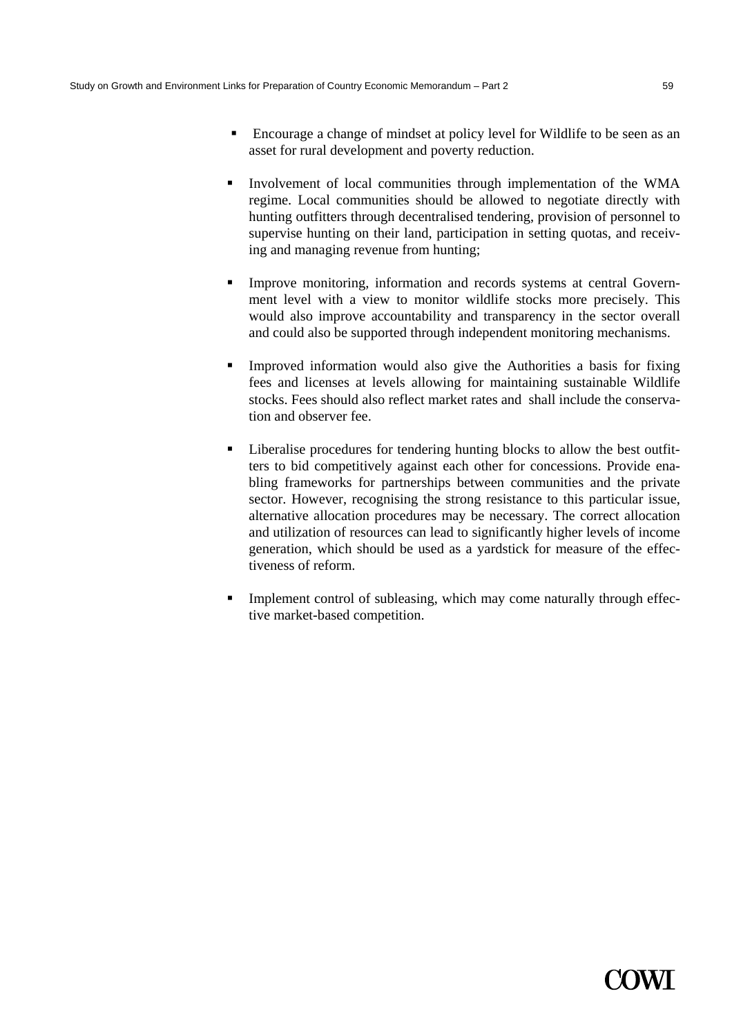- Encourage a change of mindset at policy level for Wildlife to be seen as an asset for rural development and poverty reduction.

- Involvement of local communities through implementation of the WMA regime. Local communities should be allowed to negotiate directly with hunting outfitters through decentralised tendering, provision of personnel to supervise hunting on their land, participation in setting quotas, and receiving and managing revenue from hunting;

- Improve monitoring, information and records systems at central Government level with a view to monitor wildlife stocks more precisely. This would also improve accountability and transparency in the sector overall and could also be supported through independent monitoring mechanisms.

- Improved information would also give the Authorities a basis for fixing fees and licenses at levels allowing for maintaining sustainable Wildlife stocks. Fees should also reflect market rates and shall include the conservation and observer fee.

- Liberalise procedures for tendering hunting blocks to allow the best outfitters to bid competitively against each other for concessions. Provide enabling frameworks for partnerships between communities and the private sector. However, recognising the strong resistance to this particular issue, alternative allocation procedures may be necessary. The correct allocation and utilization of resources can lead to significantly higher levels of income generation, which should be used as a yardstick for measure of the effectiveness of reform.

- Implement control of subleasing, which may come naturally through effective market-based competition.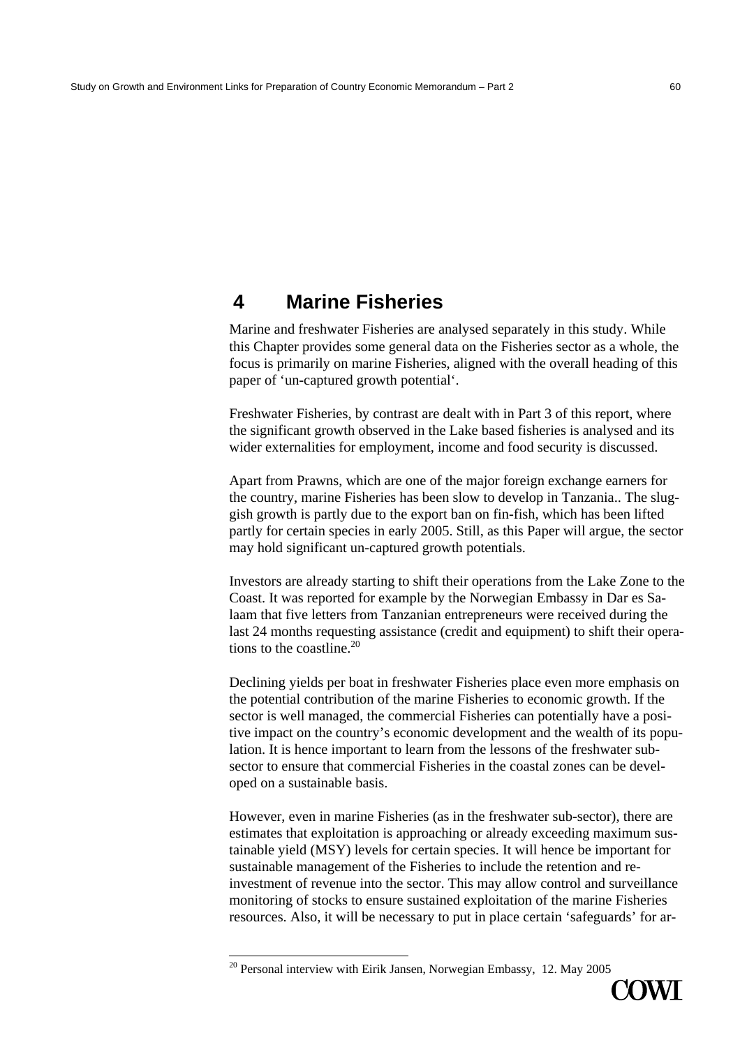# 4 Marine Fisheries

Marine and freshwater Fisheries are analysed separately in this study. While this Chapter provides some general data on the Fisheries sector as a whole, the focus is primarily on marine Fisheries, aligned with the overall heading of this paper of 'un-captured growth potential'.

Freshwater Fisheries, by contrast are dealt with in Part 3 of this report, where the significant growth observed in the Lake based fisheries is analysed and its wider externalities for employment, income and food security is discussed.

Apart from Prawns, which are one of the major foreign exchange earners for the country, marine Fisheries has been slow to develop in Tanzania.. The sluggish growth is partly due to the export ban on fin-fish, which has been lifted partly for certain species in early 2005. Still, as this Paper will argue, the sector may hold significant un-captured growth potentials.

Investors are already starting to shift their operations from the Lake Zone to the Coast. It was reported for example by the Norwegian Embassy in Dar es Salaam that five letters from Tanzanian entrepreneurs were received during the last 24 months requesting assistance (credit and equipment) to shift their operations to the coastline.[20]

Declining yields per boat in freshwater Fisheries place even more emphasis on the potential contribution of the marine Fisheries to economic growth. If the sector is well managed, the commercial Fisheries can potentially have a positive impact on the country's economic development and the wealth of its population. It is hence important to learn from the lessons of the freshwater subsector to ensure that commercial Fisheries in the coastal zones can be developed on a sustainable basis.

However, even in marine Fisheries (as in the freshwater sub-sector), there are estimates that exploitation is approaching or already exceeding maximum sustainable yield (MSY) levels for certain species. It will hence be important for sustainable management of the Fisheries to include the retention and reinvestment of revenue into the sector. This may allow control and surveillance monitoring of stocks to ensure sustained exploitation of the marine Fisheries resources. Also, it will be necessary to put in place certain 'safeguards' for ar-

[20] Personal interview with Eirik Jansen, Norwegian Embassy, 12. May 2005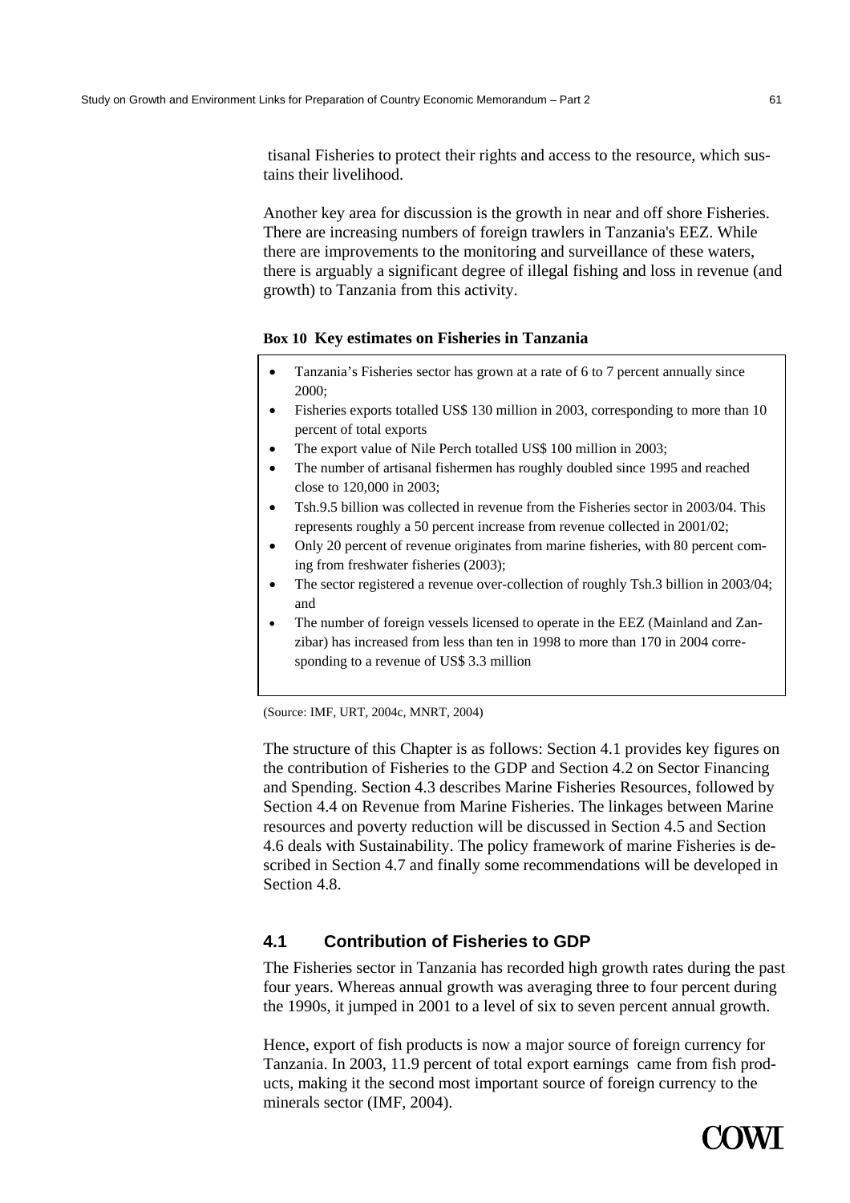tisanal Fisheries to protect their rights and access to the resource, which sustains their livelihood.

Another key area for discussion is the growth in near and off shore Fisheries. There are increasing numbers of foreign trawlers in Tanzania's EEZ. While there are improvements to the monitoring and surveillance of these waters, there is arguably a significant degree of illegal fishing and loss in revenue (and growth) to Tanzania from this activity.

**Box 10 Key estimates on Fisheries in Tanzania**

- Tanzania's Fisheries sector has grown at a rate of 6 to 7 percent annually since 2000;
- Fisheries exports totalled US$ 130 million in 2003, corresponding to more than 10 percent of total exports
- The export value of Nile Perch totalled US$ 100 million in 2003;
- The number of artisanal fishermen has roughly doubled since 1995 and reached close to 120,000 in 2003;
- Tsh.9.5 billion was collected in revenue from the Fisheries sector in 2003/04. This represents roughly a 50 percent increase from revenue collected in 2001/02;
- Only 20 percent of revenue originates from marine fisheries, with 80 percent coming from freshwater fisheries (2003);
- The sector registered a revenue over-collection of roughly Tsh.3 billion in 2003/04; and
- The number of foreign vessels licensed to operate in the EEZ (Mainland and Zanzibar) has increased from less than ten in 1998 to more than 170 in 2004 corresponding to a revenue of US$ 3.3 million

(Source: IMF, URT, 2004c, MNRT, 2004)

The structure of this Chapter is as follows: Section 4.1 provides key figures on the contribution of Fisheries to the GDP and Section 4.2 on Sector Financing and Spending. Section 4.3 describes Marine Fisheries Resources, followed by Section 4.4 on Revenue from Marine Fisheries. The linkages between Marine resources and poverty reduction will be discussed in Section 4.5 and Section 4.6 deals with Sustainability. The policy framework of marine Fisheries is described in Section 4.7 and finally some recommendations will be developed in Section 4.8.

## 4.1 Contribution of Fisheries to GDP

The Fisheries sector in Tanzania has recorded high growth rates during the past four years. Whereas annual growth was averaging three to four percent during the 1990s, it jumped in 2001 to a level of six to seven percent annual growth.

Hence, export of fish products is now a major source of foreign currency for Tanzania. In 2003, 11.9 percent of total export earnings came from fish products, making it the second most important source of foreign currency to the minerals sector (IMF, 2004).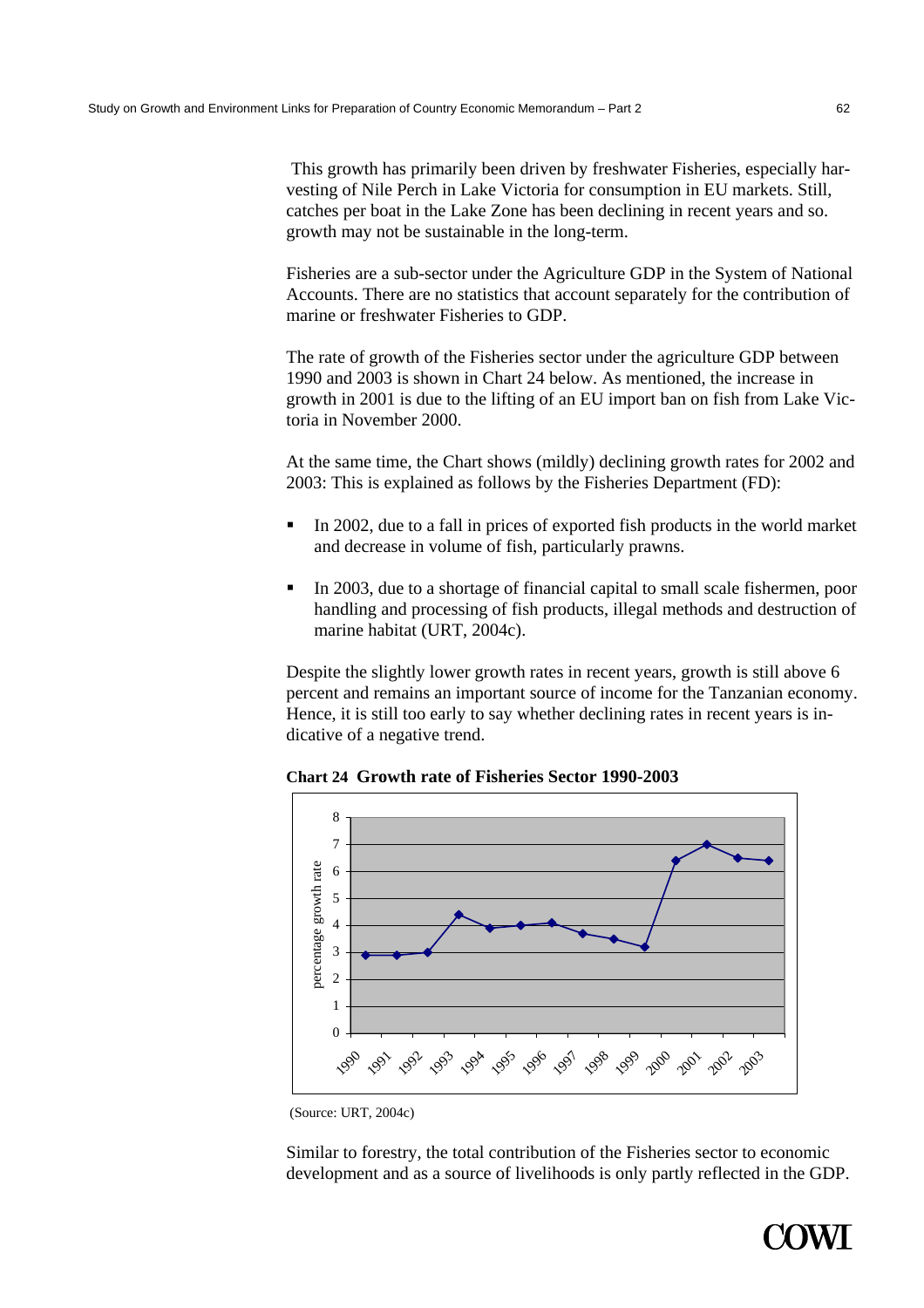This growth has primarily been driven by freshwater Fisheries, especially harvesting of Nile Perch in Lake Victoria for consumption in EU markets. Still, catches per boat in the Lake Zone has been declining in recent years and so. growth may not be sustainable in the long-term.

Fisheries are a sub-sector under the Agriculture GDP in the System of National Accounts. There are no statistics that account separately for the contribution of marine or freshwater Fisheries to GDP.

The rate of growth of the Fisheries sector under the agriculture GDP between 1990 and 2003 is shown in Chart 24 below. As mentioned, the increase in growth in 2001 is due to the lifting of an EU import ban on fish from Lake Victoria in November 2000.

At the same time, the Chart shows (mildly) declining growth rates for 2002 and 2003: This is explained as follows by the Fisheries Department (FD):

- In 2002, due to a fall in prices of exported fish products in the world market and decrease in volume of fish, particularly prawns.
- In 2003, due to a shortage of financial capital to small scale fishermen, poor handling and processing of fish products, illegal methods and destruction of marine habitat (URT, 2004c).

Despite the slightly lower growth rates in recent years, growth is still above 6 percent and remains an important source of income for the Tanzanian economy. Hence, it is still too early to say whether declining rates in recent years is indicative of a negative trend.

**Chart 24 Growth rate of Fisheries Sector 1990-2003**

(Source: URT, 2004c)

Similar to forestry, the total contribution of the Fisheries sector to economic development and as a source of livelihoods is only partly reflected in the GDP.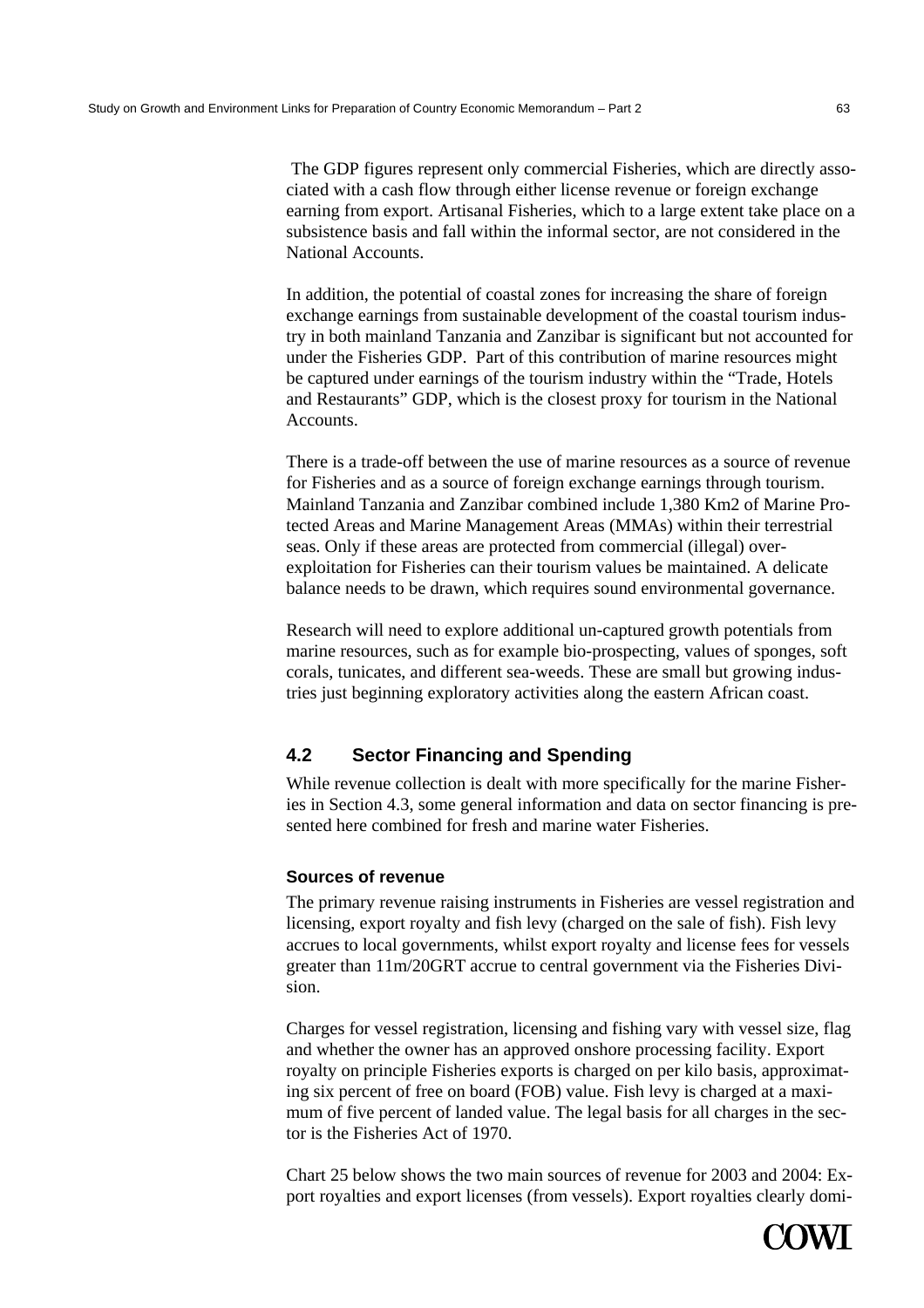The GDP figures represent only commercial Fisheries, which are directly associated with a cash flow through either license revenue or foreign exchange earning from export. Artisanal Fisheries, which to a large extent take place on a subsistence basis and fall within the informal sector, are not considered in the National Accounts.

In addition, the potential of coastal zones for increasing the share of foreign exchange earnings from sustainable development of the coastal tourism industry in both mainland Tanzania and Zanzibar is significant but not accounted for under the Fisheries GDP. Part of this contribution of marine resources might be captured under earnings of the tourism industry within the "Trade, Hotels and Restaurants" GDP, which is the closest proxy for tourism in the National Accounts.

There is a trade-off between the use of marine resources as a source of revenue for Fisheries and as a source of foreign exchange earnings through tourism. Mainland Tanzania and Zanzibar combined include 1,380 Km2 of Marine Protected Areas and Marine Management Areas (MMAs) within their terrestrial seas. Only if these areas are protected from commercial (illegal) over-exploitation for Fisheries can their tourism values be maintained. A delicate balance needs to be drawn, which requires sound environmental governance.

Research will need to explore additional un-captured growth potentials from marine resources, such as for example bio-prospecting, values of sponges, soft corals, tunicates, and different sea-weeds. These are small but growing industries just beginning exploratory activities along the eastern African coast.

## 4.2 Sector Financing and Spending

While revenue collection is dealt with more specifically for the marine Fisheries in Section 4.3, some general information and data on sector financing is presented here combined for fresh and marine water Fisheries.

### Sources of revenue

The primary revenue raising instruments in Fisheries are vessel registration and licensing, export royalty and fish levy (charged on the sale of fish). Fish levy accrues to local governments, whilst export royalty and license fees for vessels greater than 11m/20GRT accrue to central government via the Fisheries Division.

Charges for vessel registration, licensing and fishing vary with vessel size, flag and whether the owner has an approved onshore processing facility. Export royalty on principle Fisheries exports is charged on per kilo basis, approximating six percent of free on board (FOB) value. Fish levy is charged at a maximum of five percent of landed value. The legal basis for all charges in the sector is the Fisheries Act of 1970.

Chart 25 below shows the two main sources of revenue for 2003 and 2004: Export royalties and export licenses (from vessels). Export royalties clearly domi-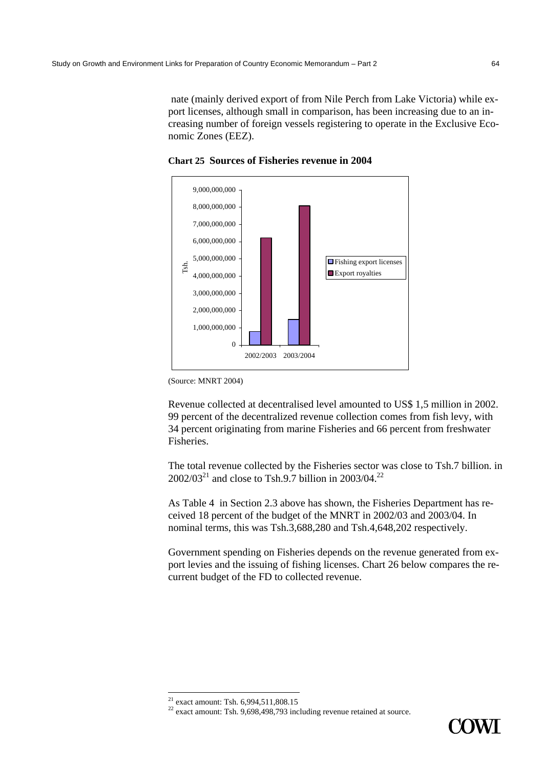nate (mainly derived export of from Nile Perch from Lake Victoria) while export licenses, although small in comparison, has been increasing due to an increasing number of foreign vessels registering to operate in the Exclusive Economic Zones (EEZ).

**Chart 25 Sources of Fisheries revenue in 2004**

(Source: MNRT 2004)

Revenue collected at decentralised level amounted to US$ 1,5 million in 2002. 99 percent of the decentralized revenue collection comes from fish levy, with 34 percent originating from marine Fisheries and 66 percent from freshwater Fisheries.

The total revenue collected by the Fisheries sector was close to Tsh.7 billion. in 2002/03[21] and close to Tsh.9.7 billion in 2003/04.[22]

As Table 4 in Section 2.3 above has shown, the Fisheries Department has received 18 percent of the budget of the MNRT in 2002/03 and 2003/04. In nominal terms, this was Tsh.3,688,280 and Tsh.4,648,202 respectively.

Government spending on Fisheries depends on the revenue generated from export levies and the issuing of fishing licenses. Chart 26 below compares the recurrent budget of the FD to collected revenue.

[21] exact amount: Tsh. 6,994,511,808.15

[22] exact amount: Tsh. 9,698,498,793 including revenue retained at source.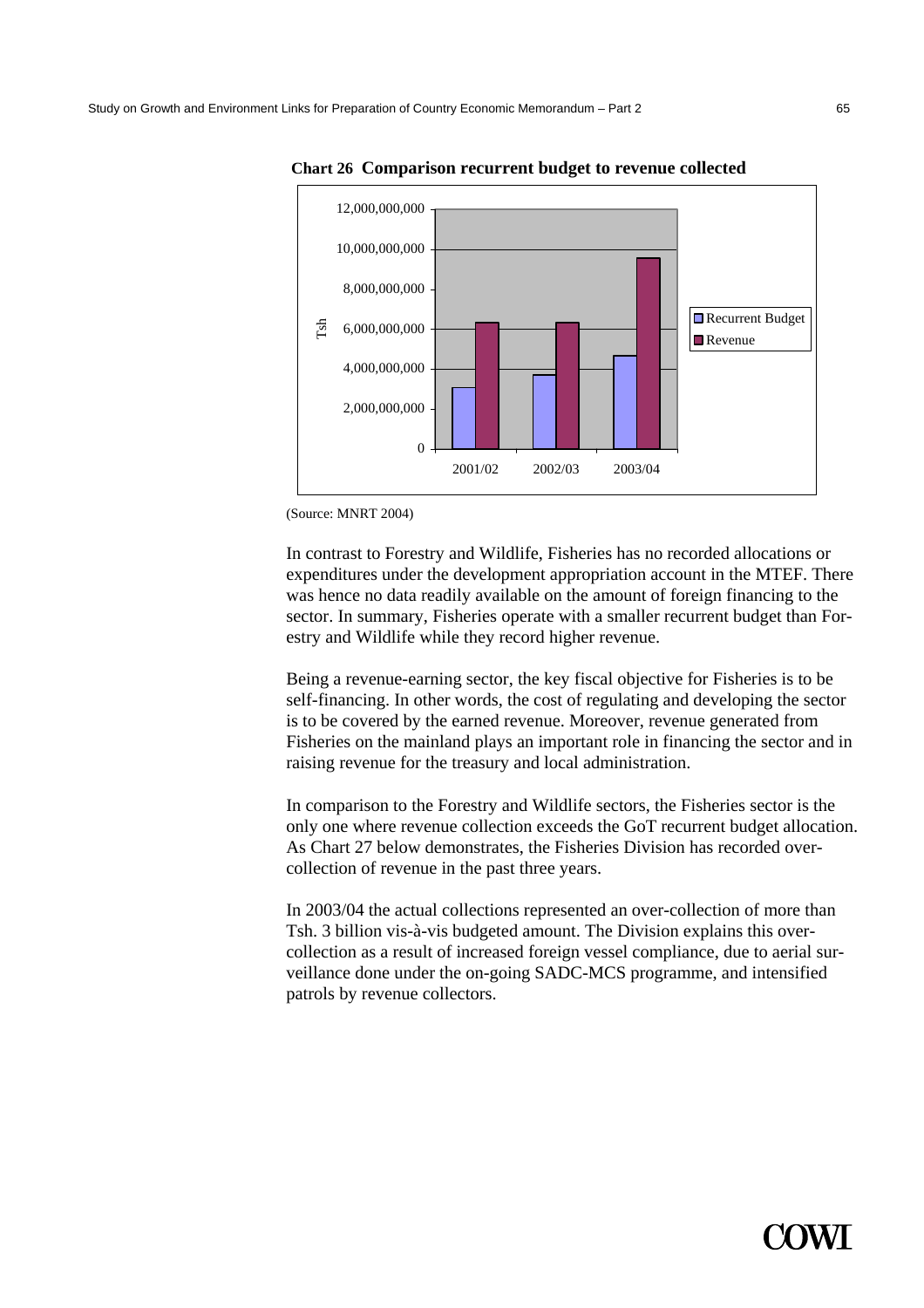**Chart 26 Comparison recurrent budget to revenue collected**

(Source: MNRT 2004)

In contrast to Forestry and Wildlife, Fisheries has no recorded allocations or expenditures under the development appropriation account in the MTEF. There was hence no data readily available on the amount of foreign financing to the sector. In summary, Fisheries operate with a smaller recurrent budget than Forestry and Wildlife while they record higher revenue.

Being a revenue-earning sector, the key fiscal objective for Fisheries is to be self-financing. In other words, the cost of regulating and developing the sector is to be covered by the earned revenue. Moreover, revenue generated from Fisheries on the mainland plays an important role in financing the sector and in raising revenue for the treasury and local administration.

In comparison to the Forestry and Wildlife sectors, the Fisheries sector is the only one where revenue collection exceeds the GoT recurrent budget allocation. As Chart 27 below demonstrates, the Fisheries Division has recorded over-collection of revenue in the past three years.

In 2003/04 the actual collections represented an over-collection of more than Tsh. 3 billion vis-à-vis budgeted amount. The Division explains this over-collection as a result of increased foreign vessel compliance, due to aerial surveillance done under the on-going SADC-MCS programme, and intensified patrols by revenue collectors.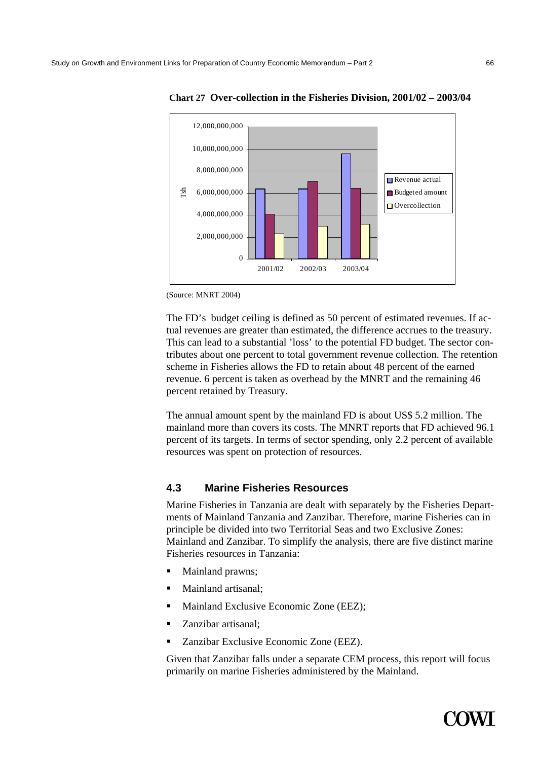**Chart 27 Over-collection in the Fisheries Division, 2001/02 – 2003/04**

(Source: MNRT 2004)

The FD's budget ceiling is defined as 50 percent of estimated revenues. If actual revenues are greater than estimated, the difference accrues to the treasury. This can lead to a substantial 'loss' to the potential FD budget. The sector contributes about one percent to total government revenue collection. The retention scheme in Fisheries allows the FD to retain about 48 percent of the earned revenue. 6 percent is taken as overhead by the MNRT and the remaining 46 percent retained by Treasury.

The annual amount spent by the mainland FD is about US$ 5.2 million. The mainland more than covers its costs. The MNRT reports that FD achieved 96.1 percent of its targets. In terms of sector spending, only 2.2 percent of available resources was spent on protection of resources.

## 4.3 Marine Fisheries Resources

Marine Fisheries in Tanzania are dealt with separately by the Fisheries Departments of Mainland Tanzania and Zanzibar. Therefore, marine Fisheries can in principle be divided into two Territorial Seas and two Exclusive Zones: Mainland and Zanzibar. To simplify the analysis, there are five distinct marine Fisheries resources in Tanzania:

- Mainland prawns;
- Mainland artisanal;
- Mainland Exclusive Economic Zone (EEZ);
- Zanzibar artisanal;
- Zanzibar Exclusive Economic Zone (EEZ).

Given that Zanzibar falls under a separate CEM process, this report will focus primarily on marine Fisheries administered by the Mainland.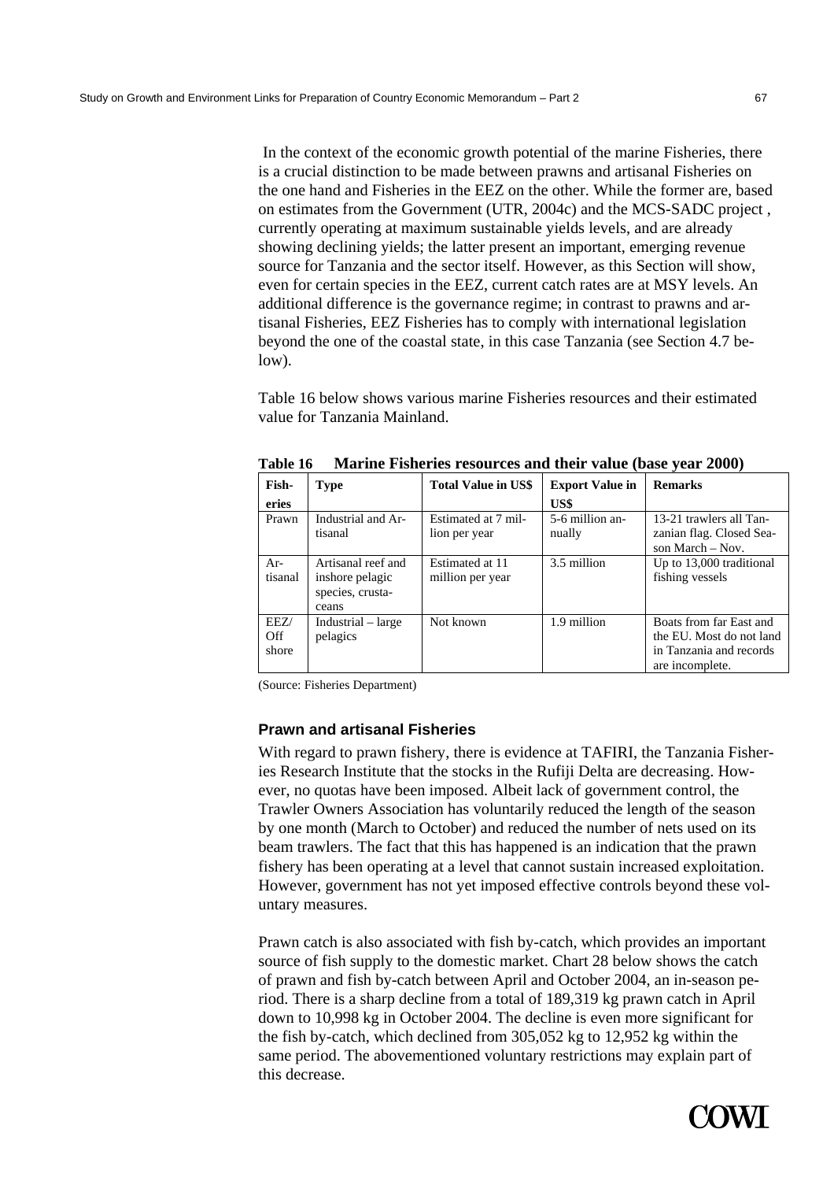In the context of the economic growth potential of the marine Fisheries, there is a crucial distinction to be made between prawns and artisanal Fisheries on the one hand and Fisheries in the EEZ on the other. While the former are, based on estimates from the Government (UTR, 2004c) and the MCS-SADC project , currently operating at maximum sustainable yields levels, and are already showing declining yields; the latter present an important, emerging revenue source for Tanzania and the sector itself. However, as this Section will show, even for certain species in the EEZ, current catch rates are at MSY levels. An additional difference is the governance regime; in contrast to prawns and artisanal Fisheries, EEZ Fisheries has to comply with international legislation beyond the one of the coastal state, in this case Tanzania (see Section 4.7 below).

Table 16 below shows various marine Fisheries resources and their estimated value for Tanzania Mainland.

**Table 16 Marine Fisheries resources and their value (base year 2000)**

| Fisheries | Type | Total Value in US$ | Export Value in US$ | Remarks |
|---|---|---|---|---|
| Prawn | Industrial and Artisanal | Estimated at 7 million per year | 5-6 million annually | 13-21 trawlers all Tanzanian flag. Closed Season March – Nov. |
| Artisanal | Artisanal reef and inshore pelagic species, crustaceans | Estimated at 11 million per year | 3.5 million | Up to 13,000 traditional fishing vessels |
| EEZ/ Off shore | Industrial – large pelagics | Not known | 1.9 million | Boats from far East and the EU. Most do not land in Tanzania and records are incomplete. |

(Source: Fisheries Department)

### Prawn and artisanal Fisheries

With regard to prawn fishery, there is evidence at TAFIRI, the Tanzania Fisheries Research Institute that the stocks in the Rufiji Delta are decreasing. However, no quotas have been imposed. Albeit lack of government control, the Trawler Owners Association has voluntarily reduced the length of the season by one month (March to October) and reduced the number of nets used on its beam trawlers. The fact that this has happened is an indication that the prawn fishery has been operating at a level that cannot sustain increased exploitation. However, government has not yet imposed effective controls beyond these voluntary measures.

Prawn catch is also associated with fish by-catch, which provides an important source of fish supply to the domestic market. Chart 28 below shows the catch of prawn and fish by-catch between April and October 2004, an in-season period. There is a sharp decline from a total of 189,319 kg prawn catch in April down to 10,998 kg in October 2004. The decline is even more significant for the fish by-catch, which declined from 305,052 kg to 12,952 kg within the same period. The abovementioned voluntary restrictions may explain part of this decrease.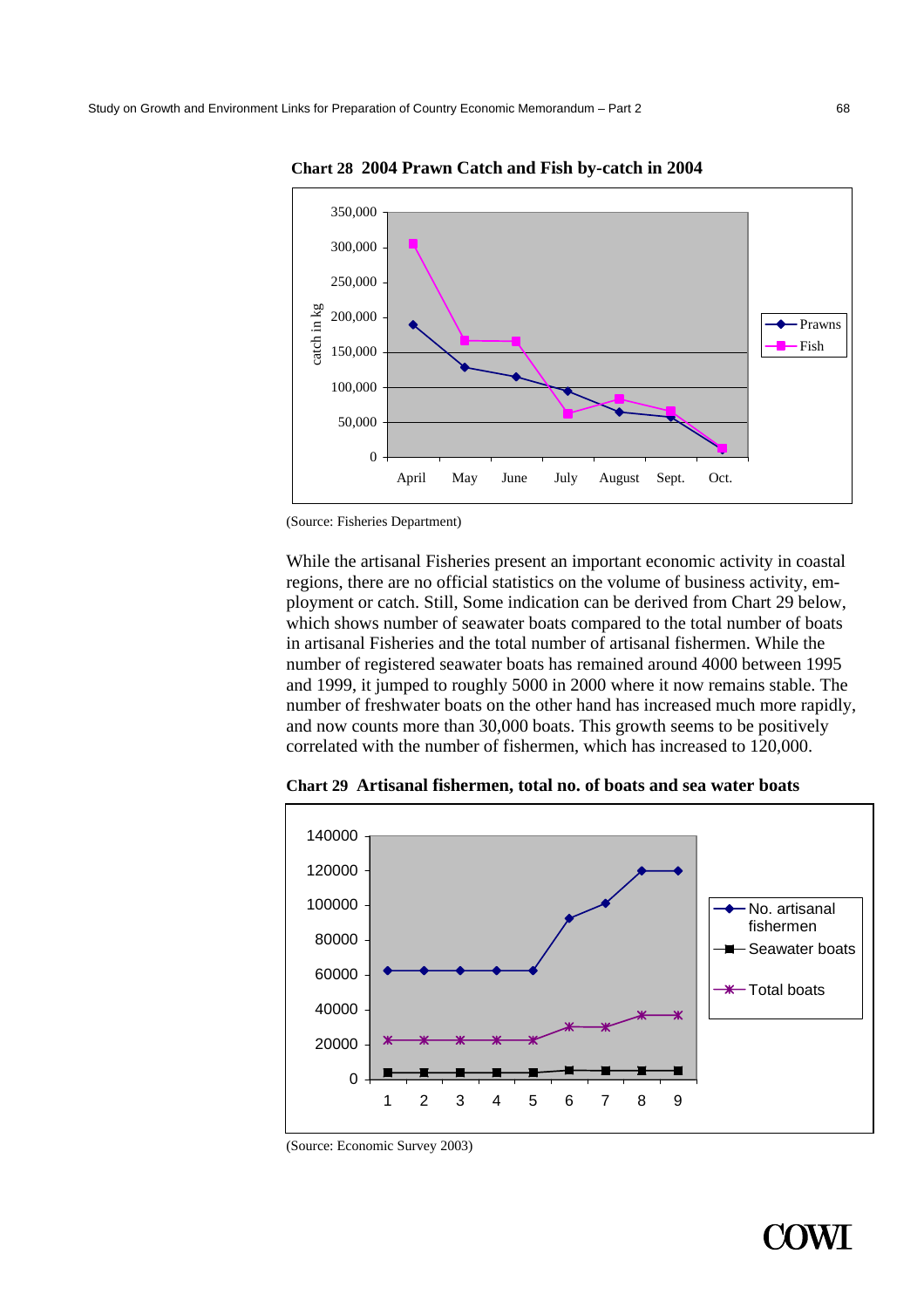**Chart 28 2004 Prawn Catch and Fish by-catch in 2004**

(Source: Fisheries Department)

While the artisanal Fisheries present an important economic activity in coastal regions, there are no official statistics on the volume of business activity, employment or catch. Still, Some indication can be derived from Chart 29 below, which shows number of seawater boats compared to the total number of boats in artisanal Fisheries and the total number of artisanal fishermen. While the number of registered seawater boats has remained around 4000 between 1995 and 1999, it jumped to roughly 5000 in 2000 where it now remains stable. The number of freshwater boats on the other hand has increased much more rapidly, and now counts more than 30,000 boats. This growth seems to be positively correlated with the number of fishermen, which has increased to 120,000.

**Chart 29 Artisanal fishermen, total no. of boats and sea water boats**

(Source: Economic Survey 2003)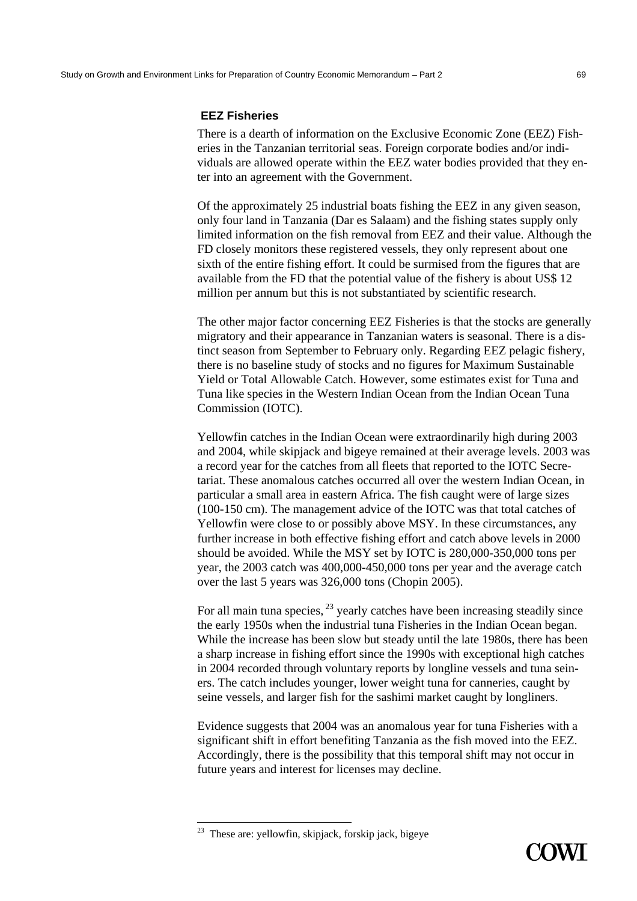### EEZ Fisheries

There is a dearth of information on the Exclusive Economic Zone (EEZ) Fisheries in the Tanzanian territorial seas. Foreign corporate bodies and/or individuals are allowed operate within the EEZ water bodies provided that they enter into an agreement with the Government.

Of the approximately 25 industrial boats fishing the EEZ in any given season, only four land in Tanzania (Dar es Salaam) and the fishing states supply only limited information on the fish removal from EEZ and their value. Although the FD closely monitors these registered vessels, they only represent about one sixth of the entire fishing effort. It could be surmised from the figures that are available from the FD that the potential value of the fishery is about US$ 12 million per annum but this is not substantiated by scientific research.

The other major factor concerning EEZ Fisheries is that the stocks are generally migratory and their appearance in Tanzanian waters is seasonal. There is a distinct season from September to February only. Regarding EEZ pelagic fishery, there is no baseline study of stocks and no figures for Maximum Sustainable Yield or Total Allowable Catch. However, some estimates exist for Tuna and Tuna like species in the Western Indian Ocean from the Indian Ocean Tuna Commission (IOTC).

Yellowfin catches in the Indian Ocean were extraordinarily high during 2003 and 2004, while skipjack and bigeye remained at their average levels. 2003 was a record year for the catches from all fleets that reported to the IOTC Secretariat. These anomalous catches occurred all over the western Indian Ocean, in particular a small area in eastern Africa. The fish caught were of large sizes (100-150 cm). The management advice of the IOTC was that total catches of Yellowfin were close to or possibly above MSY. In these circumstances, any further increase in both effective fishing effort and catch above levels in 2000 should be avoided. While the MSY set by IOTC is 280,000-350,000 tons per year, the 2003 catch was 400,000-450,000 tons per year and the average catch over the last 5 years was 326,000 tons (Chopin 2005).

For all main tuna species,[23] yearly catches have been increasing steadily since the early 1950s when the industrial tuna Fisheries in the Indian Ocean began. While the increase has been slow but steady until the late 1980s, there has been a sharp increase in fishing effort since the 1990s with exceptional high catches in 2004 recorded through voluntary reports by longline vessels and tuna seiners. The catch includes younger, lower weight tuna for canneries, caught by seine vessels, and larger fish for the sashimi market caught by longliners.

Evidence suggests that 2004 was an anomalous year for tuna Fisheries with a significant shift in effort benefiting Tanzania as the fish moved into the EEZ. Accordingly, there is the possibility that this temporal shift may not occur in future years and interest for licenses may decline.

---

[23] These are: yellowfin, skipjack, forskip jack, bigeye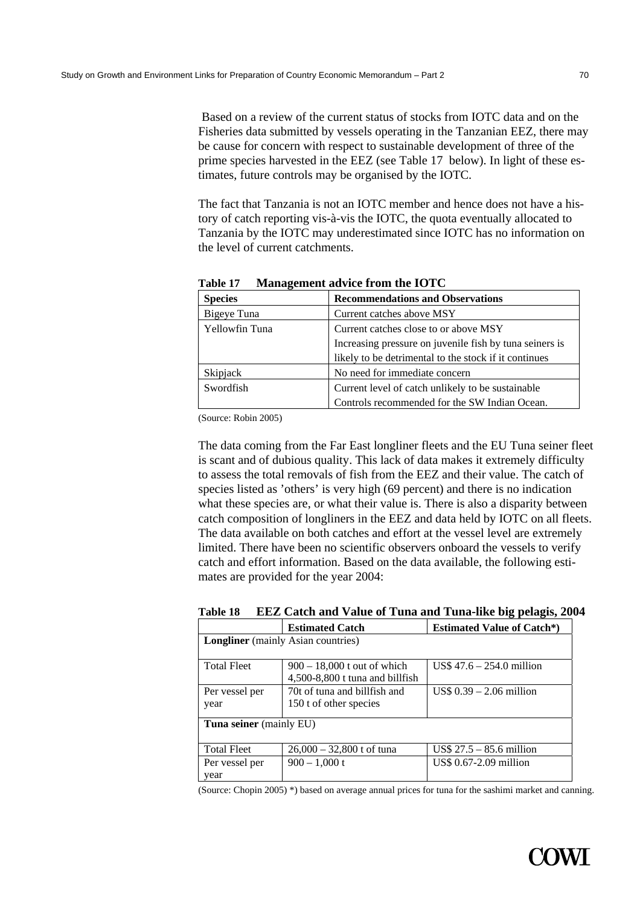Based on a review of the current status of stocks from IOTC data and on the Fisheries data submitted by vessels operating in the Tanzanian EEZ, there may be cause for concern with respect to sustainable development of three of the prime species harvested in the EEZ (see Table 17 below). In light of these estimates, future controls may be organised by the IOTC.

The fact that Tanzania is not an IOTC member and hence does not have a history of catch reporting vis-à-vis the IOTC, the quota eventually allocated to Tanzania by the IOTC may underestimated since IOTC has no information on the level of current catchments.

**Table 17 Management advice from the IOTC**

| Species | Recommendations and Observations |
|---|---|
| Bigeye Tuna | Current catches above MSY |
| Yellowfin Tuna | Current catches close to or above MSY<br>Increasing pressure on juvenile fish by tuna seiners is likely to be detrimental to the stock if it continues |
| Skipjack | No need for immediate concern |
| Swordfish | Current level of catch unlikely to be sustainable<br>Controls recommended for the SW Indian Ocean. |

(Source: Robin 2005)

The data coming from the Far East longliner fleets and the EU Tuna seiner fleet is scant and of dubious quality. This lack of data makes it extremely difficulty to assess the total removals of fish from the EEZ and their value. The catch of species listed as 'others' is very high (69 percent) and there is no indication what these species are, or what their value is. There is also a disparity between catch composition of longliners in the EEZ and data held by IOTC on all fleets. The data available on both catches and effort at the vessel level are extremely limited. There have been no scientific observers onboard the vessels to verify catch and effort information. Based on the data available, the following estimates are provided for the year 2004:

**Table 18 EEZ Catch and Value of Tuna and Tuna-like big pelagis, 2004**

| | Estimated Catch | Estimated Value of Catch*) |
|---|---|---|
| **Longliner** (mainly Asian countries) | | |
| Total Fleet | 900 – 18,000 t out of which 4,500-8,800 t tuna and billfish | US$ 47.6 – 254.0 million |
| Per vessel per year | 70t of tuna and billfish and 150 t of other species | US$ 0.39 – 2.06 million |
| **Tuna seiner** (mainly EU) | | |
| Total Fleet | 26,000 – 32,800 t of tuna | US$ 27.5 – 85.6 million |
| Per vessel per year | 900 – 1,000 t | US$ 0.67-2.09 million |

(Source: Chopin 2005) *) based on average annual prices for tuna for the sashimi market and canning.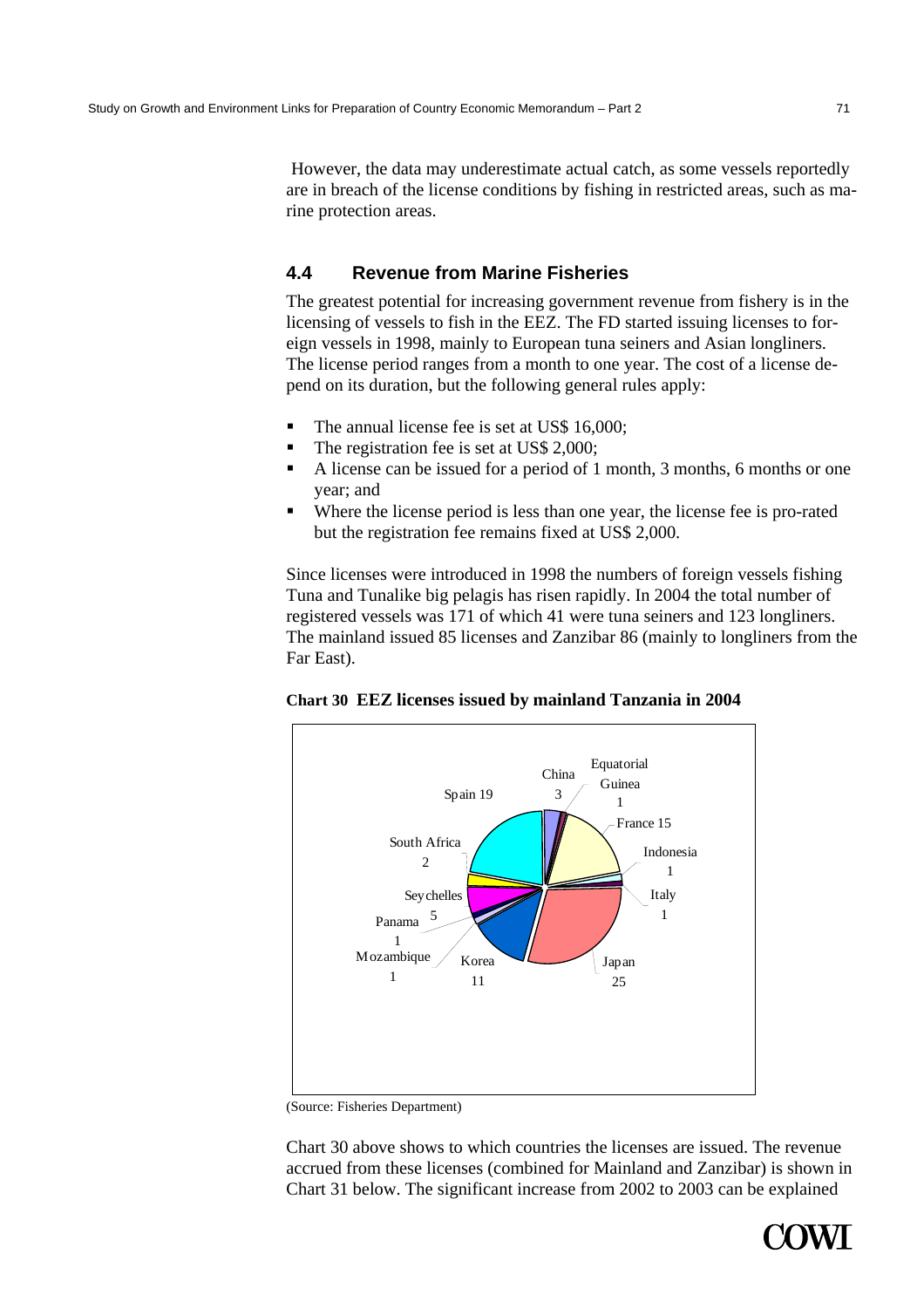However, the data may underestimate actual catch, as some vessels reportedly are in breach of the license conditions by fishing in restricted areas, such as marine protection areas.

### 4.4 Revenue from Marine Fisheries

The greatest potential for increasing government revenue from fishery is in the licensing of vessels to fish in the EEZ. The FD started issuing licenses to foreign vessels in 1998, mainly to European tuna seiners and Asian longliners. The license period ranges from a month to one year. The cost of a license depend on its duration, but the following general rules apply:

- The annual license fee is set at US$ 16,000;
- The registration fee is set at US$ 2,000;
- A license can be issued for a period of 1 month, 3 months, 6 months or one year; and
- Where the license period is less than one year, the license fee is pro-rated but the registration fee remains fixed at US$ 2,000.

Since licenses were introduced in 1998 the numbers of foreign vessels fishing Tuna and Tunalike big pelagis has risen rapidly. In 2004 the total number of registered vessels was 171 of which 41 were tuna seiners and 123 longliners. The mainland issued 85 licenses and Zanzibar 86 (mainly to longliners from the Far East).

**Chart 30 EEZ licenses issued by mainland Tanzania in 2004**

| Country | Licenses |
|---|---|
| China | 3 |
| Equatorial Guinea | 1 |
| France | 15 |
| Indonesia | 1 |
| Italy | 1 |
| Japan | 25 |
| Korea | 11 |
| Mozambique | 1 |
| Panama | 1 |
| Seychelles | 5 |
| South Africa | 2 |
| Spain | 19 |

(Source: Fisheries Department)

Chart 30 above shows to which countries the licenses are issued. The revenue accrued from these licenses (combined for Mainland and Zanzibar) is shown in Chart 31 below. The significant increase from 2002 to 2003 can be explained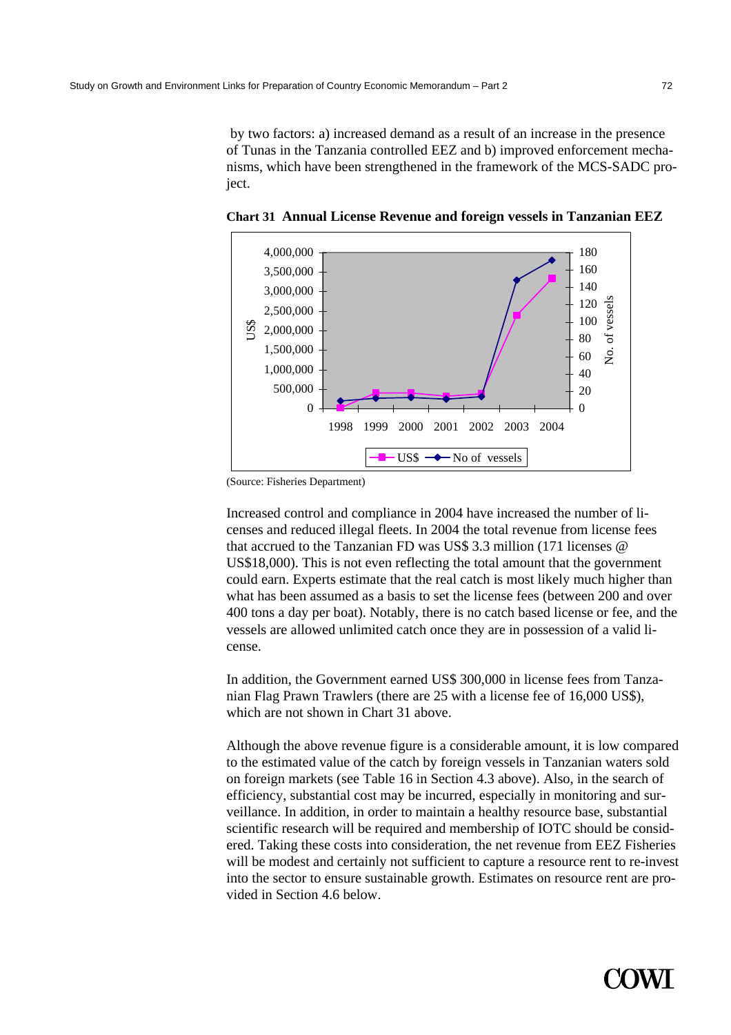by two factors: a) increased demand as a result of an increase in the presence of Tunas in the Tanzania controlled EEZ and b) improved enforcement mechanisms, which have been strengthened in the framework of the MCS-SADC project.

**Chart 31 Annual License Revenue and foreign vessels in Tanzanian EEZ**

(Source: Fisheries Department)

Increased control and compliance in 2004 have increased the number of licenses and reduced illegal fleets. In 2004 the total revenue from license fees that accrued to the Tanzanian FD was US$ 3.3 million (171 licenses @ US$18,000). This is not even reflecting the total amount that the government could earn. Experts estimate that the real catch is most likely much higher than what has been assumed as a basis to set the license fees (between 200 and over 400 tons a day per boat). Notably, there is no catch based license or fee, and the vessels are allowed unlimited catch once they are in possession of a valid license.

In addition, the Government earned US$ 300,000 in license fees from Tanzanian Flag Prawn Trawlers (there are 25 with a license fee of 16,000 US$), which are not shown in Chart 31 above.

Although the above revenue figure is a considerable amount, it is low compared to the estimated value of the catch by foreign vessels in Tanzanian waters sold on foreign markets (see Table 16 in Section 4.3 above). Also, in the search of efficiency, substantial cost may be incurred, especially in monitoring and surveillance. In addition, in order to maintain a healthy resource base, substantial scientific research will be required and membership of IOTC should be considered. Taking these costs into consideration, the net revenue from EEZ Fisheries will be modest and certainly not sufficient to capture a resource rent to re-invest into the sector to ensure sustainable growth. Estimates on resource rent are provided in Section 4.6 below.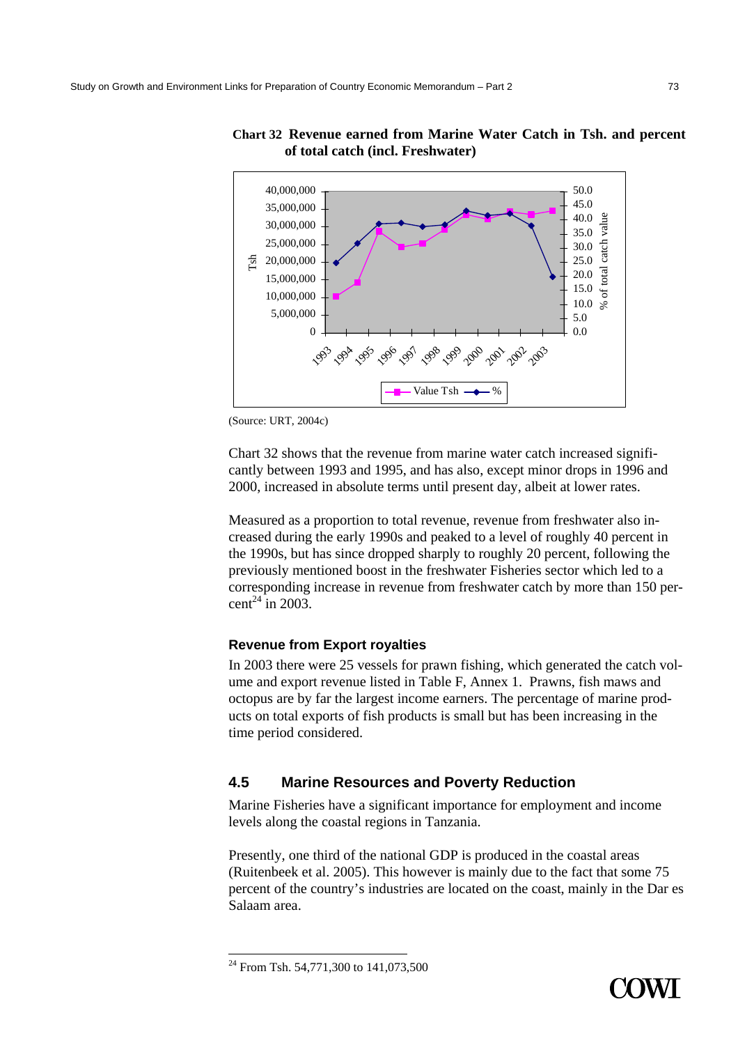**Chart 32 Revenue earned from Marine Water Catch in Tsh. and percent of total catch (incl. Freshwater)**

(Source: URT, 2004c)

Chart 32 shows that the revenue from marine water catch increased significantly between 1993 and 1995, and has also, except minor drops in 1996 and 2000, increased in absolute terms until present day, albeit at lower rates.

Measured as a proportion to total revenue, revenue from freshwater also increased during the early 1990s and peaked to a level of roughly 40 percent in the 1990s, but has since dropped sharply to roughly 20 percent, following the previously mentioned boost in the freshwater Fisheries sector which led to a corresponding increase in revenue from freshwater catch by more than 150 percent[24] in 2003.

### Revenue from Export royalties

In 2003 there were 25 vessels for prawn fishing, which generated the catch volume and export revenue listed in Table F, Annex 1. Prawns, fish maws and octopus are by far the largest income earners. The percentage of marine products on total exports of fish products is small but has been increasing in the time period considered.

## 4.5 Marine Resources and Poverty Reduction

Marine Fisheries have a significant importance for employment and income levels along the coastal regions in Tanzania.

Presently, one third of the national GDP is produced in the coastal areas (Ruitenbeek et al. 2005). This however is mainly due to the fact that some 75 percent of the country's industries are located on the coast, mainly in the Dar es Salaam area.

---

[24] From Tsh. 54,771,300 to 141,073,500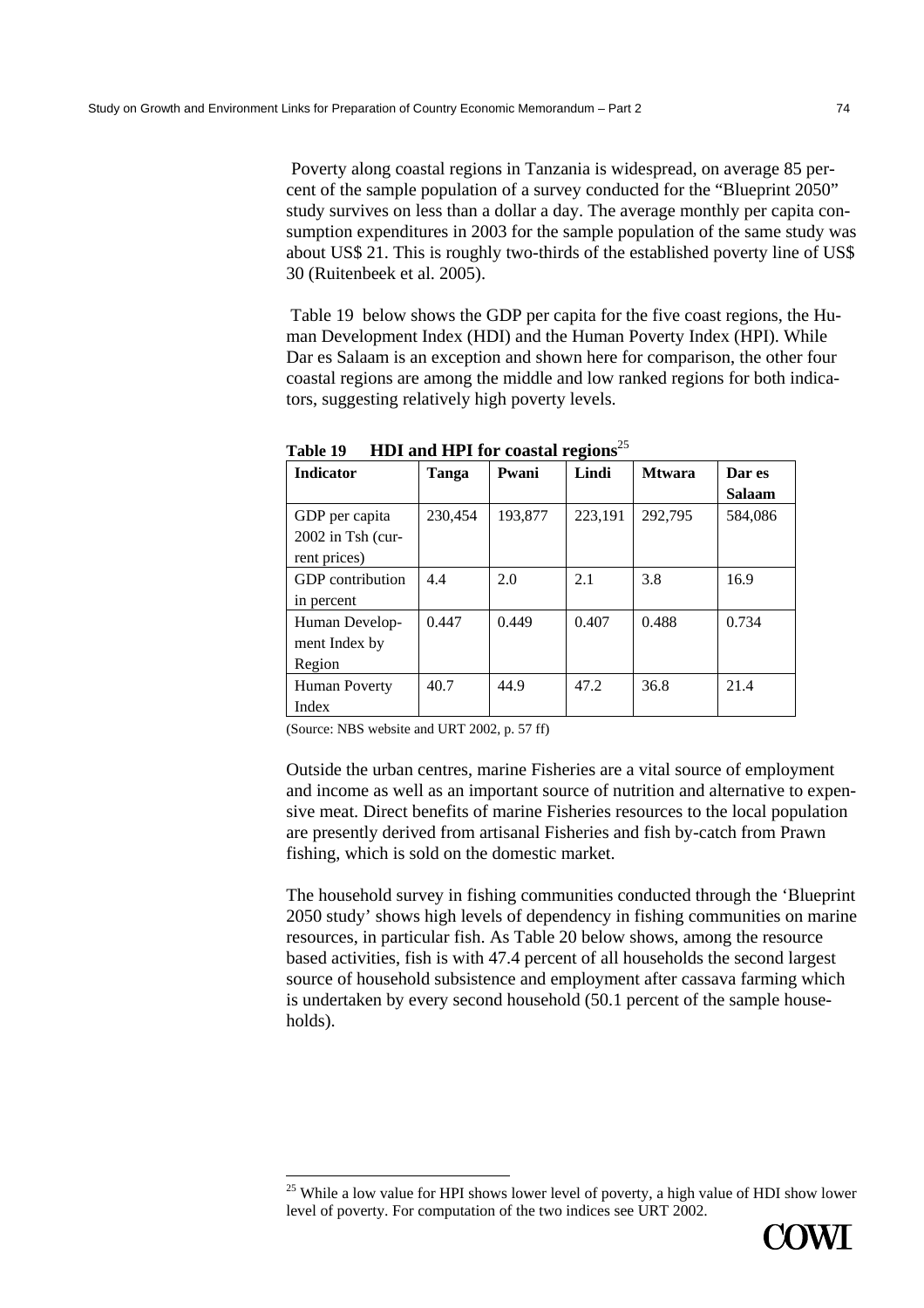Poverty along coastal regions in Tanzania is widespread, on average 85 percent of the sample population of a survey conducted for the "Blueprint 2050" study survives on less than a dollar a day. The average monthly per capita consumption expenditures in 2003 for the sample population of the same study was about US$ 21. This is roughly two-thirds of the established poverty line of US$ 30 (Ruitenbeek et al. 2005).

Table 19 below shows the GDP per capita for the five coast regions, the Human Development Index (HDI) and the Human Poverty Index (HPI). While Dar es Salaam is an exception and shown here for comparison, the other four coastal regions are among the middle and low ranked regions for both indicators, suggesting relatively high poverty levels.

**Table 19 HDI and HPI for coastal regions**[25]

| Indicator | Tanga | Pwani | Lindi | Mtwara | Dar es Salaam |
|---|---|---|---|---|---|
| GDP per capita 2002 in Tsh (current prices) | 230,454 | 193,877 | 223,191 | 292,795 | 584,086 |
| GDP contribution in percent | 4.4 | 2.0 | 2.1 | 3.8 | 16.9 |
| Human Development Index by Region | 0.447 | 0.449 | 0.407 | 0.488 | 0.734 |
| Human Poverty Index | 40.7 | 44.9 | 47.2 | 36.8 | 21.4 |

(Source: NBS website and URT 2002, p. 57 ff)

Outside the urban centres, marine Fisheries are a vital source of employment and income as well as an important source of nutrition and alternative to expensive meat. Direct benefits of marine Fisheries resources to the local population are presently derived from artisanal Fisheries and fish by-catch from Prawn fishing, which is sold on the domestic market.

The household survey in fishing communities conducted through the 'Blueprint 2050 study' shows high levels of dependency in fishing communities on marine resources, in particular fish. As Table 20 below shows, among the resource based activities, fish is with 47.4 percent of all households the second largest source of household subsistence and employment after cassava farming which is undertaken by every second household (50.1 percent of the sample households).

[25] While a low value for HPI shows lower level of poverty, a high value of HDI show lower level of poverty. For computation of the two indices see URT 2002.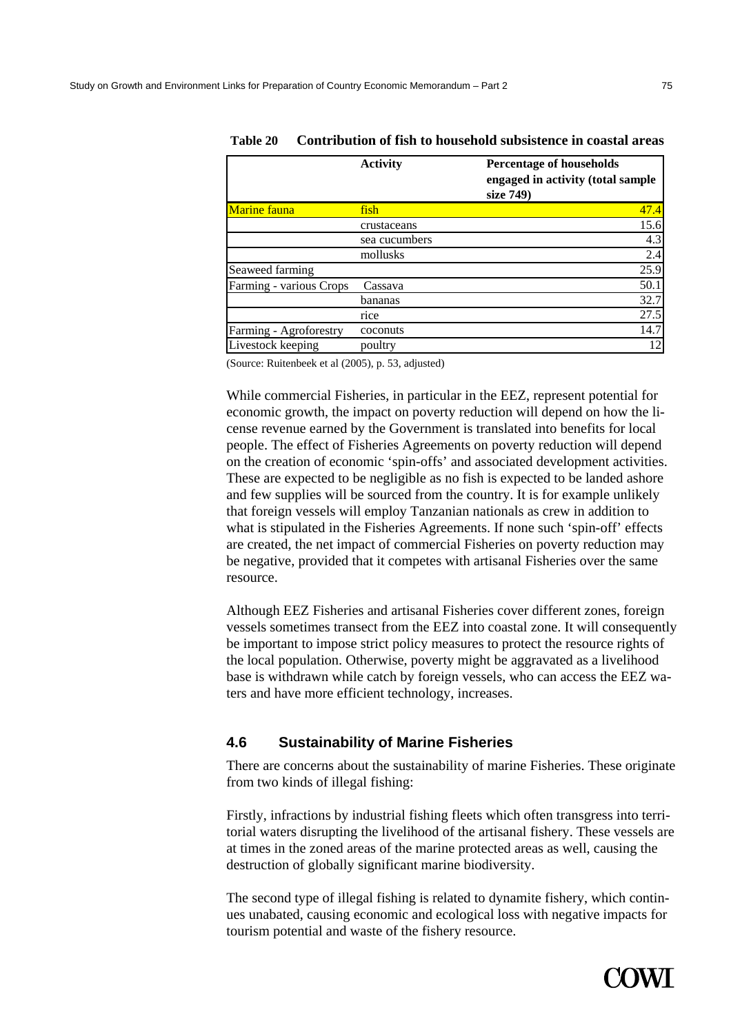**Table 20 Contribution of fish to household subsistence in coastal areas**

| | Activity | Percentage of households engaged in activity (total sample size 749) |
|---|---|---|
| Marine fauna | fish | 47.4 |
| | crustaceans | 15.6 |
| | sea cucumbers | 4.3 |
| | mollusks | 2.4 |
| Seaweed farming | | 25.9 |
| Farming - various Crops | Cassava | 50.1 |
| | bananas | 32.7 |
| | rice | 27.5 |
| Farming - Agroforestry | coconuts | 14.7 |
| Livestock keeping | poultry | 12 |

(Source: Ruitenbeek et al (2005), p. 53, adjusted)

While commercial Fisheries, in particular in the EEZ, represent potential for economic growth, the impact on poverty reduction will depend on how the license revenue earned by the Government is translated into benefits for local people. The effect of Fisheries Agreements on poverty reduction will depend on the creation of economic 'spin-offs' and associated development activities. These are expected to be negligible as no fish is expected to be landed ashore and few supplies will be sourced from the country. It is for example unlikely that foreign vessels will employ Tanzanian nationals as crew in addition to what is stipulated in the Fisheries Agreements. If none such 'spin-off' effects are created, the net impact of commercial Fisheries on poverty reduction may be negative, provided that it competes with artisanal Fisheries over the same resource.

Although EEZ Fisheries and artisanal Fisheries cover different zones, foreign vessels sometimes transect from the EEZ into coastal zone. It will consequently be important to impose strict policy measures to protect the resource rights of the local population. Otherwise, poverty might be aggravated as a livelihood base is withdrawn while catch by foreign vessels, who can access the EEZ waters and have more efficient technology, increases.

## 4.6 Sustainability of Marine Fisheries

There are concerns about the sustainability of marine Fisheries. These originate from two kinds of illegal fishing:

Firstly, infractions by industrial fishing fleets which often transgress into territorial waters disrupting the livelihood of the artisanal fishery. These vessels are at times in the zoned areas of the marine protected areas as well, causing the destruction of globally significant marine biodiversity.

The second type of illegal fishing is related to dynamite fishery, which continues unabated, causing economic and ecological loss with negative impacts for tourism potential and waste of the fishery resource.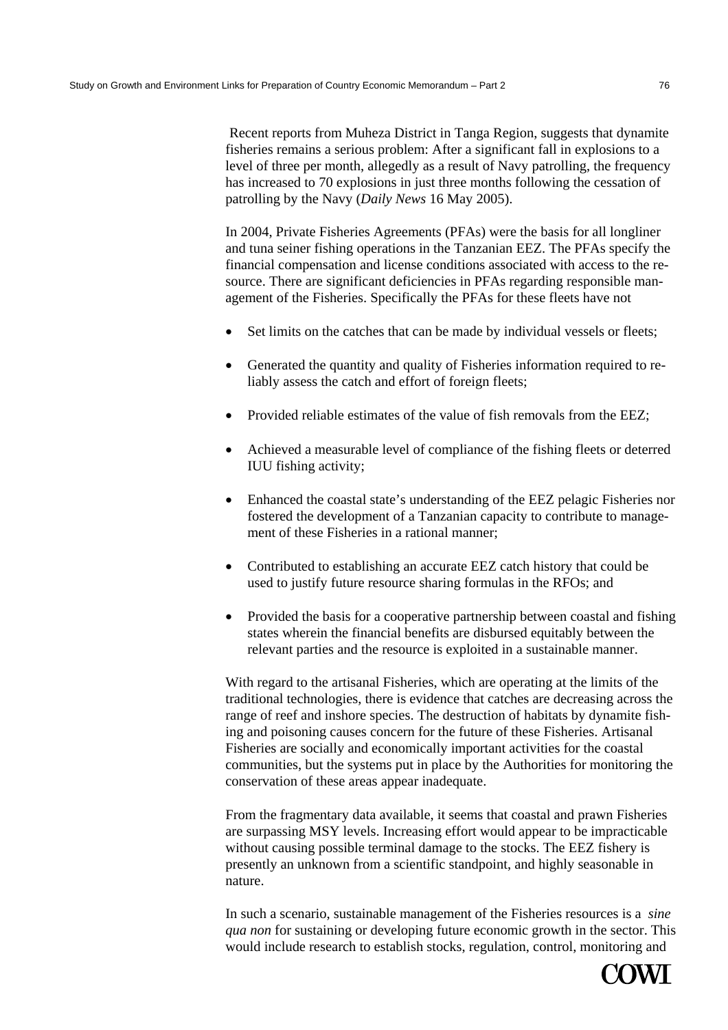Recent reports from Muheza District in Tanga Region, suggests that dynamite fisheries remains a serious problem: After a significant fall in explosions to a level of three per month, allegedly as a result of Navy patrolling, the frequency has increased to 70 explosions in just three months following the cessation of patrolling by the Navy (*Daily News* 16 May 2005).

In 2004, Private Fisheries Agreements (PFAs) were the basis for all longliner and tuna seiner fishing operations in the Tanzanian EEZ. The PFAs specify the financial compensation and license conditions associated with access to the resource. There are significant deficiencies in PFAs regarding responsible management of the Fisheries. Specifically the PFAs for these fleets have not

- Set limits on the catches that can be made by individual vessels or fleets;
- Generated the quantity and quality of Fisheries information required to reliably assess the catch and effort of foreign fleets;
- Provided reliable estimates of the value of fish removals from the EEZ;
- Achieved a measurable level of compliance of the fishing fleets or deterred IUU fishing activity;
- Enhanced the coastal state's understanding of the EEZ pelagic Fisheries nor fostered the development of a Tanzanian capacity to contribute to management of these Fisheries in a rational manner;
- Contributed to establishing an accurate EEZ catch history that could be used to justify future resource sharing formulas in the RFOs; and
- Provided the basis for a cooperative partnership between coastal and fishing states wherein the financial benefits are disbursed equitably between the relevant parties and the resource is exploited in a sustainable manner.

With regard to the artisanal Fisheries, which are operating at the limits of the traditional technologies, there is evidence that catches are decreasing across the range of reef and inshore species. The destruction of habitats by dynamite fishing and poisoning causes concern for the future of these Fisheries. Artisanal Fisheries are socially and economically important activities for the coastal communities, but the systems put in place by the Authorities for monitoring the conservation of these areas appear inadequate.

From the fragmentary data available, it seems that coastal and prawn Fisheries are surpassing MSY levels. Increasing effort would appear to be impracticable without causing possible terminal damage to the stocks. The EEZ fishery is presently an unknown from a scientific standpoint, and highly seasonable in nature.

In such a scenario, sustainable management of the Fisheries resources is a *sine qua non* for sustaining or developing future economic growth in the sector. This would include research to establish stocks, regulation, control, monitoring and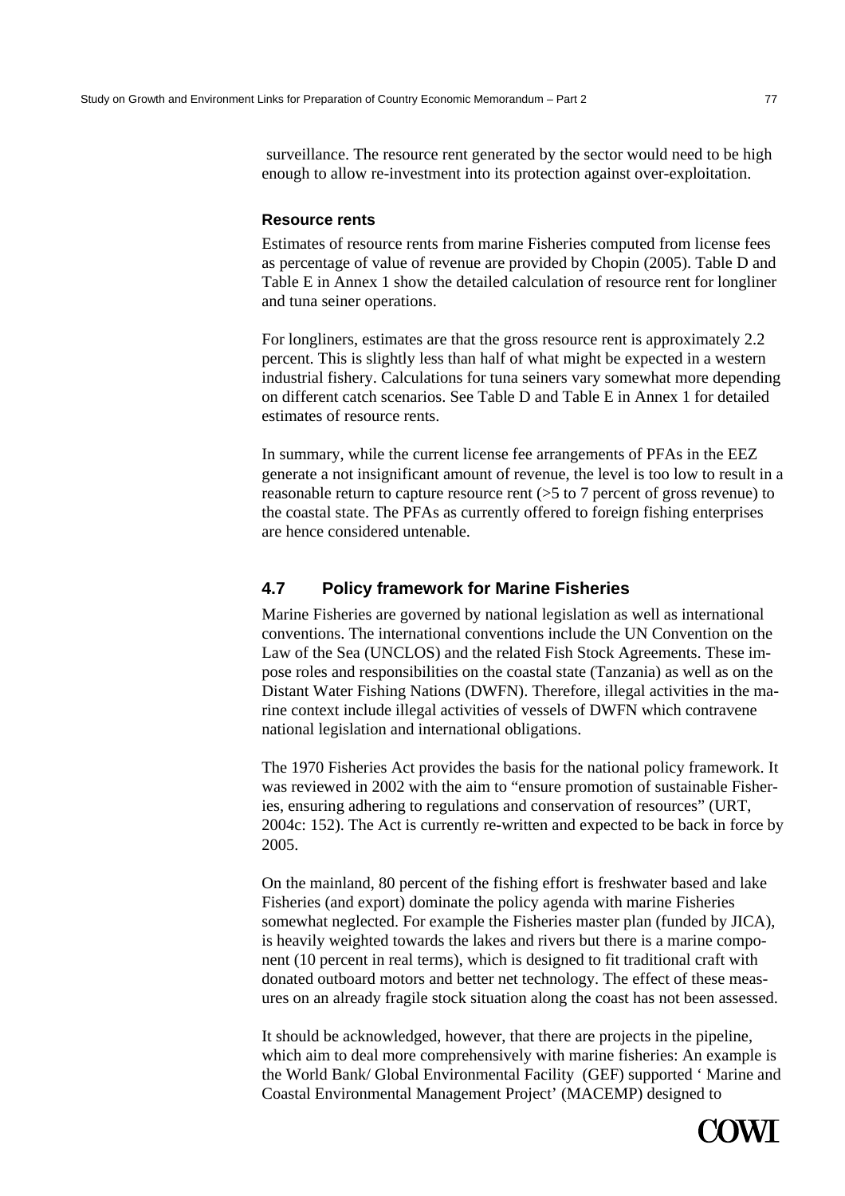surveillance. The resource rent generated by the sector would need to be high enough to allow re-investment into its protection against over-exploitation.

### Resource rents

Estimates of resource rents from marine Fisheries computed from license fees as percentage of value of revenue are provided by Chopin (2005). Table D and Table E in Annex 1 show the detailed calculation of resource rent for longliner and tuna seiner operations.

For longliners, estimates are that the gross resource rent is approximately 2.2 percent. This is slightly less than half of what might be expected in a western industrial fishery. Calculations for tuna seiners vary somewhat more depending on different catch scenarios. See Table D and Table E in Annex 1 for detailed estimates of resource rents.

In summary, while the current license fee arrangements of PFAs in the EEZ generate a not insignificant amount of revenue, the level is too low to result in a reasonable return to capture resource rent (>5 to 7 percent of gross revenue) to the coastal state. The PFAs as currently offered to foreign fishing enterprises are hence considered untenable.

## 4.7 Policy framework for Marine Fisheries

Marine Fisheries are governed by national legislation as well as international conventions. The international conventions include the UN Convention on the Law of the Sea (UNCLOS) and the related Fish Stock Agreements. These impose roles and responsibilities on the coastal state (Tanzania) as well as on the Distant Water Fishing Nations (DWFN). Therefore, illegal activities in the marine context include illegal activities of vessels of DWFN which contravene national legislation and international obligations.

The 1970 Fisheries Act provides the basis for the national policy framework. It was reviewed in 2002 with the aim to "ensure promotion of sustainable Fisheries, ensuring adhering to regulations and conservation of resources" (URT, 2004c: 152). The Act is currently re-written and expected to be back in force by 2005.

On the mainland, 80 percent of the fishing effort is freshwater based and lake Fisheries (and export) dominate the policy agenda with marine Fisheries somewhat neglected. For example the Fisheries master plan (funded by JICA), is heavily weighted towards the lakes and rivers but there is a marine component (10 percent in real terms), which is designed to fit traditional craft with donated outboard motors and better net technology. The effect of these measures on an already fragile stock situation along the coast has not been assessed.

It should be acknowledged, however, that there are projects in the pipeline, which aim to deal more comprehensively with marine fisheries: An example is the World Bank/ Global Environmental Facility (GEF) supported ' Marine and Coastal Environmental Management Project' (MACEMP) designed to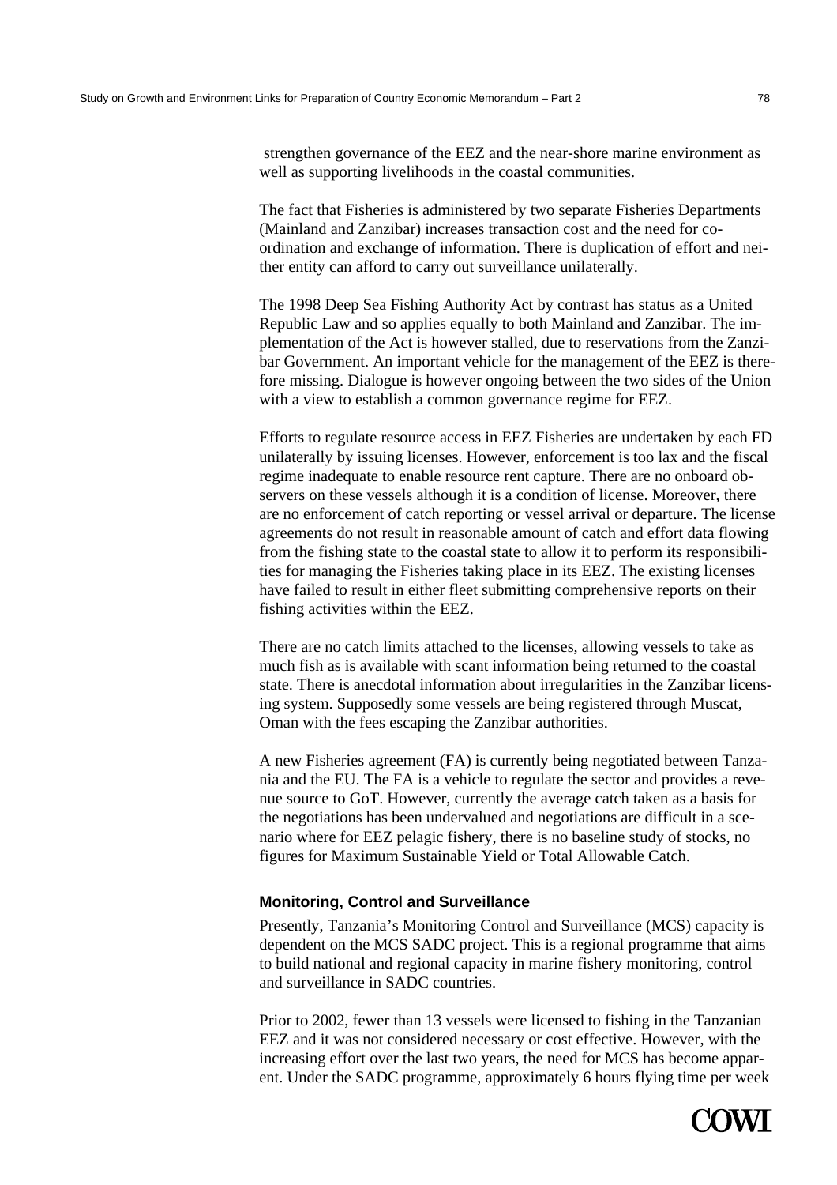strengthen governance of the EEZ and the near-shore marine environment as well as supporting livelihoods in the coastal communities.

The fact that Fisheries is administered by two separate Fisheries Departments (Mainland and Zanzibar) increases transaction cost and the need for co-ordination and exchange of information. There is duplication of effort and neither entity can afford to carry out surveillance unilaterally.

The 1998 Deep Sea Fishing Authority Act by contrast has status as a United Republic Law and so applies equally to both Mainland and Zanzibar. The implementation of the Act is however stalled, due to reservations from the Zanzibar Government. An important vehicle for the management of the EEZ is therefore missing. Dialogue is however ongoing between the two sides of the Union with a view to establish a common governance regime for EEZ.

Efforts to regulate resource access in EEZ Fisheries are undertaken by each FD unilaterally by issuing licenses. However, enforcement is too lax and the fiscal regime inadequate to enable resource rent capture. There are no onboard observers on these vessels although it is a condition of license. Moreover, there are no enforcement of catch reporting or vessel arrival or departure. The license agreements do not result in reasonable amount of catch and effort data flowing from the fishing state to the coastal state to allow it to perform its responsibilities for managing the Fisheries taking place in its EEZ. The existing licenses have failed to result in either fleet submitting comprehensive reports on their fishing activities within the EEZ.

There are no catch limits attached to the licenses, allowing vessels to take as much fish as is available with scant information being returned to the coastal state. There is anecdotal information about irregularities in the Zanzibar licensing system. Supposedly some vessels are being registered through Muscat, Oman with the fees escaping the Zanzibar authorities.

A new Fisheries agreement (FA) is currently being negotiated between Tanzania and the EU. The FA is a vehicle to regulate the sector and provides a revenue source to GoT. However, currently the average catch taken as a basis for the negotiations has been undervalued and negotiations are difficult in a scenario where for EEZ pelagic fishery, there is no baseline study of stocks, no figures for Maximum Sustainable Yield or Total Allowable Catch.

#### Monitoring, Control and Surveillance

Presently, Tanzania's Monitoring Control and Surveillance (MCS) capacity is dependent on the MCS SADC project. This is a regional programme that aims to build national and regional capacity in marine fishery monitoring, control and surveillance in SADC countries.

Prior to 2002, fewer than 13 vessels were licensed to fishing in the Tanzanian EEZ and it was not considered necessary or cost effective. However, with the increasing effort over the last two years, the need for MCS has become apparent. Under the SADC programme, approximately 6 hours flying time per week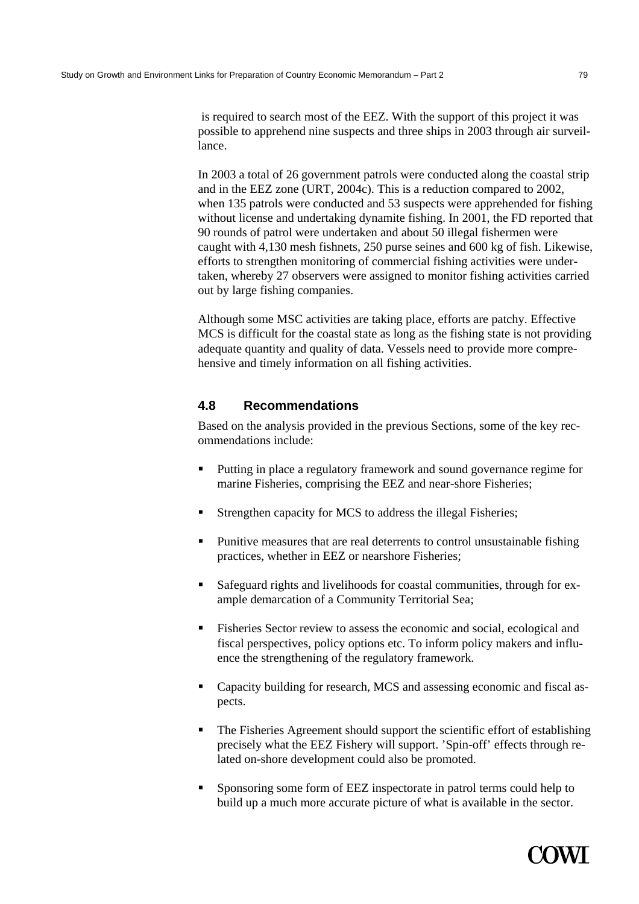is required to search most of the EEZ. With the support of this project it was possible to apprehend nine suspects and three ships in 2003 through air surveillance.

In 2003 a total of 26 government patrols were conducted along the coastal strip and in the EEZ zone (URT, 2004c). This is a reduction compared to 2002, when 135 patrols were conducted and 53 suspects were apprehended for fishing without license and undertaking dynamite fishing. In 2001, the FD reported that 90 rounds of patrol were undertaken and about 50 illegal fishermen were caught with 4,130 mesh fishnets, 250 purse seines and 600 kg of fish. Likewise, efforts to strengthen monitoring of commercial fishing activities were undertaken, whereby 27 observers were assigned to monitor fishing activities carried out by large fishing companies.

Although some MSC activities are taking place, efforts are patchy. Effective MCS is difficult for the coastal state as long as the fishing state is not providing adequate quantity and quality of data. Vessels need to provide more comprehensive and timely information on all fishing activities.

## 4.8 Recommendations

Based on the analysis provided in the previous Sections, some of the key recommendations include:

- Putting in place a regulatory framework and sound governance regime for marine Fisheries, comprising the EEZ and near-shore Fisheries;
- Strengthen capacity for MCS to address the illegal Fisheries;
- Punitive measures that are real deterrents to control unsustainable fishing practices, whether in EEZ or nearshore Fisheries;
- Safeguard rights and livelihoods for coastal communities, through for example demarcation of a Community Territorial Sea;
- Fisheries Sector review to assess the economic and social, ecological and fiscal perspectives, policy options etc. To inform policy makers and influence the strengthening of the regulatory framework.
- Capacity building for research, MCS and assessing economic and fiscal aspects.
- The Fisheries Agreement should support the scientific effort of establishing precisely what the EEZ Fishery will support. 'Spin-off' effects through related on-shore development could also be promoted.
- Sponsoring some form of EEZ inspectorate in patrol terms could help to build up a much more accurate picture of what is available in the sector.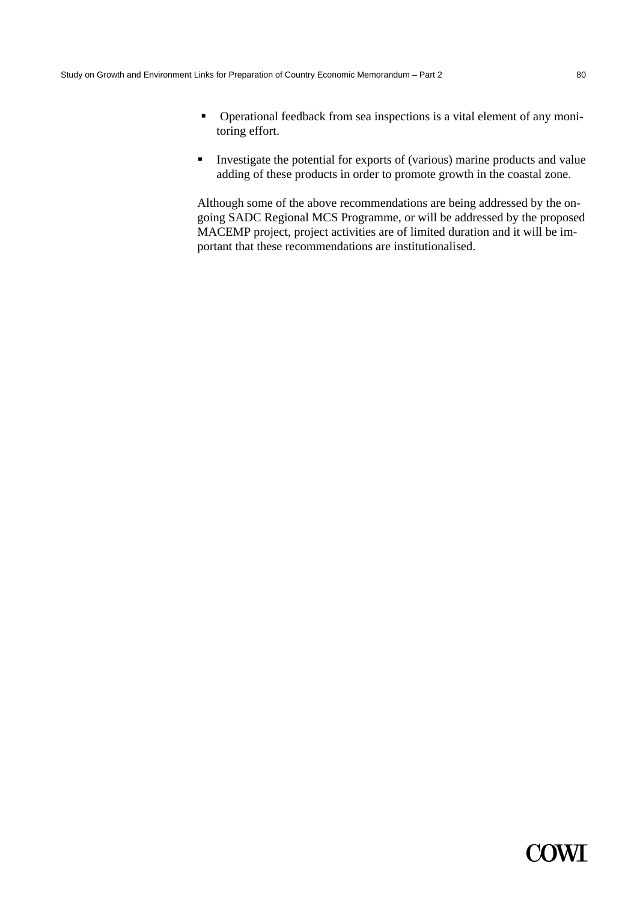- Operational feedback from sea inspections is a vital element of any monitoring effort.

- Investigate the potential for exports of (various) marine products and value adding of these products in order to promote growth in the coastal zone.

Although some of the above recommendations are being addressed by the ongoing SADC Regional MCS Programme, or will be addressed by the proposed MACEMP project, project activities are of limited duration and it will be important that these recommendations are institutionalised.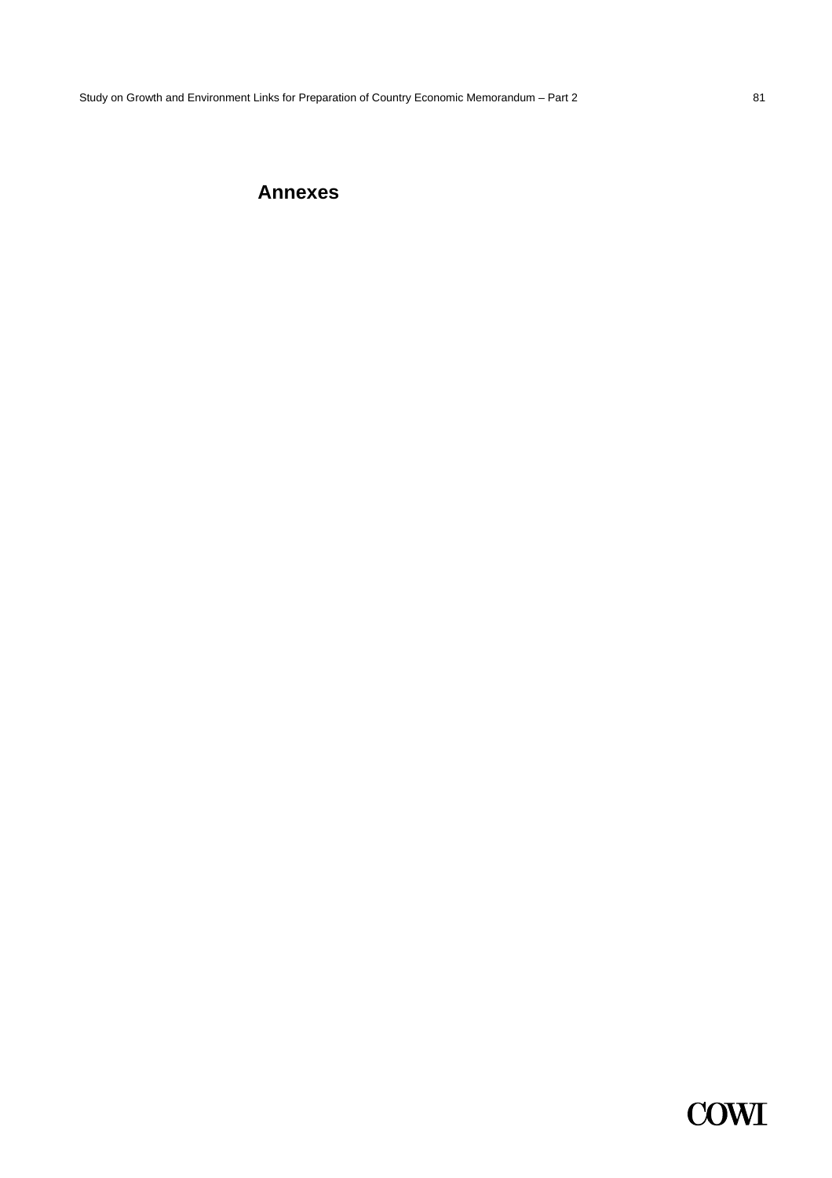# Annexes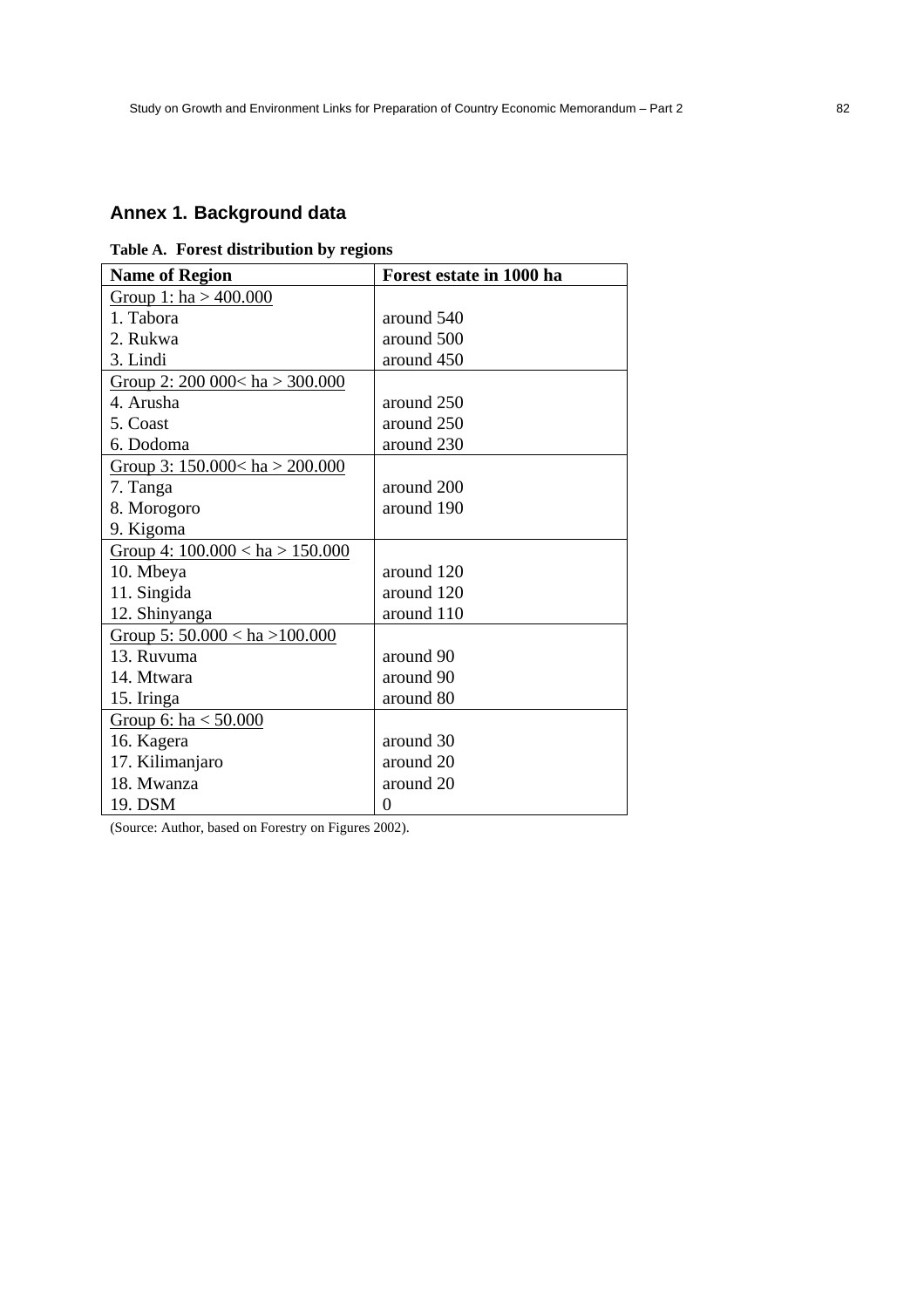## Annex 1. Background data

**Table A. Forest distribution by regions**

| Name of Region | Forest estate in 1000 ha |
| --- | --- |
| Group 1: ha > 400.000 | |
| 1. Tabora | around 540 |
| 2. Rukwa | around 500 |
| 3. Lindi | around 450 |
| Group 2: 200 000< ha > 300.000 | |
| 4. Arusha | around 250 |
| 5. Coast | around 250 |
| 6. Dodoma | around 230 |
| Group 3: 150.000< ha > 200.000 | |
| 7. Tanga | around 200 |
| 8. Morogoro | around 190 |
| 9. Kigoma | |
| Group 4: 100.000 < ha > 150.000 | |
| 10. Mbeya | around 120 |
| 11. Singida | around 120 |
| 12. Shinyanga | around 110 |
| Group 5: 50.000 < ha >100.000 | |
| 13. Ruvuma | around 90 |
| 14. Mtwara | around 90 |
| 15. Iringa | around 80 |
| Group 6: ha < 50.000 | |
| 16. Kagera | around 30 |
| 17. Kilimanjaro | around 20 |
| 18. Mwanza | around 20 |
| 19. DSM | 0 |

(Source: Author, based on Forestry on Figures 2002).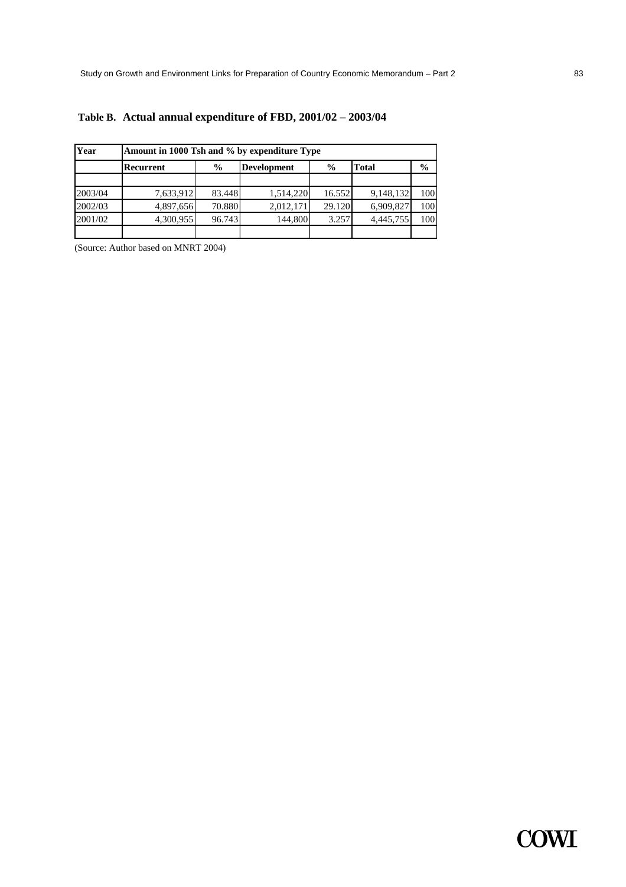**Table B. Actual annual expenditure of FBD, 2001/02 – 2003/04**

| Year | Amount in 1000 Tsh and % by expenditure Type | | | | | |
|---|---|---|---|---|---|---|
| | **Recurrent** | **%** | **Development** | **%** | **Total** | **%** |
| | | | | | | |
| 2003/04 | 7,633,912 | 83.448 | 1,514,220 | 16.552 | 9,148,132 | 100 |
| 2002/03 | 4,897,656 | 70.880 | 2,012,171 | 29.120 | 6,909,827 | 100 |
| 2001/02 | 4,300,955 | 96.743 | 144,800 | 3.257 | 4,445,755 | 100 |
| | | | | | | |

(Source: Author based on MNRT 2004)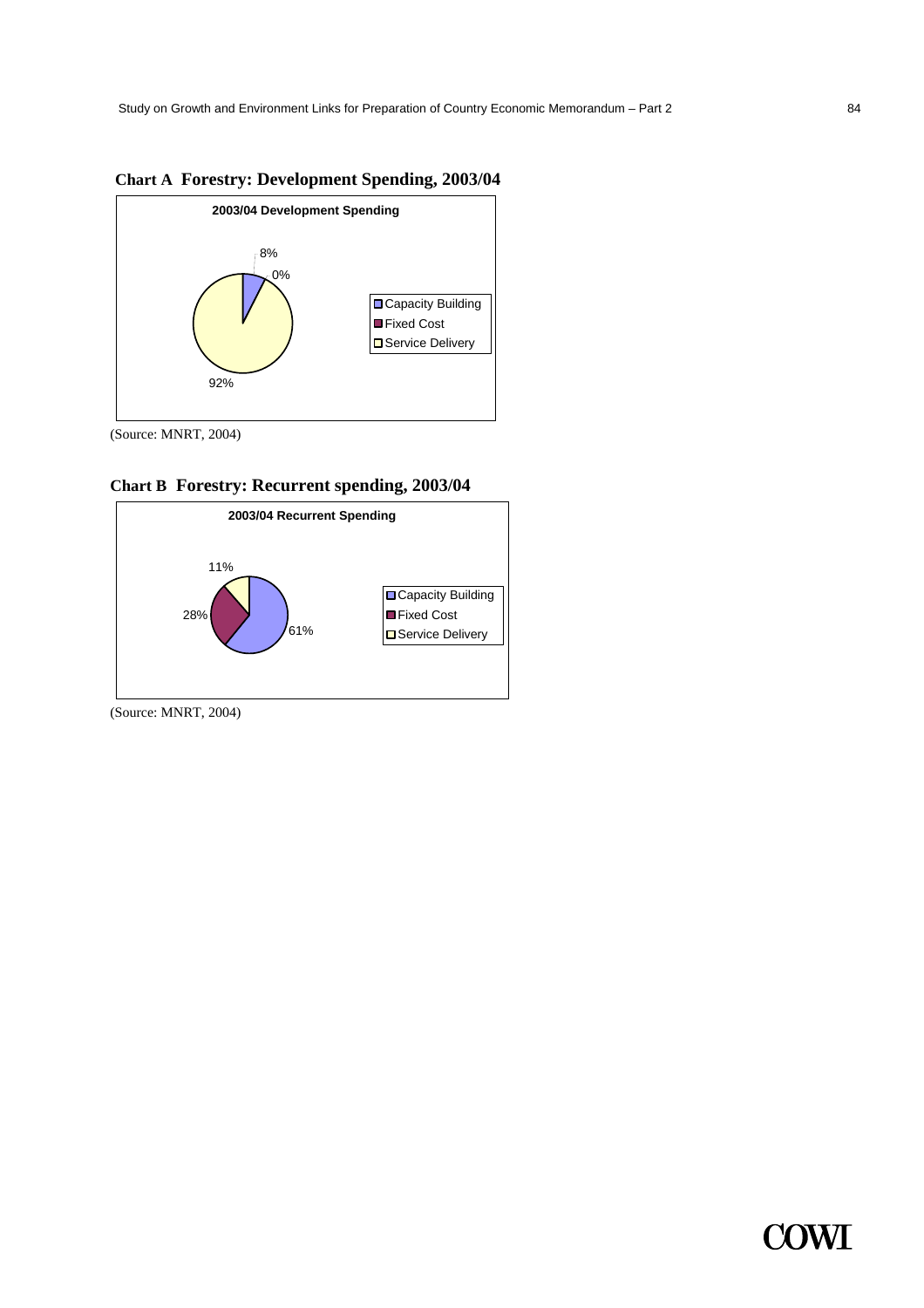**Chart A Forestry: Development Spending, 2003/04**

**2003/04 Development Spending**

| Category | Share |
|---|---|
| Capacity Building | 8% |
| Fixed Cost | 0% |
| Service Delivery | 92% |

(Source: MNRT, 2004)

**Chart B Forestry: Recurrent spending, 2003/04**

**2003/04 Recurrent Spending**

| Category | Share |
|---|---|
| Capacity Building | 61% |
| Fixed Cost | 28% |
| Service Delivery | 11% |

(Source: MNRT, 2004)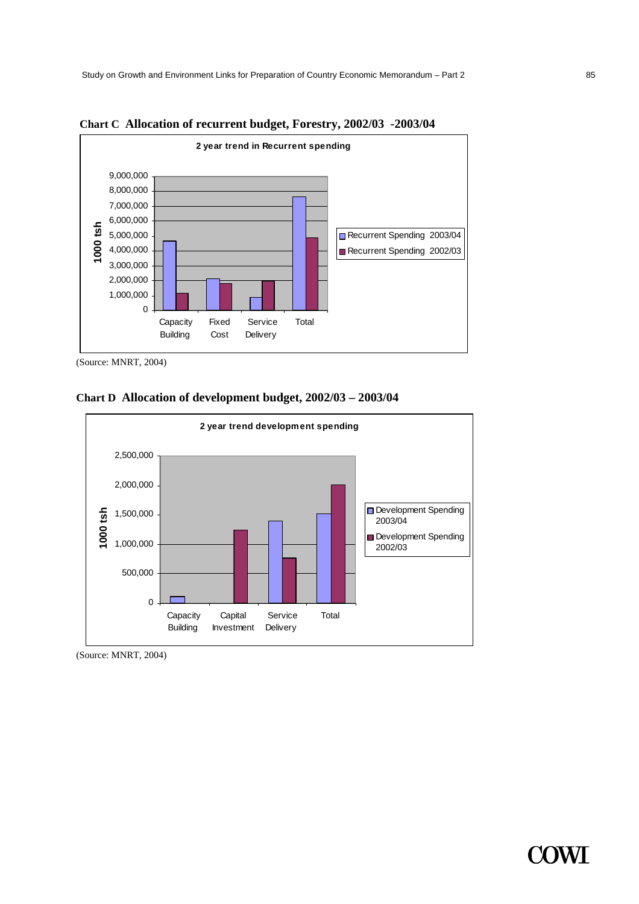**Chart C Allocation of recurrent budget, Forestry, 2002/03 -2003/04**

(Source: MNRT, 2004)

**Chart D Allocation of development budget, 2002/03 – 2003/04**

(Source: MNRT, 2004)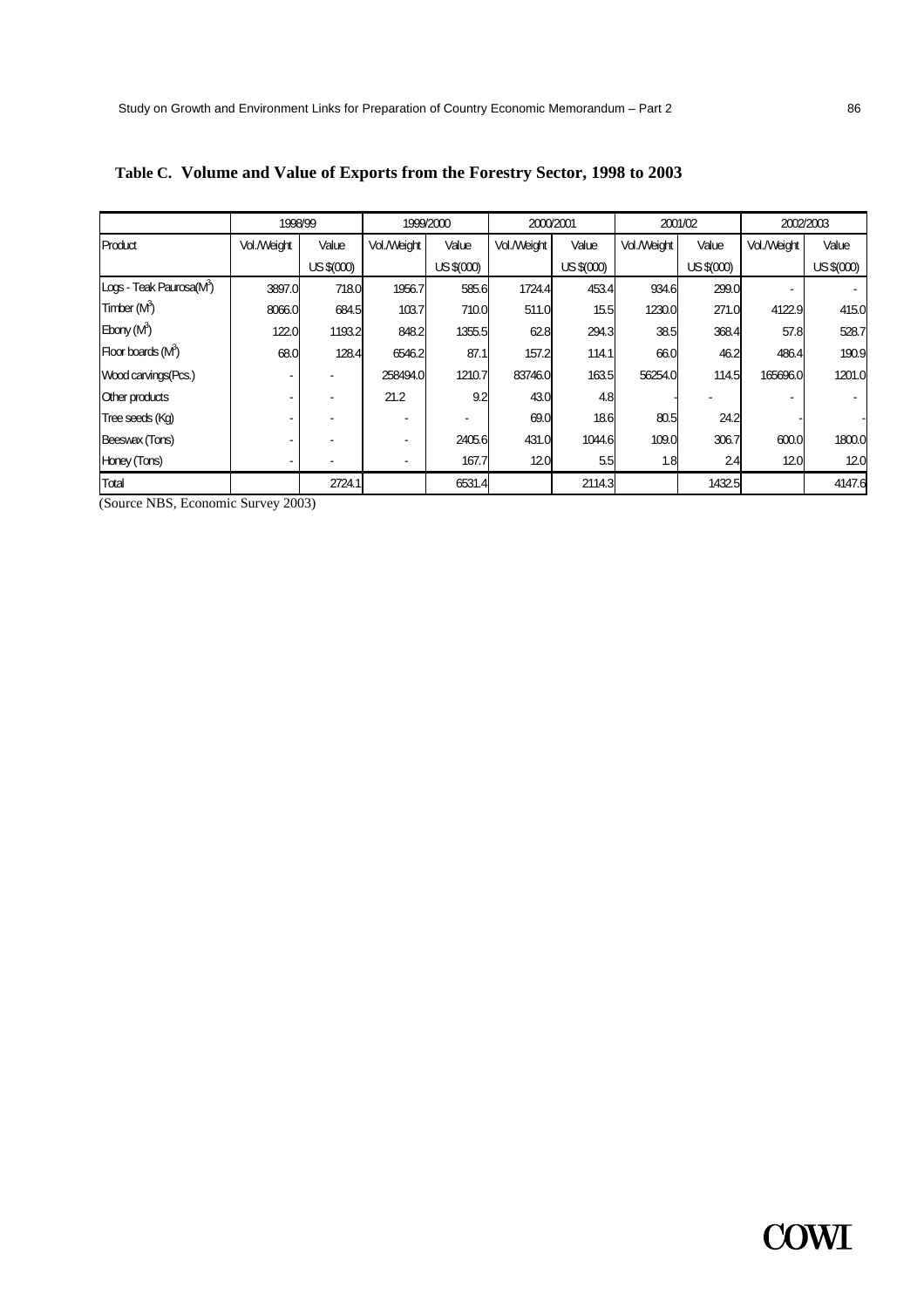**Table C. Volume and Value of Exports from the Forestry Sector, 1998 to 2003**

| | 1998/99 | | 1999/2000 | | 2000/2001 | | 2001/02 | | 2002/2003 | |
|---|---|---|---|---|---|---|---|---|---|---|
| Product | Vol./Weight | Value US $(000) | Vol./Weight | Value US $(000) | Vol./Weight | Value US $(000) | Vol./Weight | Value US $(000) | Vol./Weight | Value US $(000) |
| Logs - Teak Paurosa($M^3$) | 3897.0 | 718.0 | 1956.7 | 585.6 | 1724.4 | 453.4 | 934.6 | 299.0 | - | - |
| Timber ($M^3$) | 8066.0 | 684.5 | 103.7 | 710.0 | 511.0 | 15.5 | 1230.0 | 271.0 | 4122.9 | 415.0 |
| Ebony ($M^3$) | 122.0 | 1193.2 | 848.2 | 1355.5 | 62.8 | 294.3 | 38.5 | 368.4 | 57.8 | 528.7 |
| Floor boards ($M^3$) | 68.0 | 128.4 | 6546.2 | 87.1 | 157.2 | 114.1 | 66.0 | 46.2 | 486.4 | 190.9 |
| Wood carvings(Pcs.) | - | - | 258494.0 | 1210.7 | 83746.0 | 163.5 | 56254.0 | 114.5 | 165696.0 | 1201.0 |
| Other products | - | - | 21.2 | 9.2 | 43.0 | 4.8 | - | - | - | - |
| Tree seeds (Kg) | - | - | - | - | 69.0 | 18.6 | 80.5 | 24.2 | - | - |
| Beeswax (Tons) | - | - | - | 2405.6 | 431.0 | 1044.6 | 109.0 | 306.7 | 600.0 | 1800.0 |
| Honey (Tons) | - | - | - | 167.7 | 12.0 | 5.5 | 1.8 | 2.4 | 12.0 | 12.0 |
| Total | | 2724.1 | | 6531.4 | | 2114.3 | | 1432.5 | | 4147.6 |

(Source NBS, Economic Survey 2003)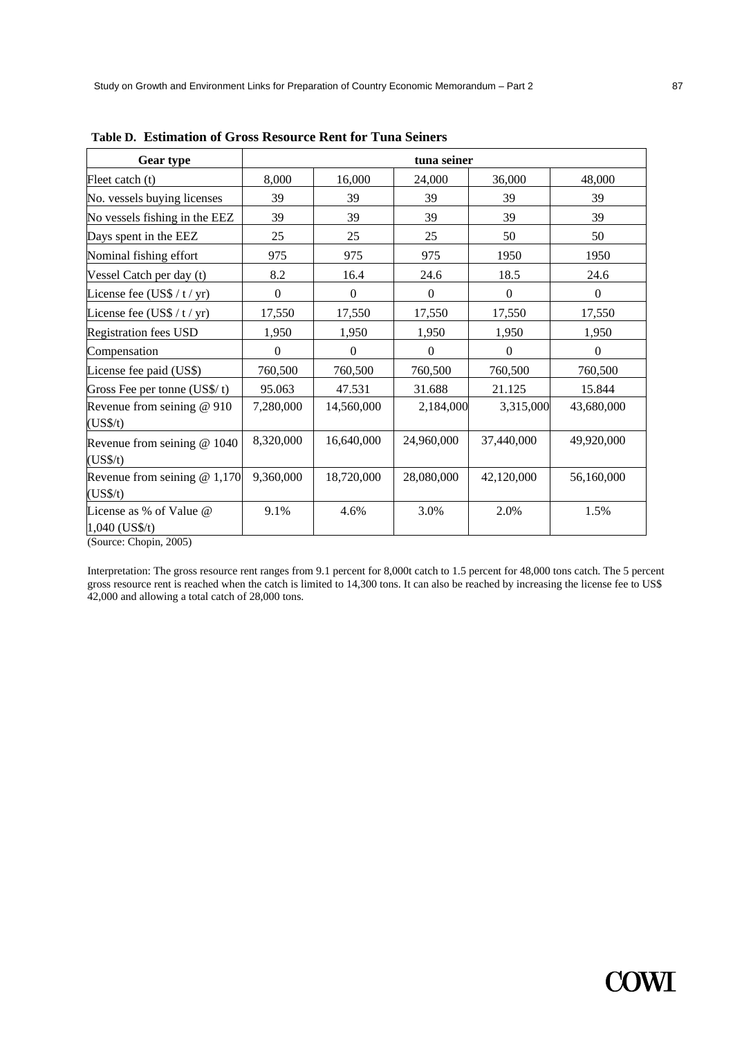**Table D. Estimation of Gross Resource Rent for Tuna Seiners**

| Gear type | tuna seiner | | | | |
|---|---|---|---|---|---|
| Fleet catch (t) | 8,000 | 16,000 | 24,000 | 36,000 | 48,000 |
| No. vessels buying licenses | 39 | 39 | 39 | 39 | 39 |
| No vessels fishing in the EEZ | 39 | 39 | 39 | 39 | 39 |
| Days spent in the EEZ | 25 | 25 | 25 | 50 | 50 |
| Nominal fishing effort | 975 | 975 | 975 | 1950 | 1950 |
| Vessel Catch per day (t) | 8.2 | 16.4 | 24.6 | 18.5 | 24.6 |
| License fee (US$ / t / yr) | 0 | 0 | 0 | 0 | 0 |
| License fee (US$ / t / yr) | 17,550 | 17,550 | 17,550 | 17,550 | 17,550 |
| Registration fees USD | 1,950 | 1,950 | 1,950 | 1,950 | 1,950 |
| Compensation | 0 | 0 | 0 | 0 | 0 |
| License fee paid (US$) | 760,500 | 760,500 | 760,500 | 760,500 | 760,500 |
| Gross Fee per tonne (US$/ t) | 95.063 | 47.531 | 31.688 | 21.125 | 15.844 |
| Revenue from seining @ 910 (US$/t) | 7,280,000 | 14,560,000 | 2,184,000 | 3,315,000 | 43,680,000 |
| Revenue from seining @ 1040 (US$/t) | 8,320,000 | 16,640,000 | 24,960,000 | 37,440,000 | 49,920,000 |
| Revenue from seining @ 1,170 (US$/t) | 9,360,000 | 18,720,000 | 28,080,000 | 42,120,000 | 56,160,000 |
| License as % of Value @ 1,040 (US$/t) | 9.1% | 4.6% | 3.0% | 2.0% | 1.5% |

(Source: Chopin, 2005)

Interpretation: The gross resource rent ranges from 9.1 percent for 8,000t catch to 1.5 percent for 48,000 tons catch. The 5 percent gross resource rent is reached when the catch is limited to 14,300 tons. It can also be reached by increasing the license fee to US$ 42,000 and allowing a total catch of 28,000 tons.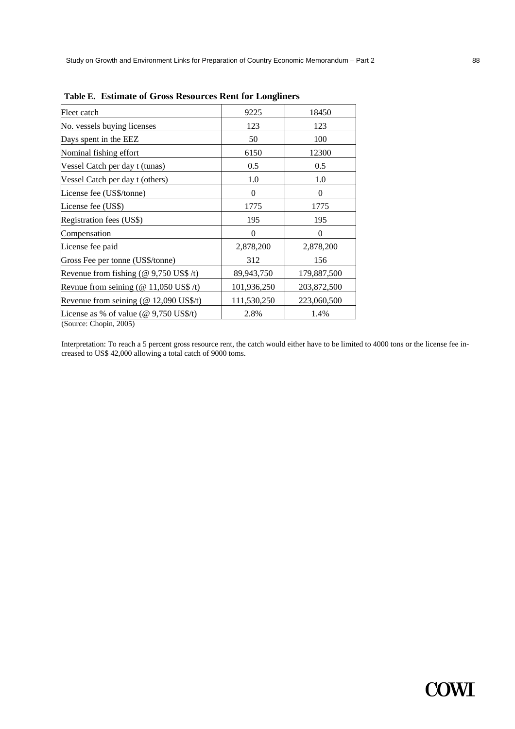**Table E. Estimate of Gross Resources Rent for Longliners**

| | | |
|---|---|---|
| Fleet catch | 9225 | 18450 |
| No. vessels buying licenses | 123 | 123 |
| Days spent in the EEZ | 50 | 100 |
| Nominal fishing effort | 6150 | 12300 |
| Vessel Catch per day t (tunas) | 0.5 | 0.5 |
| Vessel Catch per day t (others) | 1.0 | 1.0 |
| License fee (US$/tonne) | 0 | 0 |
| License fee (US$) | 1775 | 1775 |
| Registration fees (US$) | 195 | 195 |
| Compensation | 0 | 0 |
| License fee paid | 2,878,200 | 2,878,200 |
| Gross Fee per tonne (US$/tonne) | 312 | 156 |
| Revenue from fishing (@ 9,750 US$ /t) | 89,943,750 | 179,887,500 |
| Revnue from seining (@ 11,050 US$ /t) | 101,936,250 | 203,872,500 |
| Revenue from seining (@ 12,090 US$/t) | 111,530,250 | 223,060,500 |
| License as % of value (@ 9,750 US$/t) | 2.8% | 1.4% |

(Source: Chopin, 2005)

Interpretation: To reach a 5 percent gross resource rent, the catch would either have to be limited to 4000 tons or the license fee increased to US$ 42,000 allowing a total catch of 9000 toms.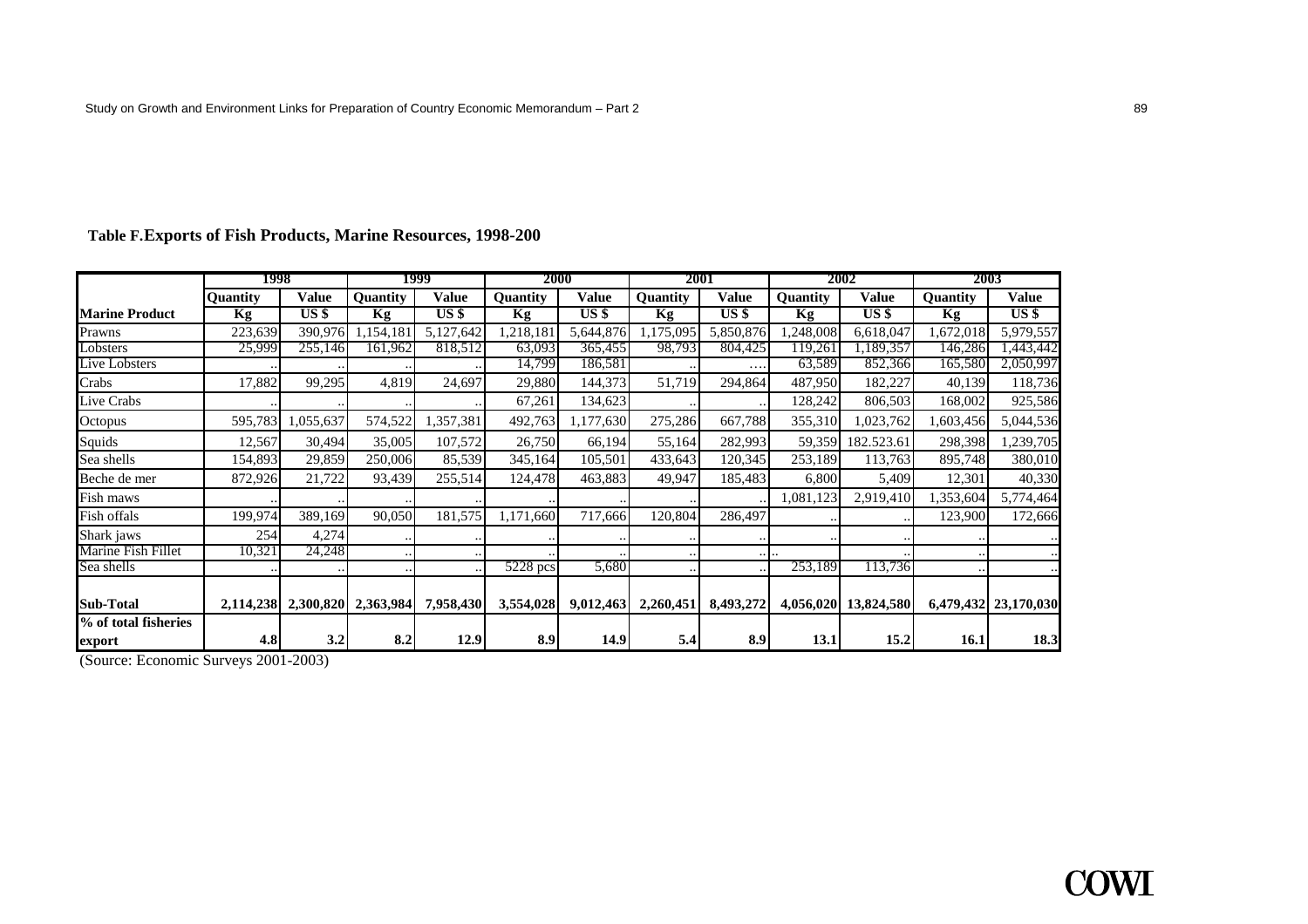**Table F.Exports of Fish Products, Marine Resources, 1998-200**

| | 1998 | | 1999 | | 2000 | | 2001 | | 2002 | | 2003 | |
|---|---|---|---|---|---|---|---|---|---|---|---|---|
| | Quantity | Value | Quantity | Value | Quantity | Value | Quantity | Value | Quantity | Value | Quantity | Value |
| **Marine Product** | **Kg** | **US $** | **Kg** | **US $** | **Kg** | **US $** | **Kg** | **US $** | **Kg** | **US $** | **Kg** | **US $** |
| Prawns | 223,639 | 390,976 | 1,154,181 | 5,127,642 | 1,218,181 | 5,644,876 | 1,175,095 | 5,850,876 | 1,248,008 | 6,618,047 | 1,672,018 | 5,979,557 |
| Lobsters | 25,999 | 255,146 | 161,962 | 818,512 | 63,093 | 365,455 | 98,793 | 804,425 | 119,261 | 1,189,357 | 146,286 | 1,443,442 |
| Live Lobsters | .. | .. | .. | .. | 14,799 | 186,581 | .. | … | 63,589 | 852,366 | 165,580 | 2,050,997 |
| Crabs | 17,882 | 99,295 | 4,819 | 24,697 | 29,880 | 144,373 | 51,719 | 294,864 | 487,950 | 182,227 | 40,139 | 118,736 |
| Live Crabs | .. | .. | .. | .. | 67,261 | 134,623 | .. | .. | 128,242 | 806,503 | 168,002 | 925,586 |
| Octopus | 595,783 | 1,055,637 | 574,522 | 1,357,381 | 492,763 | 1,177,630 | 275,286 | 667,788 | 355,310 | 1,023,762 | 1,603,456 | 5,044,536 |
| Squids | 12,567 | 30,494 | 35,005 | 107,572 | 26,750 | 66,194 | 55,164 | 282,993 | 59,359 | 182.523.61 | 298,398 | 1,239,705 |
| Sea shells | 154,893 | 29,859 | 250,006 | 85,539 | 345,164 | 105,501 | 433,643 | 120,345 | 253,189 | 113,763 | 895,748 | 380,010 |
| Beche de mer | 872,926 | 21,722 | 93,439 | 255,514 | 124,478 | 463,883 | 49,947 | 185,483 | 6,800 | 5,409 | 12,301 | 40,330 |
| Fish maws | .. | .. | .. | .. | .. | .. | .. | .. | 1,081,123 | 2,919,410 | 1,353,604 | 5,774,464 |
| Fish offals | 199,974 | 389,169 | 90,050 | 181,575 | 1,171,660 | 717,666 | 120,804 | 286,497 | .. | .. | 123,900 | 172,666 |
| Shark jaws | 254 | 4,274 | .. | .. | .. | .. | .. | .. | .. | .. | .. | .. |
| Marine Fish Fillet | 10,321 | 24,248 | .. | .. | .. | .. | .. | .. | .. | .. | .. | .. |
| Sea shells | .. | .. | .. | .. | 5228 pcs | 5,680 | .. | .. | 253,189 | 113,736 | .. | .. |
| **Sub-Total** | **2,114,238** | **2,300,820** | **2,363,984** | **7,958,430** | **3,554,028** | **9,012,463** | **2,260,451** | **8,493,272** | **4,056,020** | **13,824,580** | **6,479,432** | **23,170,030** |
| **% of total fisheries export** | **4.8** | **3.2** | **8.2** | **12.9** | **8.9** | **14.9** | **5.4** | **8.9** | **13.1** | **15.2** | **16.1** | **18.3** |

(Source: Economic Surveys 2001-2003)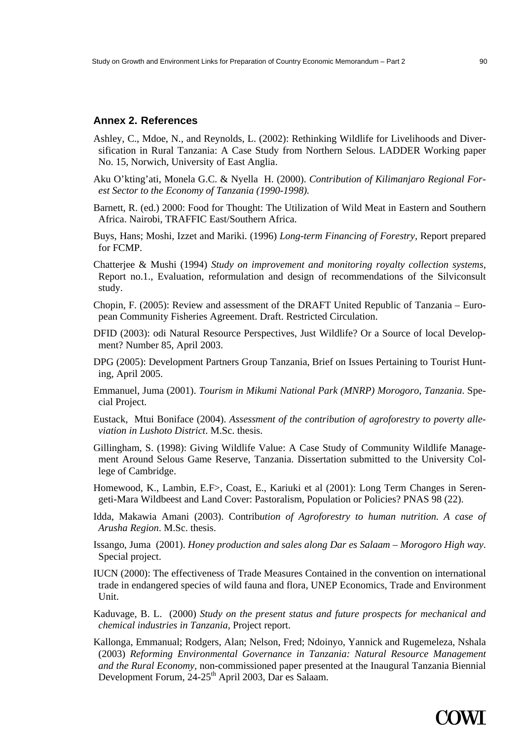## Annex 2. References

Ashley, C., Mdoe, N., and Reynolds, L. (2002): Rethinking Wildlife for Livelihoods and Diversification in Rural Tanzania: A Case Study from Northern Selous. LADDER Working paper No. 15, Norwich, University of East Anglia.

Aku O'kting'ati, Monela G.C. & Nyella H. (2000). *Contribution of Kilimanjaro Regional Forest Sector to the Economy of Tanzania (1990-1998).*

Barnett, R. (ed.) 2000: Food for Thought: The Utilization of Wild Meat in Eastern and Southern Africa. Nairobi, TRAFFIC East/Southern Africa.

Buys, Hans; Moshi, Izzet and Mariki. (1996) *Long-term Financing of Forestry*, Report prepared for FCMP.

Chatterjee & Mushi (1994) *Study on improvement and monitoring royalty collection systems*, Report no.1., Evaluation, reformulation and design of recommendations of the Silviconsult study.

Chopin, F. (2005): Review and assessment of the DRAFT United Republic of Tanzania – European Community Fisheries Agreement. Draft. Restricted Circulation.

DFID (2003): odi Natural Resource Perspectives, Just Wildlife? Or a Source of local Development? Number 85, April 2003.

DPG (2005): Development Partners Group Tanzania, Brief on Issues Pertaining to Tourist Hunting, April 2005.

Emmanuel, Juma (2001). *Tourism in Mikumi National Park (MNRP) Morogoro, Tanzania*. Special Project.

Eustack, Mtui Boniface (2004). *Assessment of the contribution of agroforestry to poverty alleviation in Lushoto District*. M.Sc. thesis.

Gillingham, S. (1998): Giving Wildlife Value: A Case Study of Community Wildlife Management Around Selous Game Reserve, Tanzania. Dissertation submitted to the University College of Cambridge.

Homewood, K., Lambin, E.F>, Coast, E., Kariuki et al (2001): Long Term Changes in Serengeti-Mara Wildbeest and Land Cover: Pastoralism, Population or Policies? PNAS 98 (22).

Idda, Makawia Amani (2003). Contrib*ution of Agroforestry to human nutrition. A case of Arusha Region*. M.Sc. thesis.

Issango, Juma (2001). *Honey production and sales along Dar es Salaam – Morogoro High way*. Special project.

IUCN (2000): The effectiveness of Trade Measures Contained in the convention on international trade in endangered species of wild fauna and flora, UNEP Economics, Trade and Environment Unit.

Kaduvage, B. L. (2000) *Study on the present status and future prospects for mechanical and chemical industries in Tanzania*, Project report.

Kallonga, Emmanual; Rodgers, Alan; Nelson, Fred; Ndoinyo, Yannick and Rugemeleza, Nshala (2003) *Reforming Environmental Governance in Tanzania: Natural Resource Management and the Rural Economy*, non-commissioned paper presented at the Inaugural Tanzania Biennial Development Forum, 24-25th April 2003, Dar es Salaam.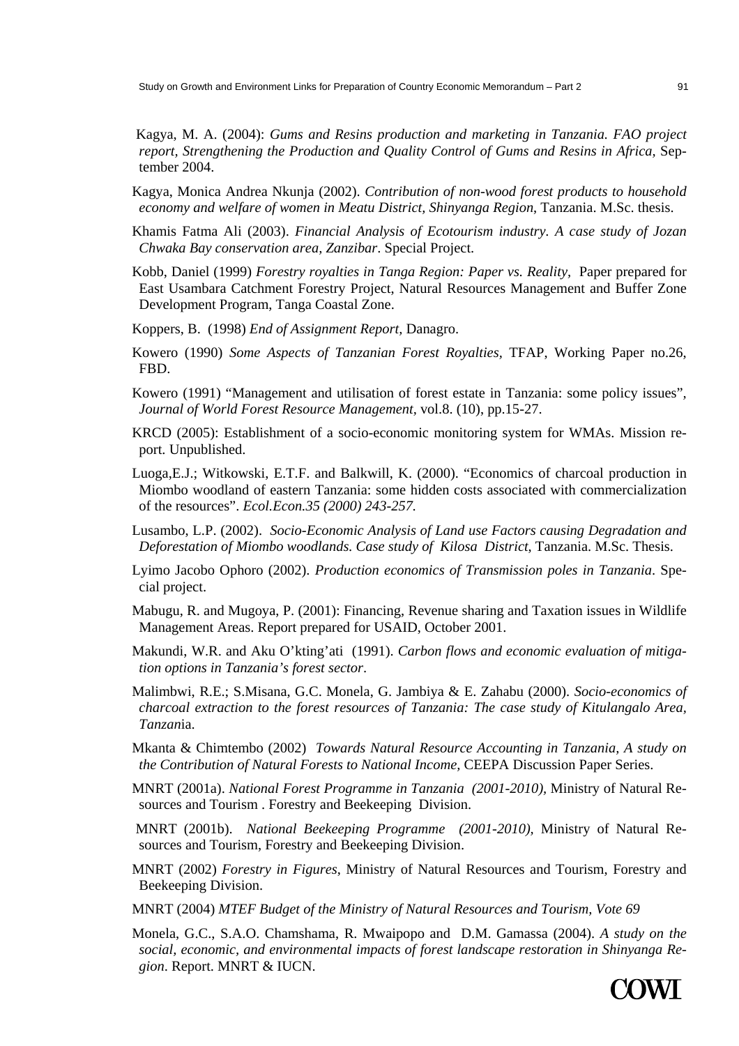Kagya, M. A. (2004): *Gums and Resins production and marketing in Tanzania. FAO project report, Strengthening the Production and Quality Control of Gums and Resins in Africa*, September 2004.

Kagya, Monica Andrea Nkunja (2002). *Contribution of non-wood forest products to household economy and welfare of women in Meatu District, Shinyanga Region*, Tanzania. M.Sc. thesis.

Khamis Fatma Ali (2003). *Financial Analysis of Ecotourism industry. A case study of Jozan Chwaka Bay conservation area, Zanzibar*. Special Project.

Kobb, Daniel (1999) *Forestry royalties in Tanga Region: Paper vs. Reality,* Paper prepared for East Usambara Catchment Forestry Project, Natural Resources Management and Buffer Zone Development Program, Tanga Coastal Zone.

Koppers, B. (1998) *End of Assignment Report*, Danagro.

Kowero (1990) *Some Aspects of Tanzanian Forest Royalties*, TFAP, Working Paper no.26, FBD.

Kowero (1991) "Management and utilisation of forest estate in Tanzania: some policy issues", *Journal of World Forest Resource Management*, vol.8. (10), pp.15-27.

KRCD (2005): Establishment of a socio-economic monitoring system for WMAs. Mission report. Unpublished.

Luoga,E.J.; Witkowski, E.T.F. and Balkwill, K. (2000). "Economics of charcoal production in Miombo woodland of eastern Tanzania: some hidden costs associated with commercialization of the resources". *Ecol.Econ.35 (2000) 243-257.*

Lusambo, L.P. (2002). *Socio-Economic Analysis of Land use Factors causing Degradation and Deforestation of Miombo woodlands. Case study of Kilosa District*, Tanzania. M.Sc. Thesis.

Lyimo Jacobo Ophoro (2002). *Production economics of Transmission poles in Tanzania*. Special project.

Mabugu, R. and Mugoya, P. (2001): Financing, Revenue sharing and Taxation issues in Wildlife Management Areas. Report prepared for USAID, October 2001.

Makundi, W.R. and Aku O'kting'ati (1991). *Carbon flows and economic evaluation of mitigation options in Tanzania's forest sector*.

Malimbwi, R.E.; S.Misana, G.C. Monela, G. Jambiya & E. Zahabu (2000). *Socio-economics of charcoal extraction to the forest resources of Tanzania: The case study of Kitulangalo Area, Tanzan*ia.

Mkanta & Chimtembo (2002) *Towards Natural Resource Accounting in Tanzania, A study on the Contribution of Natural Forests to National Income*, CEEPA Discussion Paper Series.

MNRT (2001a). *National Forest Programme in Tanzania (2001-2010),* Ministry of Natural Resources and Tourism . Forestry and Beekeeping Division.

MNRT (2001b). *National Beekeeping Programme (2001-2010),* Ministry of Natural Resources and Tourism, Forestry and Beekeeping Division.

MNRT (2002) *Forestry in Figures*, Ministry of Natural Resources and Tourism, Forestry and Beekeeping Division.

MNRT (2004) *MTEF Budget of the Ministry of Natural Resources and Tourism, Vote 69*

Monela, G.C., S.A.O. Chamshama, R. Mwaipopo and D.M. Gamassa (2004). *A study on the social, economic, and environmental impacts of forest landscape restoration in Shinyanga Region*. Report. MNRT & IUCN.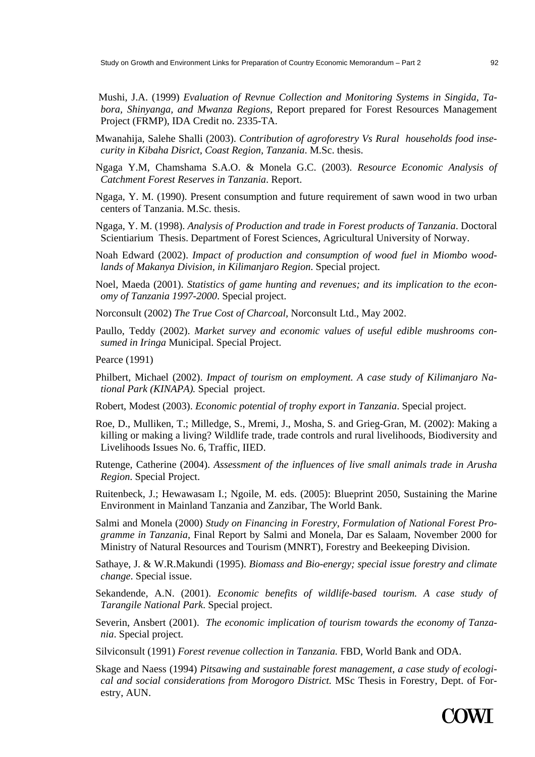Mushi, J.A. (1999) *Evaluation of Revnue Collection and Monitoring Systems in Singida, Tabora, Shinyanga, and Mwanza Regions*, Report prepared for Forest Resources Management Project (FRMP), IDA Credit no. 2335-TA.

Mwanahija, Salehe Shalli (2003). *Contribution of agroforestry Vs Rural households food insecurity in Kibaha Disrict, Coast Region, Tanzania*. M.Sc. thesis.

Ngaga Y.M, Chamshama S.A.O. & Monela G.C. (2003). *Resource Economic Analysis of Catchment Forest Reserves in Tanzania*. Report.

Ngaga, Y. M. (1990). Present consumption and future requirement of sawn wood in two urban centers of Tanzania. M.Sc. thesis.

Ngaga, Y. M. (1998). *Analysis of Production and trade in Forest products of Tanzania*. Doctoral Scientiarium Thesis. Department of Forest Sciences, Agricultural University of Norway.

Noah Edward (2002). *Impact of production and consumption of wood fuel in Miombo woodlands of Makanya Division, in Kilimanjaro Region*. Special project.

Noel, Maeda (2001). *Statistics of game hunting and revenues; and its implication to the economy of Tanzania 1997-2000*. Special project.

Norconsult (2002) *The True Cost of Charcoal*, Norconsult Ltd., May 2002.

Paullo, Teddy (2002). *Market survey and economic values of useful edible mushrooms consumed in Iringa* Municipal. Special Project.

Pearce (1991)

Philbert, Michael (2002). *Impact of tourism on employment. A case study of Kilimanjaro National Park (KINAPA).* Special project.

Robert, Modest (2003). *Economic potential of trophy export in Tanzania*. Special project.

Roe, D., Mulliken, T.; Milledge, S., Mremi, J., Mosha, S. and Grieg-Gran, M. (2002): Making a killing or making a living? Wildlife trade, trade controls and rural livelihoods, Biodiversity and Livelihoods Issues No. 6, Traffic, IIED.

Rutenge, Catherine (2004). *Assessment of the influences of live small animals trade in Arusha Region*. Special Project.

Ruitenbeck, J.; Hewawasam I.; Ngoile, M. eds. (2005): Blueprint 2050, Sustaining the Marine Environment in Mainland Tanzania and Zanzibar, The World Bank.

Salmi and Monela (2000) *Study on Financing in Forestry, Formulation of National Forest Programme in Tanzania*, Final Report by Salmi and Monela, Dar es Salaam, November 2000 for Ministry of Natural Resources and Tourism (MNRT), Forestry and Beekeeping Division.

Sathaye, J. & W.R.Makundi (1995). *Biomass and Bio-energy; special issue forestry and climate change*. Special issue.

Sekandende, A.N. (2001). *Economic benefits of wildlife-based tourism. A case study of Tarangile National Park*. Special project.

Severin, Ansbert (2001). *The economic implication of tourism towards the economy of Tanzania*. Special project.

Silviconsult (1991) *Forest revenue collection in Tanzania.* FBD, World Bank and ODA.

Skage and Naess (1994) *Pitsawing and sustainable forest management, a case study of ecological and social considerations from Morogoro District.* MSc Thesis in Forestry, Dept. of Forestry, AUN.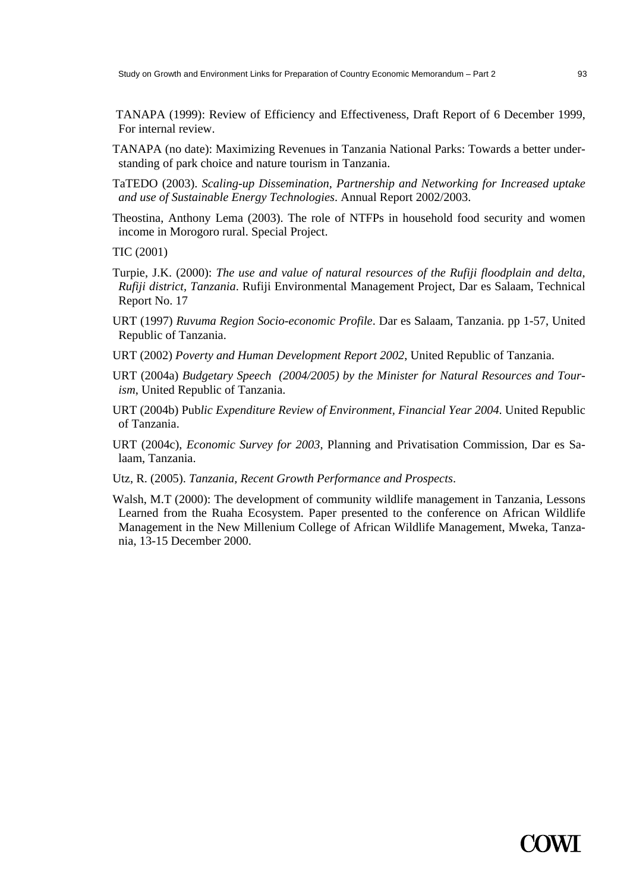TANAPA (1999): Review of Efficiency and Effectiveness, Draft Report of 6 December 1999, For internal review.

TANAPA (no date): Maximizing Revenues in Tanzania National Parks: Towards a better understanding of park choice and nature tourism in Tanzania.

TaTEDO (2003). *Scaling-up Dissemination, Partnership and Networking for Increased uptake and use of Sustainable Energy Technologies*. Annual Report 2002/2003.

Theostina, Anthony Lema (2003). The role of NTFPs in household food security and women income in Morogoro rural. Special Project.

TIC (2001)

Turpie, J.K. (2000): *The use and value of natural resources of the Rufiji floodplain and delta, Rufiji district, Tanzania*. Rufiji Environmental Management Project, Dar es Salaam, Technical Report No. 17

URT (1997) *Ruvuma Region Socio-economic Profile*. Dar es Salaam, Tanzania. pp 1-57, United Republic of Tanzania.

URT (2002) *Poverty and Human Development Report 2002*, United Republic of Tanzania.

URT (2004a) *Budgetary Speech (2004/2005) by the Minister for Natural Resources and Tourism*, United Republic of Tanzania.

URT (2004b) Pub*lic Expenditure Review of Environment, Financial Year 2004*. United Republic of Tanzania.

URT (2004c), *Economic Survey for 2003*, Planning and Privatisation Commission, Dar es Salaam, Tanzania.

Utz, R. (2005). *Tanzania, Recent Growth Performance and Prospects*.

Walsh, M.T (2000): The development of community wildlife management in Tanzania, Lessons Learned from the Ruaha Ecosystem. Paper presented to the conference on African Wildlife Management in the New Millenium College of African Wildlife Management, Mweka, Tanzania, 13-15 December 2000.